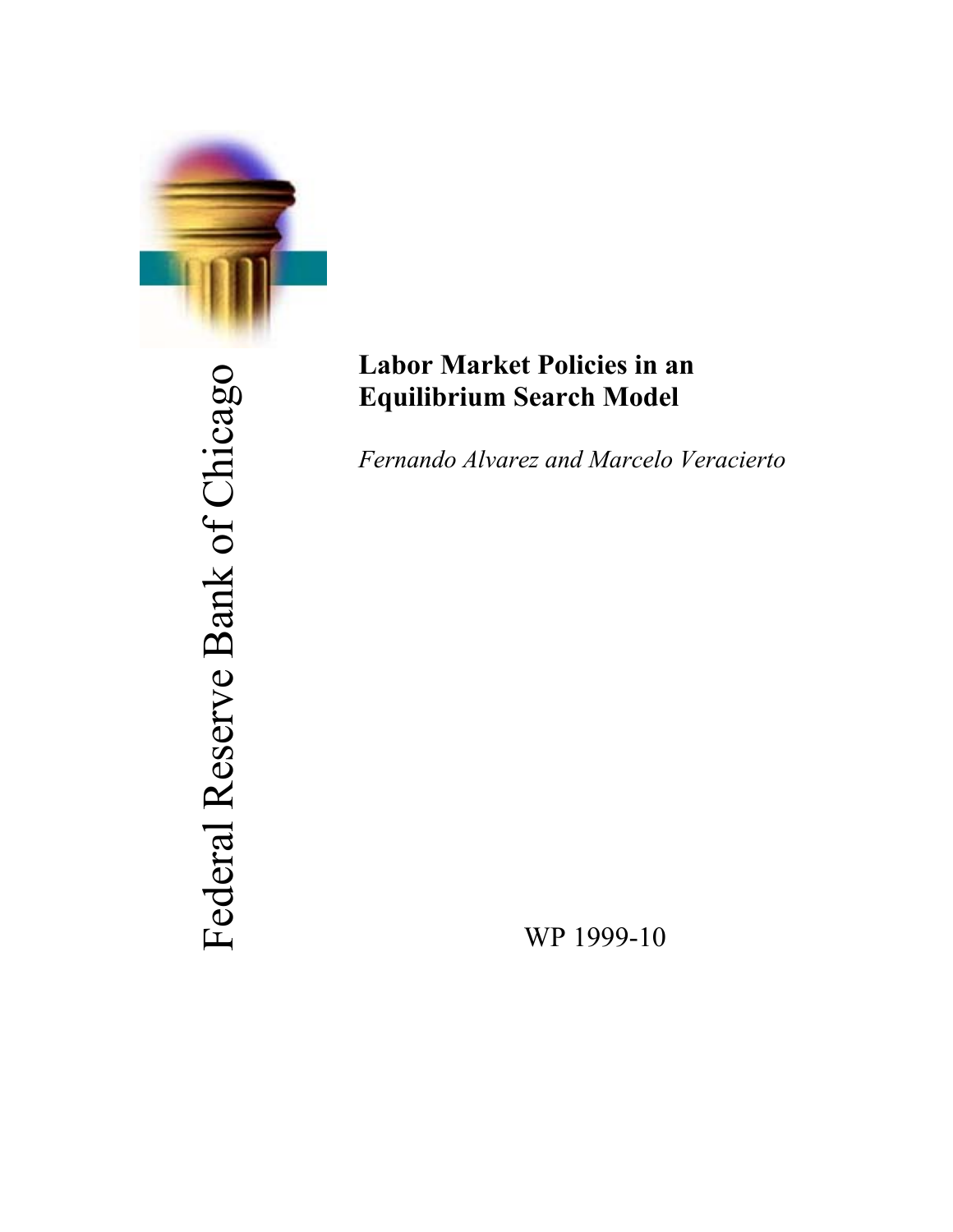Federal Reserve Bank of Chicago

# Labor Market Policies in an Equilibrium Search Model

*Fernando Alvarez and Marcelo Veracierto*

WP 1999-10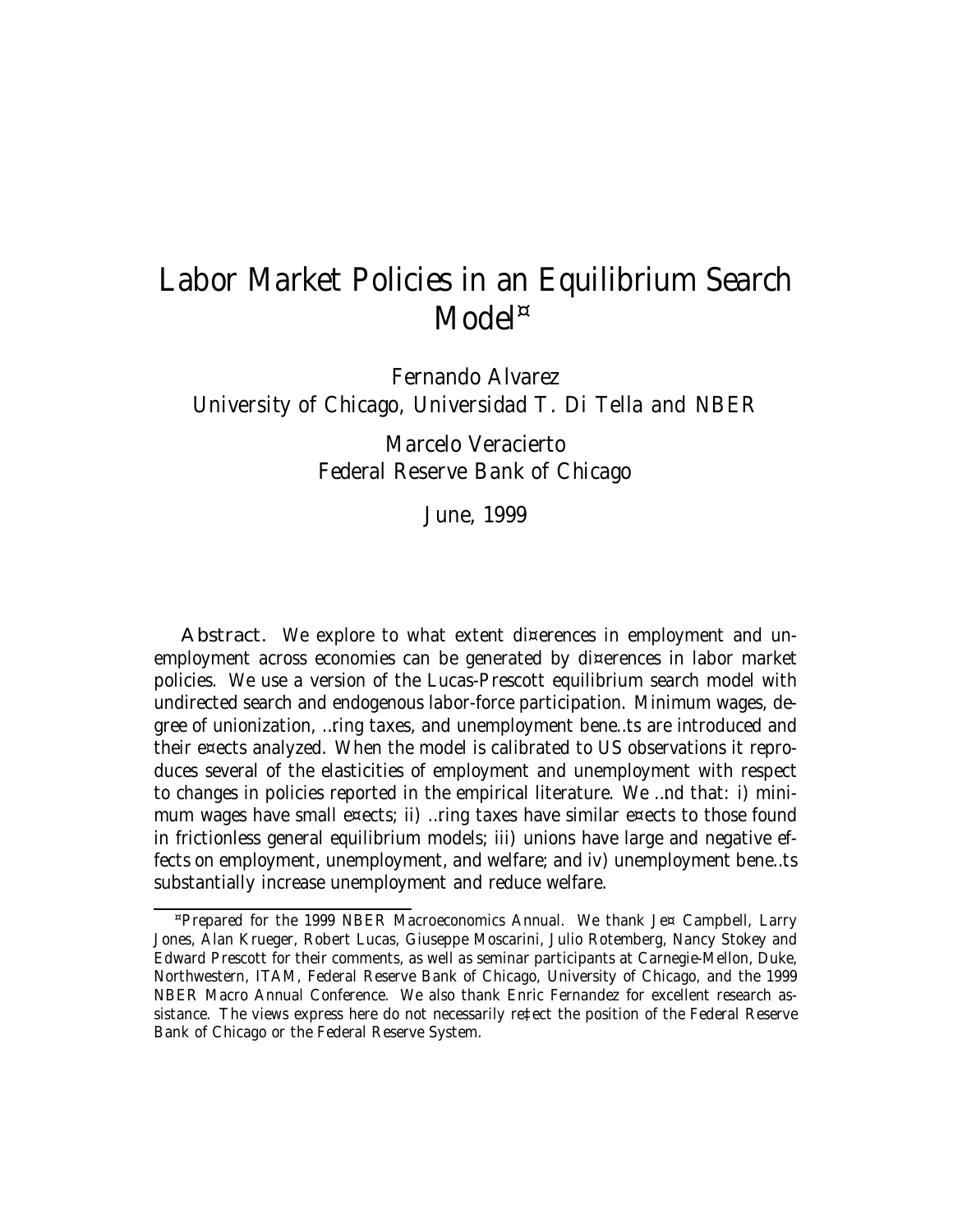# Labor Market Policies in an Equilibrium Search Model*

Fernando Alvarez
*University of Chicago, Universidad T. Di Tella and NBER*

Marcelo Veracierto
*Federal Reserve Bank of Chicago*

June, 1999

**Abstract.** We explore to what extent differences in employment and unemployment across economies can be generated by differences in labor market policies. We use a version of the Lucas-Prescott equilibrium search model with undirected search and endogenous labor-force participation. Minimum wages, degree of unionization, firing taxes, and unemployment benefits are introduced and their effects analyzed. When the model is calibrated to US observations it reproduces several of the elasticities of employment and unemployment with respect to changes in policies reported in the empirical literature. We find that: i) minimum wages have small effects; ii) firing taxes have similar effects to those found in frictionless general equilibrium models; iii) unions have large and negative effects on employment, unemployment, and welfare; and iv) unemployment benefits substantially increase unemployment and reduce welfare.

---

*Prepared for the 1999 NBER Macroeconomics Annual. We thank Jeff Campbell, Larry Jones, Alan Krueger, Robert Lucas, Giuseppe Moscarini, Julio Rotemberg, Nancy Stokey and Edward Prescott for their comments, as well as seminar participants at Carnegie-Mellon, Duke, Northwestern, ITAM, Federal Reserve Bank of Chicago, University of Chicago, and the 1999 NBER Macro Annual Conference. We also thank Enric Fernandez for excellent research assistance. The views express here do not necessarily reflect the position of the Federal Reserve Bank of Chicago or the Federal Reserve System.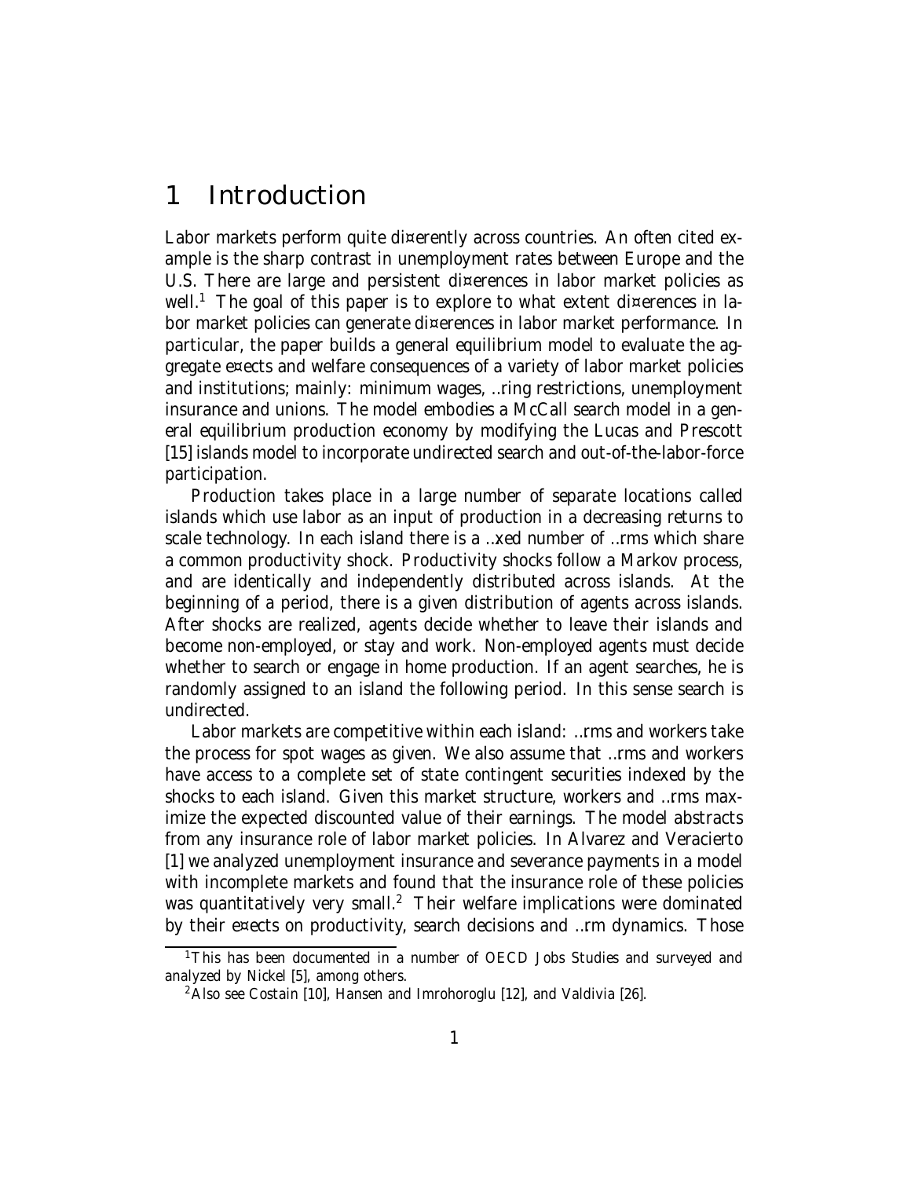# 1 Introduction

Labor markets perform quite differently across countries. An often cited example is the sharp contrast in unemployment rates between Europe and the U.S. There are large and persistent differences in labor market policies as well.[1] The goal of this paper is to explore to what extent differences in labor market policies can generate differences in labor market performance. In particular, the paper builds a general equilibrium model to evaluate the aggregate effects and welfare consequences of a variety of labor market policies and institutions; mainly: minimum wages, firing restrictions, unemployment insurance and unions. The model embodies a McCall search model in a general equilibrium production economy by modifying the Lucas and Prescott [15] islands model to incorporate undirected search and out-of-the-labor-force participation.

Production takes place in a large number of separate locations called islands which use labor as an input of production in a decreasing returns to scale technology. In each island there is a fixed number of firms which share a common productivity shock. Productivity shocks follow a Markov process, and are identically and independently distributed across islands. At the beginning of a period, there is a given distribution of agents across islands. After shocks are realized, agents decide whether to leave their islands and become non-employed, or stay and work. Non-employed agents must decide whether to search or engage in home production. If an agent searches, he is randomly assigned to an island the following period. In this sense search is undirected.

Labor markets are competitive within each island: firms and workers take the process for spot wages as given. We also assume that firms and workers have access to a complete set of state contingent securities indexed by the shocks to each island. Given this market structure, workers and firms maximize the expected discounted value of their earnings. The model abstracts from any insurance role of labor market policies. In Alvarez and Veracierto [1] we analyzed unemployment insurance and severance payments in a model with incomplete markets and found that the insurance role of these policies was quantitatively very small.[2] Their welfare implications were dominated by their effects on productivity, search decisions and firm dynamics. Those

[1] This has been documented in a number of OECD Jobs Studies and surveyed and analyzed by Nickel [5], among others.

[2] Also see Costain [10], Hansen and Imrohoroglu [12], and Valdivia [26].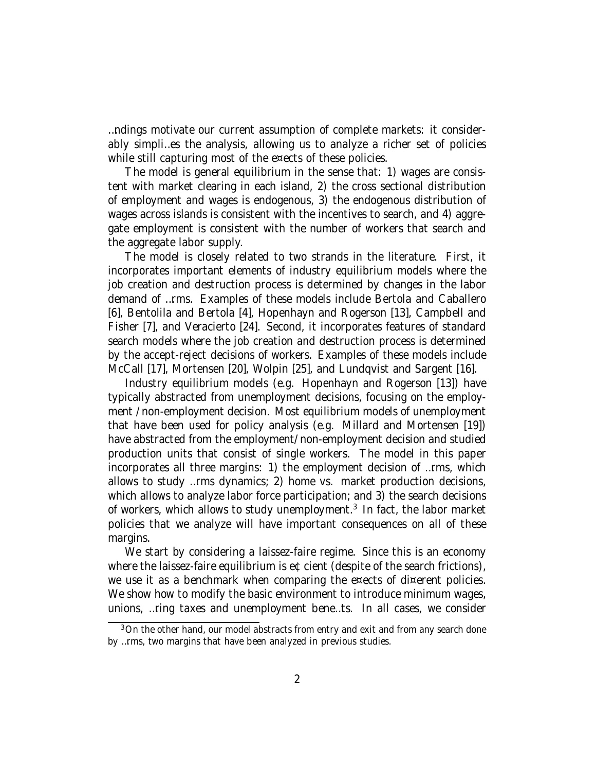findings motivate our current assumption of complete markets: it considerably simplifies the analysis, allowing us to analyze a richer set of policies while still capturing most of the effects of these policies.

The model is general equilibrium in the sense that: 1) wages are consistent with market clearing in each island, 2) the cross sectional distribution of employment and wages is endogenous, 3) the endogenous distribution of wages across islands is consistent with the incentives to search, and 4) aggregate employment is consistent with the number of workers that search and the aggregate labor supply.

The model is closely related to two strands in the literature. First, it incorporates important elements of industry equilibrium models where the job creation and destruction process is determined by changes in the labor demand of firms. Examples of these models include Bertola and Caballero [6], Bentolila and Bertola [4], Hopenhayn and Rogerson [13], Campbell and Fisher [7], and Veracierto [24]. Second, it incorporates features of standard search models where the job creation and destruction process is determined by the accept-reject decisions of workers. Examples of these models include McCall [17], Mortensen [20], Wolpin [25], and Lundqvist and Sargent [16].

Industry equilibrium models (e.g. Hopenhayn and Rogerson [13]) have typically abstracted from unemployment decisions, focusing on the employment /non-employment decision. Most equilibrium models of unemployment that have been used for policy analysis (e.g. Millard and Mortensen [19]) have abstracted from the employment/non-employment decision and studied production units that consist of single workers. The model in this paper incorporates all three margins: 1) the employment decision of firms, which allows to study firms dynamics; 2) home vs. market production decisions, which allows to analyze labor force participation; and 3) the search decisions of workers, which allows to study unemployment.[3] In fact, the labor market policies that we analyze will have important consequences on all of these margins.

We start by considering a laissez-faire regime. Since this is an economy where the laissez-faire equilibrium is efficient (despite of the search frictions), we use it as a benchmark when comparing the effects of different policies. We show how to modify the basic environment to introduce minimum wages, unions, firing taxes and unemployment benefits. In all cases, we consider

[3] On the other hand, our model abstracts from entry and exit and from any search done by firms, two margins that have been analyzed in previous studies.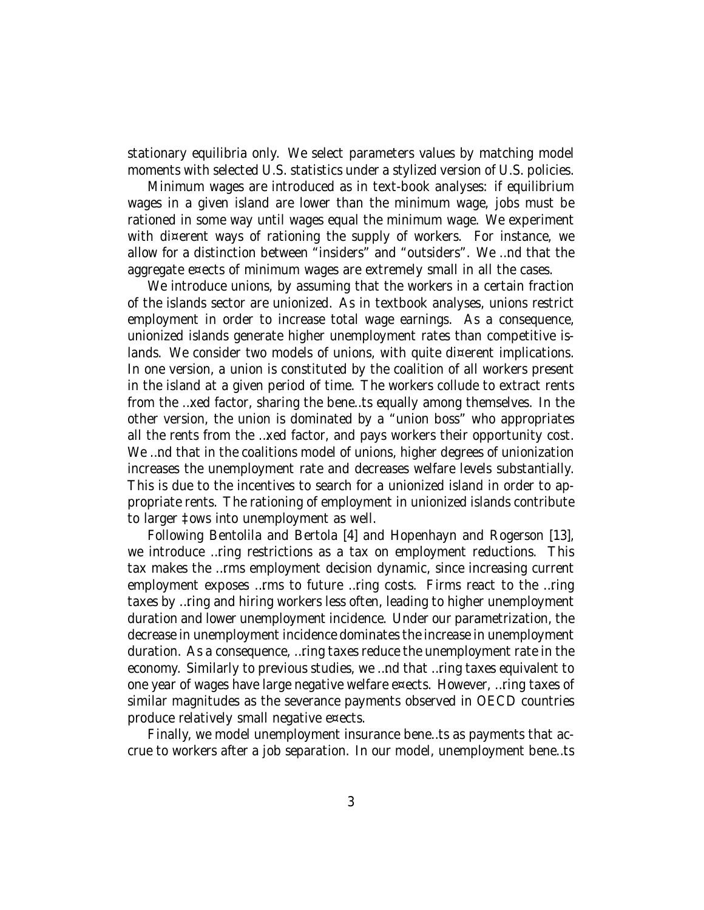stationary equilibria only. We select parameters values by matching model moments with selected U.S. statistics under a stylized version of U.S. policies.

Minimum wages are introduced as in text-book analyses: if equilibrium wages in a given island are lower than the minimum wage, jobs must be rationed in some way until wages equal the minimum wage. We experiment with different ways of rationing the supply of workers. For instance, we allow for a distinction between "insiders" and "outsiders". We find that the aggregate effects of minimum wages are extremely small in all the cases.

We introduce unions, by assuming that the workers in a certain fraction of the islands sector are unionized. As in textbook analyses, unions restrict employment in order to increase total wage earnings. As a consequence, unionized islands generate higher unemployment rates than competitive islands. We consider two models of unions, with quite different implications. In one version, a union is constituted by the coalition of all workers present in the island at a given period of time. The workers collude to extract rents from the fixed factor, sharing the benefits equally among themselves. In the other version, the union is dominated by a "union boss" who appropriates all the rents from the fixed factor, and pays workers their opportunity cost. We find that in the coalitions model of unions, higher degrees of unionization increases the unemployment rate and decreases welfare levels substantially. This is due to the incentives to search for a unionized island in order to appropriate rents. The rationing of employment in unionized islands contribute to larger flows into unemployment as well.

Following Bentolila and Bertola [4] and Hopenhayn and Rogerson [13], we introduce firing restrictions as a tax on employment reductions. This tax makes the firms employment decision dynamic, since increasing current employment exposes firms to future firing costs. Firms react to the firing taxes by firing and hiring workers less often, leading to higher unemployment duration and lower unemployment incidence. Under our parametrization, the decrease in unemployment incidence dominates the increase in unemployment duration. As a consequence, firing taxes reduce the unemployment rate in the economy. Similarly to previous studies, we find that firing taxes equivalent to one year of wages have large negative welfare effects. However, firing taxes of similar magnitudes as the severance payments observed in OECD countries produce relatively small negative effects.

Finally, we model unemployment insurance benefits as payments that accrue to workers after a job separation. In our model, unemployment benefits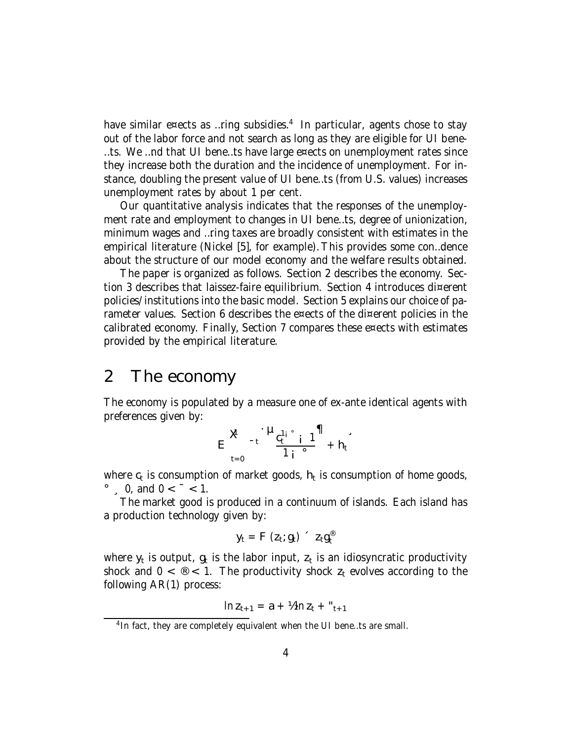have similar effects as firing subsidies.[4] In particular, agents chose to stay out of the labor force and not search as long as they are eligible for UI benefits. We find that UI benefits have large effects on unemployment rates since they increase both the duration and the incidence of unemployment. For instance, doubling the present value of UI benefits (from U.S. values) increases unemployment rates by about 1 per cent.

Our quantitative analysis indicates that the responses of the unemployment rate and employment to changes in UI benefits, degree of unionization, minimum wages and firing taxes are broadly consistent with estimates in the empirical literature (Nickel [5], for example). This provides some confidence about the structure of our model economy and the welfare results obtained.

The paper is organized as follows. Section 2 describes the economy. Section 3 describes that laissez-faire equilibrium. Section 4 introduces different policies/institutions into the basic model. Section 5 explains our choice of parameter values. Section 6 describes the effects of the different policies in the calibrated economy. Finally, Section 7 compares these effects with estimates provided by the empirical literature.

## 2 The economy

The economy is populated by a measure one of ex-ante identical agents with preferences given by:

$$E\left[\sum_{t=0}^{\infty} \beta^t \left(\frac{c_t^{1-\gamma} - 1}{1-\gamma} + h_t\right)\right]$$

where $c_t$ is consumption of market goods, $h_t$ is consumption of home goods, $\gamma \geq 0$, and $0 < \beta < 1$.

The market good is produced in a continuum of islands. Each island has a production technology given by:

$$y_t = F(z_t, g_t) \equiv z_t g_t^{\alpha}$$

where $y_t$ is output, $g_t$ is the labor input, $z_t$ is an idiosyncratic productivity shock and $0 < \alpha < 1$. The productivity shock $z_t$ evolves according to the following AR(1) process:

$$\ln z_{t+1} = a + \rho \ln z_t + \varepsilon_{t+1}$$

[4] In fact, they are completely equivalent when the UI benefits are small.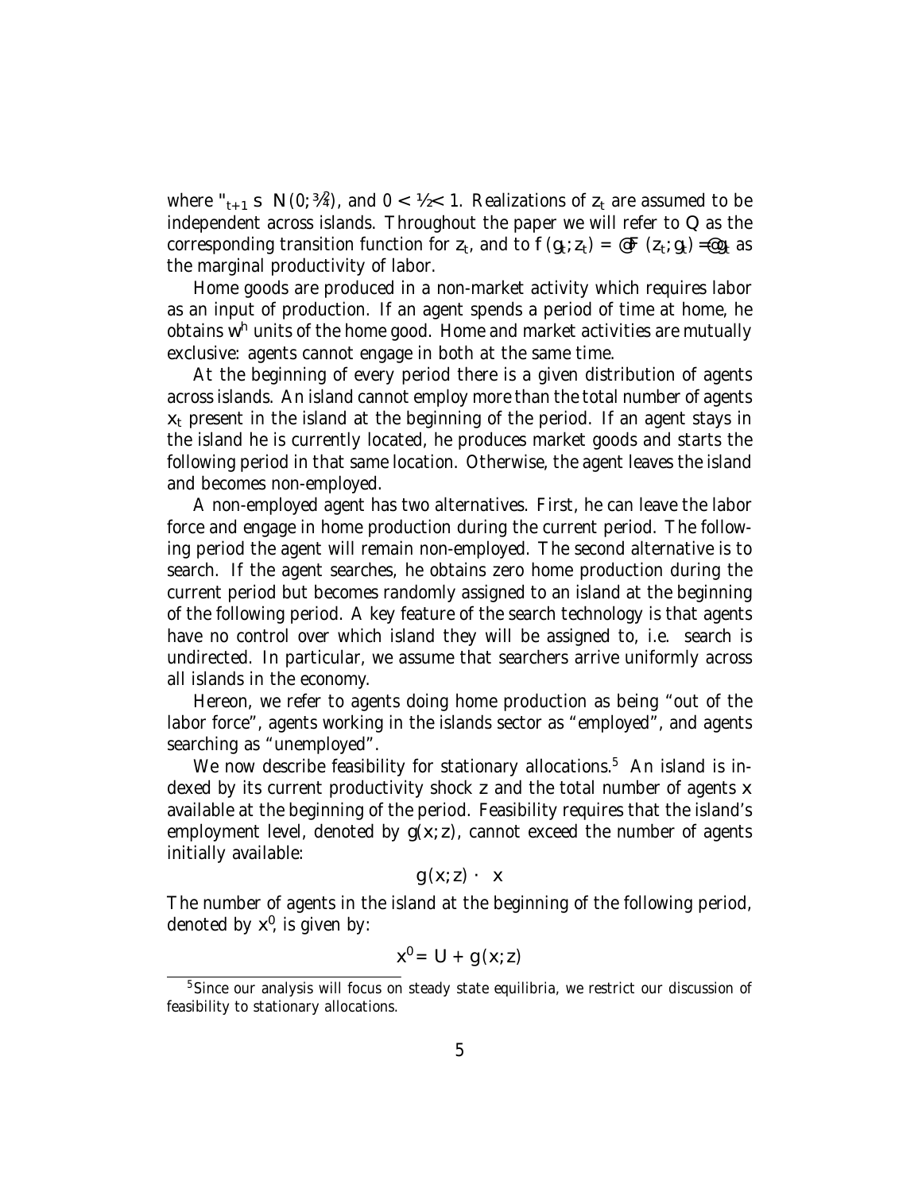where $\varepsilon_{t+1} \sim N(0; \sigma^2)$, and $0 < \rho < 1$. Realizations of $z_t$ are assumed to be independent across islands. Throughout the paper we will refer to $Q$ as the corresponding transition function for $z_t$, and to $f(g_t; z_t) = \partial F(z_t; g_t) / \partial g_t$ as the marginal productivity of labor.

Home goods are produced in a non-market activity which requires labor as an input of production. If an agent spends a period of time at home, he obtains $w^h$ units of the home good. Home and market activities are mutually exclusive: agents cannot engage in both at the same time.

At the beginning of every period there is a given distribution of agents across islands. An island cannot employ more than the total number of agents $x_t$ present in the island at the beginning of the period. If an agent stays in the island he is currently located, he produces market goods and starts the following period in that same location. Otherwise, the agent leaves the island and becomes non-employed.

A non-employed agent has two alternatives. First, he can leave the labor force and engage in home production during the current period. The following period the agent will remain non-employed. The second alternative is to search. If the agent searches, he obtains zero home production during the current period but becomes randomly assigned to an island at the beginning of the following period. A key feature of the search technology is that agents have no control over which island they will be assigned to, i.e. search is undirected. In particular, we assume that searchers arrive uniformly across all islands in the economy.

Hereon, we refer to agents doing home production as being "out of the labor force", agents working in the islands sector as "employed", and agents searching as "unemployed".

We now describe feasibility for stationary allocations.[5] An island is indexed by its current productivity shock $z$ and the total number of agents $x$ available at the beginning of the period. Feasibility requires that the island's employment level, denoted by $g(x; z)$, cannot exceed the number of agents initially available:

$$g(x; z) \leq x$$

The number of agents in the island at the beginning of the following period, denoted by $x'$, is given by:

$$x' = U + g(x; z)$$

[5] Since our analysis will focus on steady state equilibria, we restrict our discussion of feasibility to stationary allocations.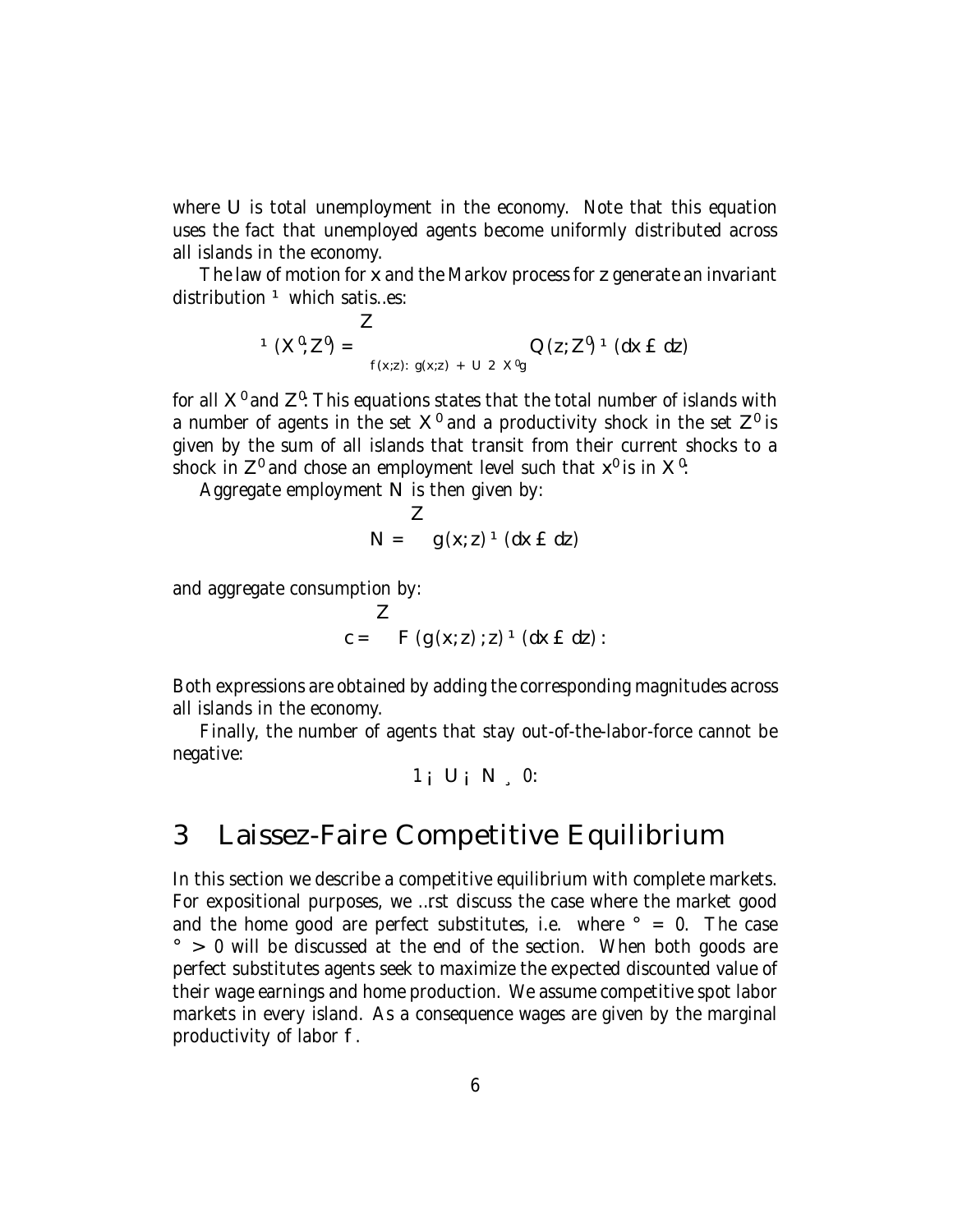where $U$ is total unemployment in the economy. Note that this equation uses the fact that unemployed agents become uniformly distributed across all islands in the economy.

The law of motion for $x$ and the Markov process for $z$ generate an invariant distribution $\mu$ which satisfies:

$$\mu(X', Z') = \int_{\{(x,z):\ g(x,z)\ +\ U\ \in\ X'\}} Q(z, Z')\,\mu(dx \times dz)$$

for all $X'$ and $Z'$. This equations states that the total number of islands with a number of agents in the set $X'$ and a productivity shock in the set $Z'$ is given by the sum of all islands that transit from their current shocks to a shock in $Z'$ and chose an employment level such that $x'$ is in $X'$.

Aggregate employment $N$ is then given by:

$$N = \int g(x,z)\,\mu(dx \times dz)$$

and aggregate consumption by:

$$c = \int F(g(x,z), z)\,\mu(dx \times dz).$$

Both expressions are obtained by adding the corresponding magnitudes across all islands in the economy.

Finally, the number of agents that stay out-of-the-labor-force cannot be negative:

$$1 - U - N \geq 0.$$

# 3 Laissez-Faire Competitive Equilibrium

In this section we describe a competitive equilibrium with complete markets. For expositional purposes, we first discuss the case where the market good and the home good are perfect substitutes, i.e. where $\gamma = 0$. The case $\gamma > 0$ will be discussed at the end of the section. When both goods are perfect substitutes agents seek to maximize the expected discounted value of their wage earnings and home production. We assume competitive spot labor markets in every island. As a consequence wages are given by the marginal productivity of labor $f$.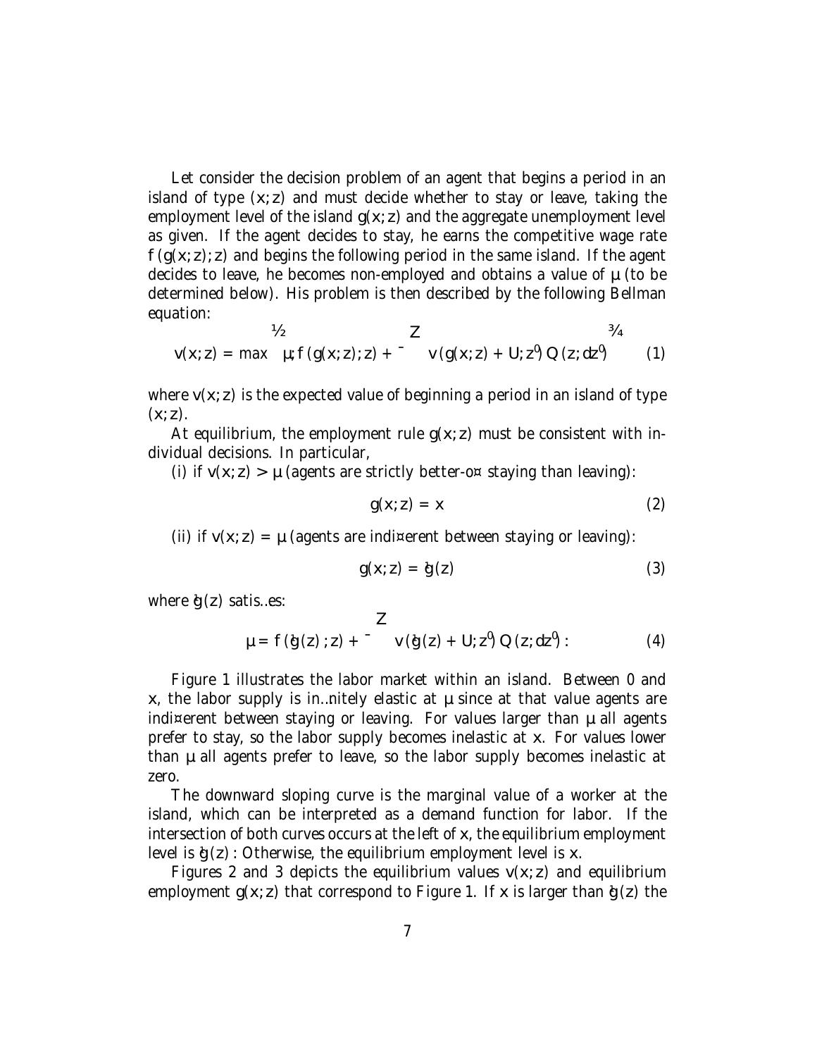Let consider the decision problem of an agent that begins a period in an island of type $(x; z)$ and must decide whether to stay or leave, taking the employment level of the island $g(x; z)$ and the aggregate unemployment level as given. If the agent decides to stay, he earns the competitive wage rate $f(g(x; z); z)$ and begins the following period in the same island. If the agent decides to leave, he becomes non-employed and obtains a value of $\theta$ (to be determined below). His problem is then described by the following Bellman equation:

$$v(x; z) = \max \left\{ \theta; f(g(x; z); z) + \beta \int v(g(x; z) + U; z') Q(z; dz') \right\} \quad (1)$$

where $v(x; z)$ is the expected value of beginning a period in an island of type $(x; z)$.

At equilibrium, the employment rule $g(x; z)$ must be consistent with individual decisions. In particular,

(i) if $v(x; z) > \theta$ (agents are strictly better-off staying than leaving):

$$g(x; z) = x \quad (2)$$

(ii) if $v(x; z) = \theta$ (agents are indifferent between staying or leaving):

$$g(x; z) = \tilde{g}(z) \quad (3)$$

where $\tilde{g}(z)$ satisfies:

$$\theta = f(\tilde{g}(z); z) + \beta \int v(\tilde{g}(z) + U; z') Q(z; dz'): \quad (4)$$

Figure 1 illustrates the labor market within an island. Between 0 and $x$, the labor supply is infinitely elastic at $\theta$ since at that value agents are indifferent between staying or leaving. For values larger than $\theta$ all agents prefer to stay, so the labor supply becomes inelastic at $x$. For values lower than $\theta$ all agents prefer to leave, so the labor supply becomes inelastic at zero.

The downward sloping curve is the marginal value of a worker at the island, which can be interpreted as a demand function for labor. If the intersection of both curves occurs at the left of $x$, the equilibrium employment level is $\tilde{g}(z)$: Otherwise, the equilibrium employment level is $x$.

Figures 2 and 3 depicts the equilibrium values $v(x; z)$ and equilibrium employment $g(x; z)$ that correspond to Figure 1. If $x$ is larger than $\tilde{g}(z)$ the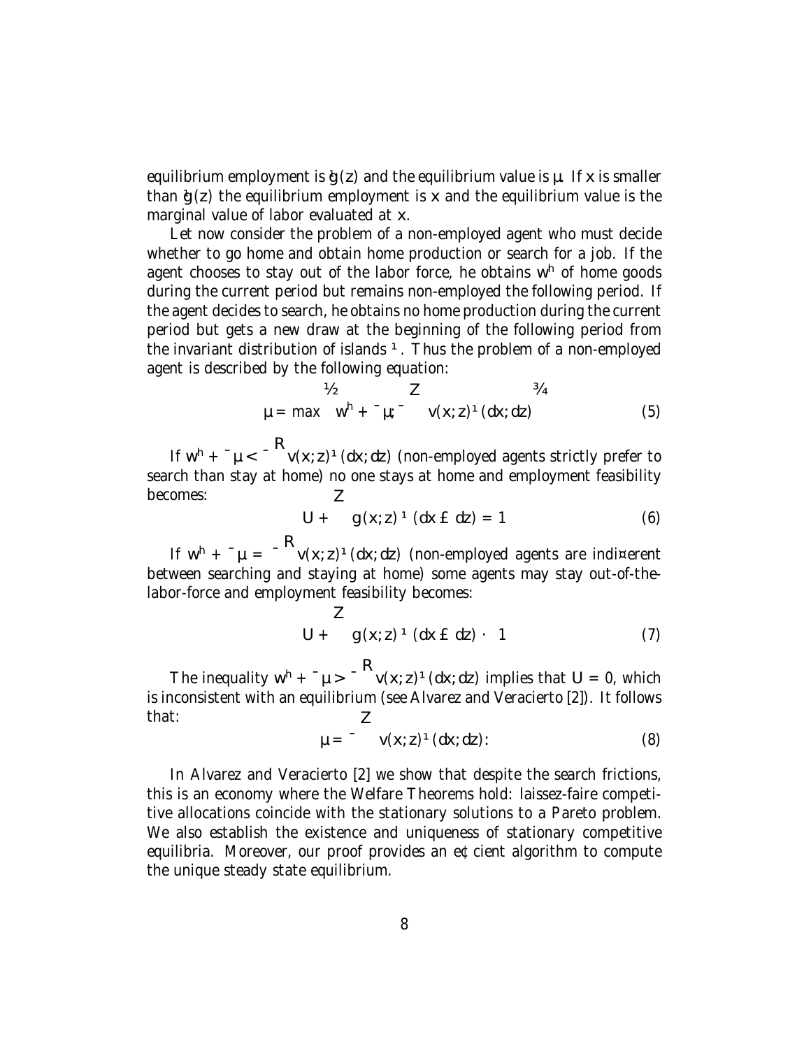equilibrium employment is $\hat{g}(z)$ and the equilibrium value is $\theta$. If $x$ is smaller than $\hat{g}(z)$ the equilibrium employment is $x$ and the equilibrium value is the marginal value of labor evaluated at $x$.

Let now consider the problem of a non-employed agent who must decide whether to go home and obtain home production or search for a job. If the agent chooses to stay out of the labor force, he obtains $w^h$ of home goods during the current period but remains non-employed the following period. If the agent decides to search, he obtains no home production during the current period but gets a new draw at the beginning of the following period from the invariant distribution of islands $\mu$. Thus the problem of a non-employed agent is described by the following equation:

$$\theta = \max \left\{ w^h + \beta\theta, \beta \int v(x, z)\,\mu(dx, dz) \right\} \tag{5}$$

If $w^h + \beta\theta < \beta \int v(x, z)\,\mu(dx, dz)$ (non-employed agents strictly prefer to search than stay at home) no one stays at home and employment feasibility becomes:

$$U + \int g(x, z)\,\mu(dx \times dz) = 1 \tag{6}$$

If $w^h + \beta\theta = \beta \int v(x, z)\,\mu(dx, dz)$ (non-employed agents are indifferent between searching and staying at home) some agents may stay out-of-the-labor-force and employment feasibility becomes:

$$U + \int g(x, z)\,\mu(dx \times dz) \leq 1 \tag{7}$$

The inequality $w^h + \beta\theta > \beta \int v(x, z)\,\mu(dx, dz)$ implies that $U = 0$, which is inconsistent with an equilibrium (see Alvarez and Veracierto [2]). It follows that:

$$\theta = \beta \int v(x, z)\,\mu(dx, dz). \tag{8}$$

In Alvarez and Veracierto [2] we show that despite the search frictions, this is an economy where the Welfare Theorems hold: laissez-faire competitive allocations coincide with the stationary solutions to a Pareto problem. We also establish the existence and uniqueness of stationary competitive equilibria. Moreover, our proof provides an efficient algorithm to compute the unique steady state equilibrium.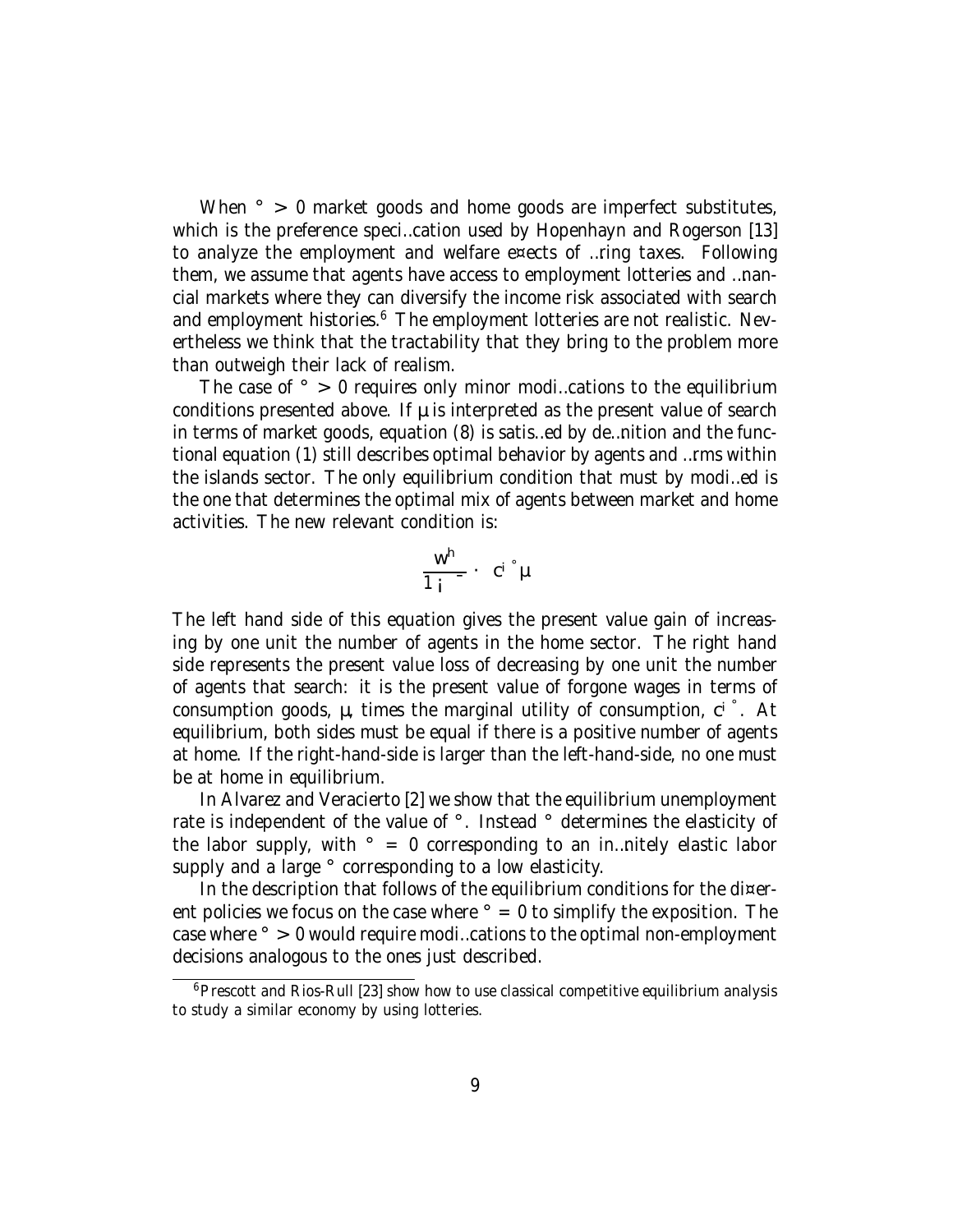When $\gamma > 0$ market goods and home goods are imperfect substitutes, which is the preference specification used by Hopenhayn and Rogerson [13] to analyze the employment and welfare effects of firing taxes. Following them, we assume that agents have access to employment lotteries and financial markets where they can diversify the income risk associated with search and employment histories.[6] The employment lotteries are not realistic. Nevertheless we think that the tractability that they bring to the problem more than outweigh their lack of realism.

The case of $\gamma > 0$ requires only minor modifications to the equilibrium conditions presented above. If $\mu$ is interpreted as the present value of search in terms of market goods, equation (8) is satisfied by definition and the functional equation (1) still describes optimal behavior by agents and firms within the islands sector. The only equilibrium condition that must by modified is the one that determines the optimal mix of agents between market and home activities. The new relevant condition is:

$$\frac{w^h}{1 - \beta} \leq c^{-\gamma} \mu$$

The left hand side of this equation gives the present value gain of increasing by one unit the number of agents in the home sector. The right hand side represents the present value loss of decreasing by one unit the number of agents that search: it is the present value of forgone wages in terms of consumption goods, $\mu$, times the marginal utility of consumption, $c^{-\gamma}$. At equilibrium, both sides must be equal if there is a positive number of agents at home. If the right-hand-side is larger than the left-hand-side, no one must be at home in equilibrium.

In Alvarez and Veracierto [2] we show that the equilibrium unemployment rate is independent of the value of $\gamma$. Instead $\gamma$ determines the elasticity of the labor supply, with $\gamma = 0$ corresponding to an infinitely elastic labor supply and a large $\gamma$ corresponding to a low elasticity.

In the description that follows of the equilibrium conditions for the different policies we focus on the case where $\gamma = 0$ to simplify the exposition. The case where $\gamma > 0$ would require modifications to the optimal non-employment decisions analogous to the ones just described.

[6] Prescott and Rios-Rull [23] show how to use classical competitive equilibrium analysis to study a similar economy by using lotteries.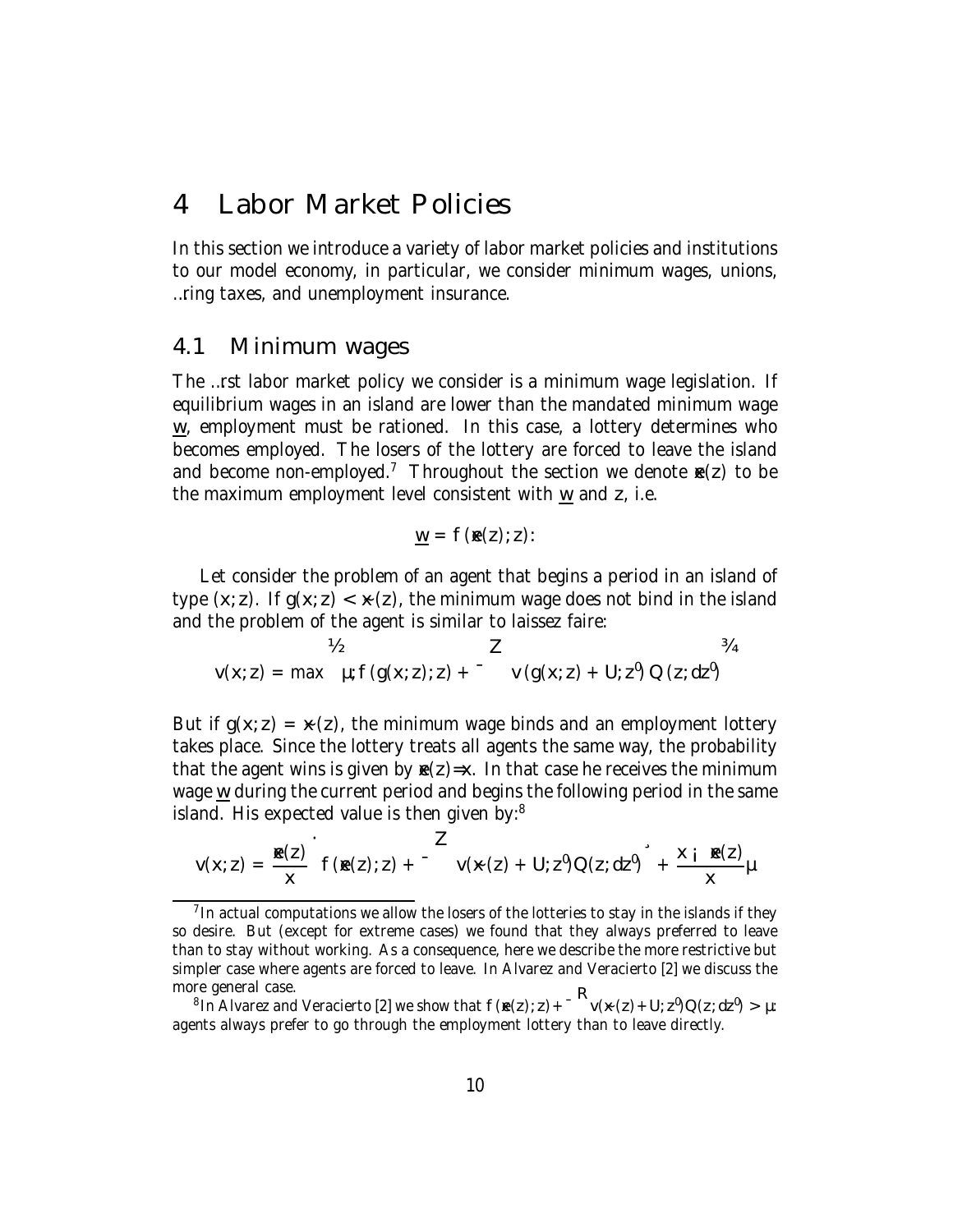# 4 Labor Market Policies

In this section we introduce a variety of labor market policies and institutions to our model economy, in particular, we consider minimum wages, unions, firing taxes, and unemployment insurance.

## 4.1 Minimum wages

The first labor market policy we consider is a minimum wage legislation. If equilibrium wages in an island are lower than the mandated minimum wage $\underline{w}$, employment must be rationed. In this case, a lottery determines who becomes employed. The losers of the lottery are forced to leave the island and become non-employed.[7] Throughout the section we denote $\tilde{x}(z)$ to be the maximum employment level consistent with $\underline{w}$ and $z$, i.e.

$$\underline{w} = f(\tilde{x}(z); z):$$

Let consider the problem of an agent that begins a period in an island of type $(x; z)$. If $g(x; z) < \tilde{x}(z)$, the minimum wage does not bind in the island and the problem of the agent is similar to laissez faire:

$$v(x; z) = \max \left\{ \theta; f(g(x; z); z) + \beta \int v(g(x; z) + U; z') Q(z; dz') \right\}$$

But if $g(x; z) = \tilde{x}(z)$, the minimum wage binds and an employment lottery takes place. Since the lottery treats all agents the same way, the probability that the agent wins is given by $\tilde{x}(z)=x$. In that case he receives the minimum wage $\underline{w}$ during the current period and begins the following period in the same island. His expected value is then given by:[8]

$$v(x; z) = \frac{\tilde{x}(z)}{x} \left[ f(\tilde{x}(z); z) + \beta \int v(\tilde{x}(z) + U; z') Q(z; dz') \right] + \frac{x - \tilde{x}(z)}{x} \theta$$

---

[7] In actual computations we allow the losers of the lotteries to stay in the islands if they so desire. But (except for extreme cases) we found that they always preferred to leave than to stay without working. As a consequence, here we describe the more restrictive but simpler case where agents are forced to leave. In Alvarez and Veracierto [2] we discuss the more general case.

[8] In Alvarez and Veracierto [2] we show that $f(\tilde{x}(z); z) + \beta \int v(\tilde{x}(z) + U; z') Q(z; dz') > \theta$: agents always prefer to go through the employment lottery than to leave directly.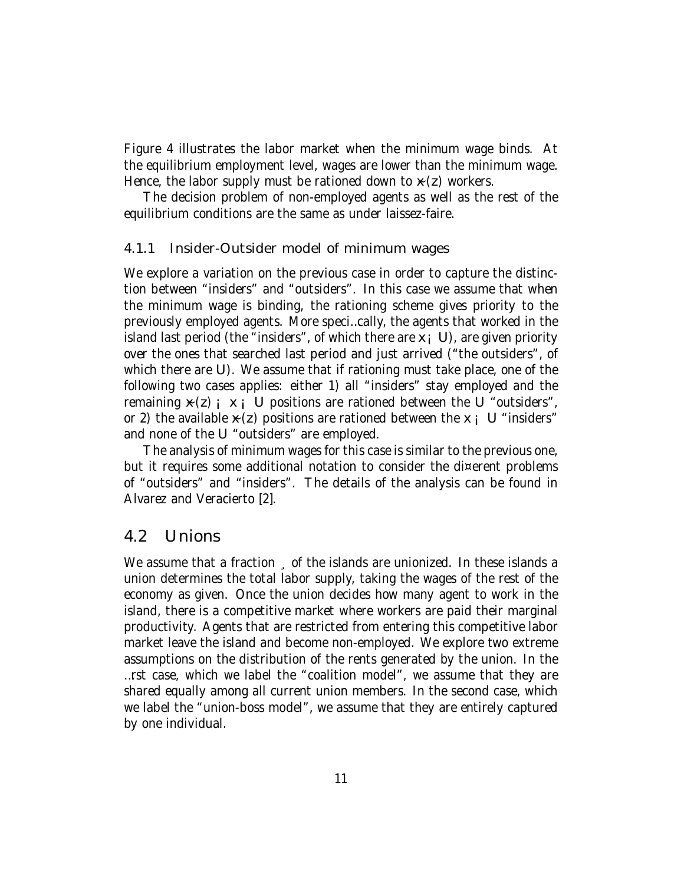Figure 4 illustrates the labor market when the minimum wage binds. At the equilibrium employment level, wages are lower than the minimum wage. Hence, the labor supply must be rationed down to $\bar{x}(z)$ workers.

The decision problem of non-employed agents as well as the rest of the equilibrium conditions are the same as under laissez-faire.

### 4.1.1 Insider-Outsider model of minimum wages

We explore a variation on the previous case in order to capture the distinction between "insiders" and "outsiders". In this case we assume that when the minimum wage is binding, the rationing scheme gives priority to the previously employed agents. More specifically, the agents that worked in the island last period (the "insiders", of which there are $x - U$), are given priority over the ones that searched last period and just arrived ("the outsiders", of which there are $U$). We assume that if rationing must take place, one of the following two cases applies: either 1) all "insiders" stay employed and the remaining $\bar{x}(z) - x - U$ positions are rationed between the $U$ "outsiders", or 2) the available $\bar{x}(z)$ positions are rationed between the $x - U$ "insiders" and none of the $U$ "outsiders" are employed.

The analysis of minimum wages for this case is similar to the previous one, but it requires some additional notation to consider the different problems of "outsiders" and "insiders". The details of the analysis can be found in Alvarez and Veracierto [2].

## 4.2 Unions

We assume that a fraction $\lambda$ of the islands are unionized. In these islands a union determines the total labor supply, taking the wages of the rest of the economy as given. Once the union decides how many agent to work in the island, there is a competitive market where workers are paid their marginal productivity. Agents that are restricted from entering this competitive labor market leave the island and become non-employed. We explore two extreme assumptions on the distribution of the rents generated by the union. In the first case, which we label the "coalition model", we assume that they are shared equally among all current union members. In the second case, which we label the "union-boss model", we assume that they are entirely captured by one individual.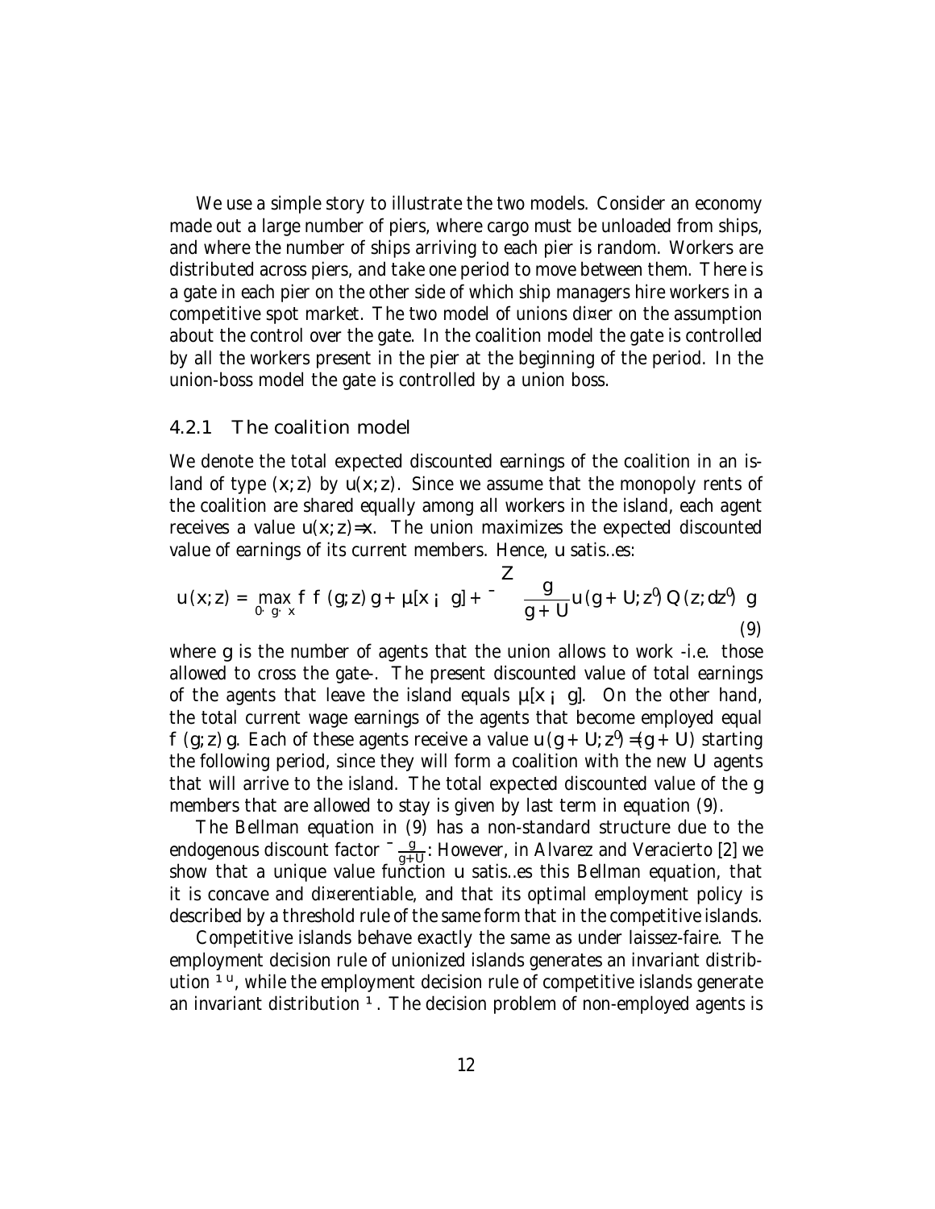We use a simple story to illustrate the two models. Consider an economy made out a large number of piers, where cargo must be unloaded from ships, and where the number of ships arriving to each pier is random. Workers are distributed across piers, and take one period to move between them. There is a gate in each pier on the other side of which ship managers hire workers in a competitive spot market. The two model of unions differ on the assumption about the control over the gate. In the coalition model the gate is controlled by all the workers present in the pier at the beginning of the period. In the union-boss model the gate is controlled by a union boss.

### 4.2.1 The coalition model

We denote the total expected discounted earnings of the coalition in an island of type $(x, z)$ by $u(x, z)$. Since we assume that the monopoly rents of the coalition are shared equally among all workers in the island, each agent receives a value $u(x, z)/x$. The union maximizes the expected discounted value of earnings of its current members. Hence, $u$ satisfies:

$$u(x, z) = \max_{0 \leq g \leq x} \left\{ f(g, z)\, g + \theta [x - g] + \beta \int \frac{g}{g + U} u(g + U, z') Q(z, dz') \right\} \tag{9}$$

where $g$ is the number of agents that the union allows to work -i.e. those allowed to cross the gate-. The present discounted value of total earnings of the agents that leave the island equals $\theta [x - g]$. On the other hand, the total current wage earnings of the agents that become employed equal $f(g, z)\, g$. Each of these agents receive a value $u(g + U, z')/(g + U)$ starting the following period, since they will form a coalition with the new $U$ agents that will arrive to the island. The total expected discounted value of the $g$ members that are allowed to stay is given by last term in equation (9).

The Bellman equation in (9) has a non-standard structure due to the endogenous discount factor $\beta \frac{g}{g+U}$. However, in Alvarez and Veracierto [2] we show that a unique value function $u$ satisfies this Bellman equation, that it is concave and differentiable, and that its optimal employment policy is described by a threshold rule of the same form that in the competitive islands.

Competitive islands behave exactly the same as under laissez-faire. The employment decision rule of unionized islands generates an invariant distribution $\mu^u$, while the employment decision rule of competitive islands generate an invariant distribution $\mu$. The decision problem of non-employed agents is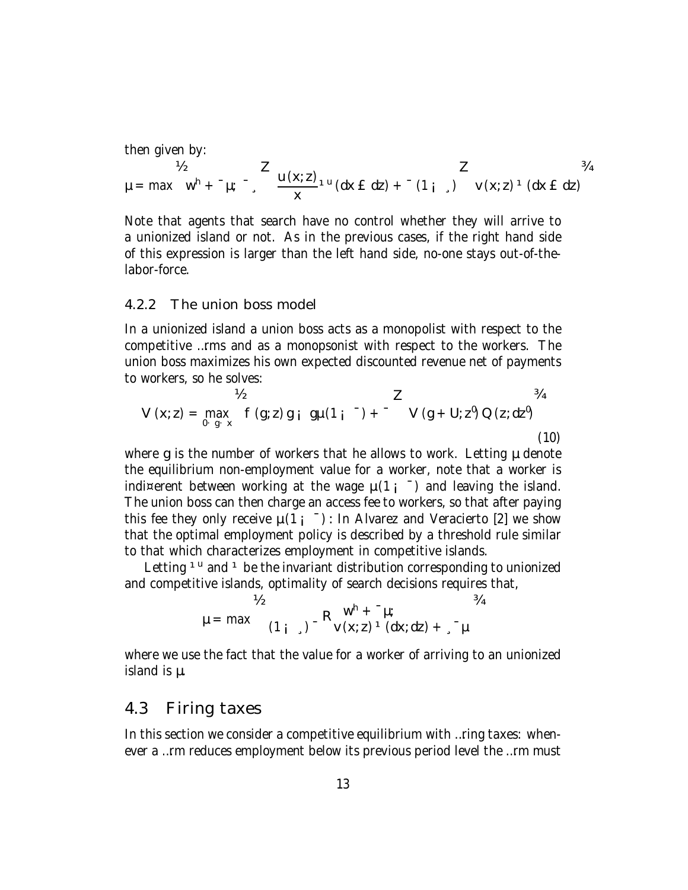then given by:

$$\theta = \max\left\{ w^h + \beta\theta,\ \beta\lambda \int \frac{u(x;z)}{x} \mu^u (dx \times dz) + \beta(1-\lambda) \int v(x;z)\, \mu(dx \times dz) \right\}$$

Note that agents that search have no control whether they will arrive to a unionized island or not. As in the previous cases, if the right hand side of this expression is larger than the left hand side, no-one stays out-of-the-labor-force.

### 4.2.2 The union boss model

In a unionized island a union boss acts as a monopolist with respect to the competitive firms and as a monopsonist with respect to the workers. The union boss maximizes his own expected discounted revenue net of payments to workers, so he solves:

$$V(x;z) = \max_{0 \leq g \leq x} \left\{ f(g;z)\, g - g\theta(1-\beta) + \beta \int V(g+U;z')\, Q(z;dz') \right\} \tag{10}$$

where $g$ is the number of workers that he allows to work. Letting $\theta$ denote the equilibrium non-employment value for a worker, note that a worker is indifferent between working at the wage $\theta(1-\beta)$ and leaving the island. The union boss can then charge an access fee to workers, so that after paying this fee they only receive $\theta(1-\beta)$: In Alvarez and Veracierto [2] we show that the optimal employment policy is described by a threshold rule similar to that which characterizes employment in competitive islands.

Letting $\mu^u$ and $\mu$ be the invariant distribution corresponding to unionized and competitive islands, optimality of search decisions requires that,

$$\theta = \max\left\{ (1-\lambda)\beta \int \begin{matrix} w^h + \beta\theta; \\ v(x;z)\, \mu(dx;dz) + \lambda\beta\theta \end{matrix} \right\}$$

where we use the fact that the value for a worker of arriving to an unionized island is $\theta$.

## 4.3 Firing taxes

In this section we consider a competitive equilibrium with firing taxes: whenever a firm reduces employment below its previous period level the firm must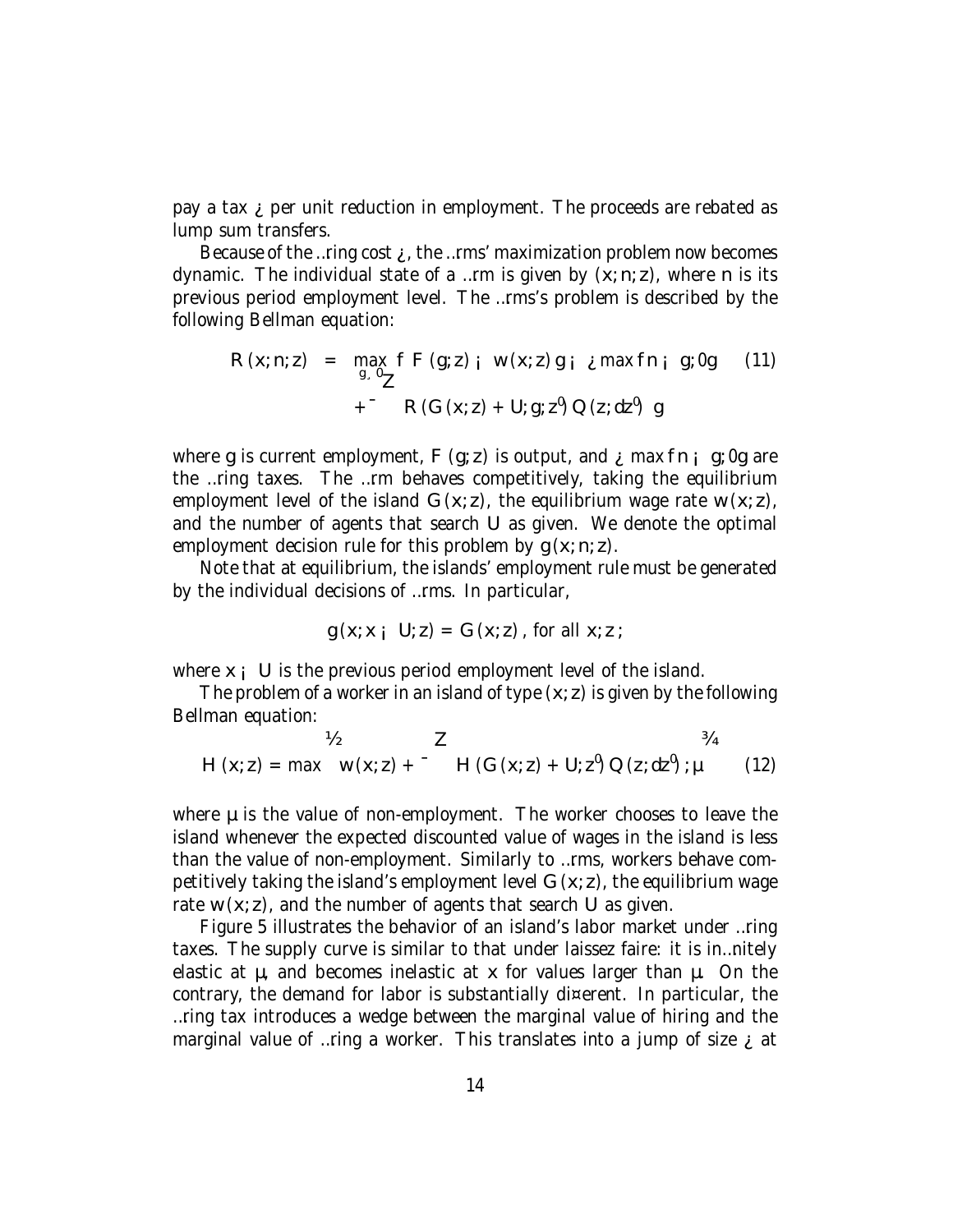pay a tax $\tau$ per unit reduction in employment. The proceeds are rebated as lump sum transfers.

Because of the firing cost $\tau$, the firms' maximization problem now becomes dynamic. The individual state of a firm is given by $(x; n; z)$, where $n$ is its previous period employment level. The firms's problem is described by the following Bellman equation:

$$
\begin{aligned}
R(x; n; z) \quad = \quad & \max_{g \geq 0} \Big\{ F(g; z) - w(x; z)\, g - \tau \max\{n - g; 0\} \qquad (11) \\
& + \beta \int R(G(x; z) + U; g; z')\, Q(z; dz') \Big\}
\end{aligned}
$$

where $g$ is current employment, $F(g; z)$ is output, and $\tau \max\{n - g; 0\}$ are the firing taxes. The firm behaves competitively, taking the equilibrium employment level of the island $G(x; z)$, the equilibrium wage rate $w(x; z)$, and the number of agents that search $U$ as given. We denote the optimal employment decision rule for this problem by $g(x; n; z)$.

Note that at equilibrium, the islands' employment rule must be generated by the individual decisions of firms. In particular,

$$
g(x; x - U; z) = G(x; z), \text{ for all } x; z;
$$

where $x - U$ is the previous period employment level of the island.

The problem of a worker in an island of type $(x; z)$ is given by the following Bellman equation:

$$
H(x; z) = \max \left\{ w(x; z) + \beta \int H(G(x; z) + U; z')\, Q(z; dz'); \mu \right\} \qquad (12)
$$

where $\mu$ is the value of non-employment. The worker chooses to leave the island whenever the expected discounted value of wages in the island is less than the value of non-employment. Similarly to firms, workers behave competitively taking the island's employment level $G(x; z)$, the equilibrium wage rate $w(x; z)$, and the number of agents that search $U$ as given.

Figure 5 illustrates the behavior of an island's labor market under firing taxes. The supply curve is similar to that under laissez faire: it is infinitely elastic at $\mu$, and becomes inelastic at $x$ for values larger than $\mu$. On the contrary, the demand for labor is substantially different. In particular, the firing tax introduces a wedge between the marginal value of hiring and the marginal value of firing a worker. This translates into a jump of size $\tau$ at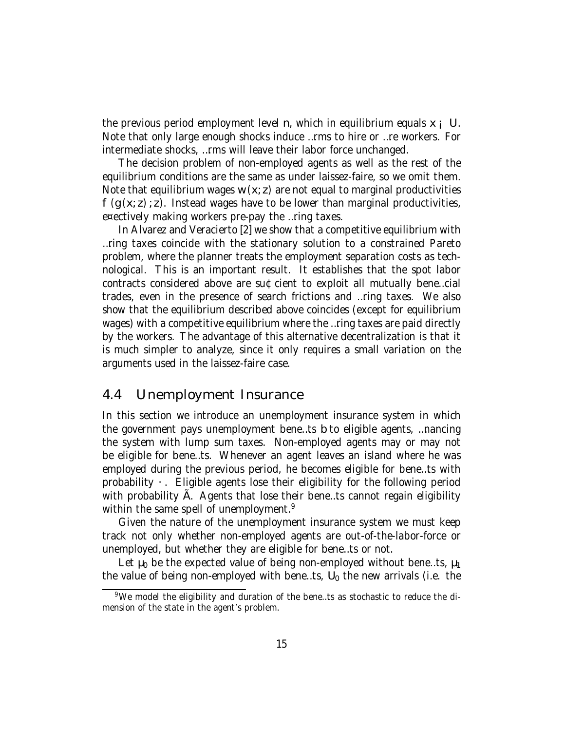the previous period employment level $n$, which in equilibrium equals $x - U$. Note that only large enough shocks induce firms to hire or fire workers. For intermediate shocks, firms will leave their labor force unchanged.

The decision problem of non-employed agents as well as the rest of the equilibrium conditions are the same as under laissez-faire, so we omit them. Note that equilibrium wages $w(x;z)$ are not equal to marginal productivities $f'(g(x;z);z)$. Instead wages have to be lower than marginal productivities, effectively making workers pre-pay the firing taxes.

In Alvarez and Veracierto [2] we show that a competitive equilibrium with firing taxes coincide with the stationary solution to a constrained Pareto problem, where the planner treats the employment separation costs as technological. This is an important result. It establishes that the spot labor contracts considered above are sufficient to exploit all mutually beneficial trades, even in the presence of search frictions and firing taxes. We also show that the equilibrium described above coincides (except for equilibrium wages) with a competitive equilibrium where the firing taxes are paid directly by the workers. The advantage of this alternative decentralization is that it is much simpler to analyze, since it only requires a small variation on the arguments used in the laissez-faire case.

## 4.4 Unemployment Insurance

In this section we introduce an unemployment insurance system in which the government pays unemployment benefits $b$ to eligible agents, financing the system with lump sum taxes. Non-employed agents may or may not be eligible for benefits. Whenever an agent leaves an island where he was employed during the previous period, he becomes eligible for benefits with probability $\kappa$. Eligible agents lose their eligibility for the following period with probability $\psi$. Agents that lose their benefits cannot regain eligibility within the same spell of unemployment.[9]

Given the nature of the unemployment insurance system we must keep track not only whether non-employed agents are out-of-the-labor-force or unemployed, but whether they are eligible for benefits or not.

Let $\mu_0$ be the expected value of being non-employed without benefits, $\mu_1$ the value of being non-employed with benefits, $U_0$ the new arrivals (i.e. the

[9] We model the eligibility and duration of the benefits as stochastic to reduce the dimension of the state in the agent's problem.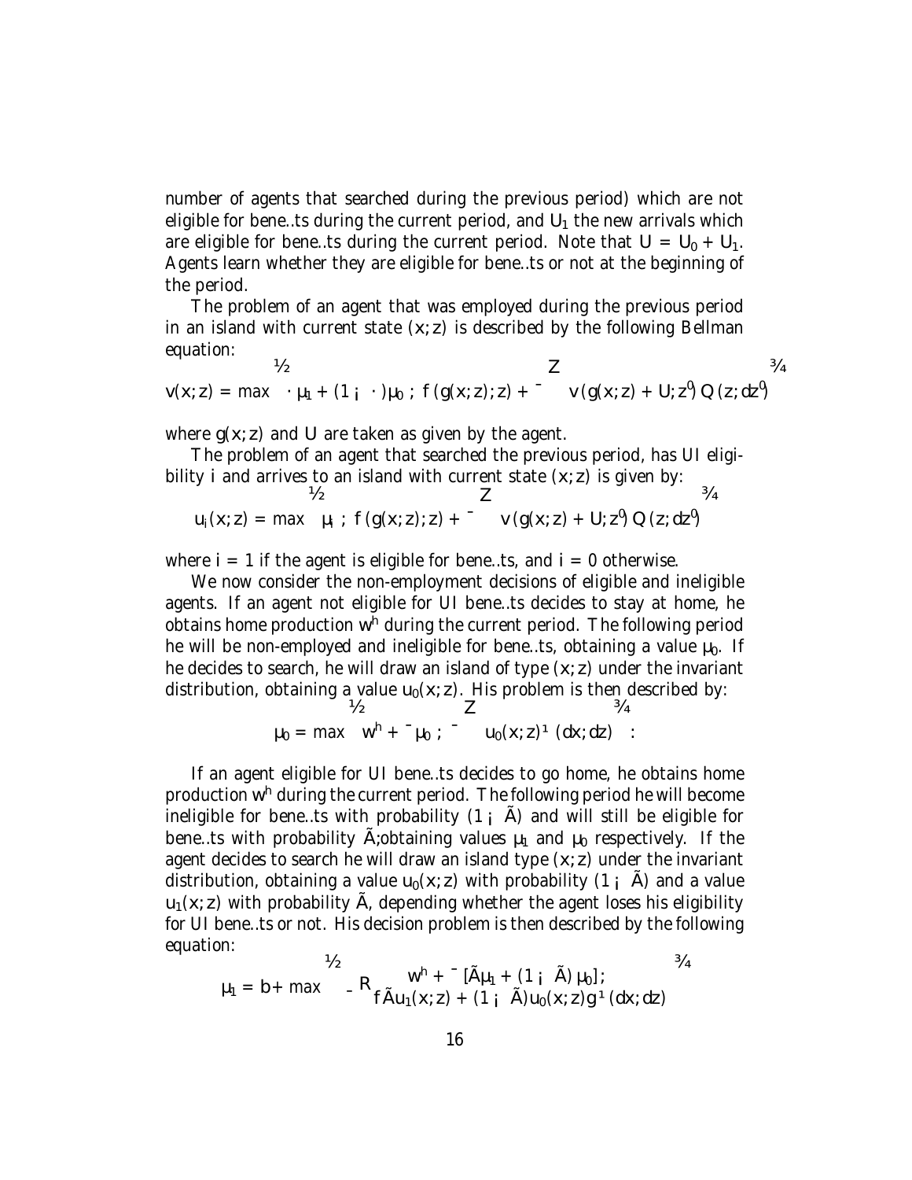number of agents that searched during the previous period) which are not eligible for benefits during the current period, and $U_1$ the new arrivals which are eligible for benefits during the current period. Note that $U = U_0 + U_1$. Agents learn whether they are eligible for benefits or not at the beginning of the period.

The problem of an agent that was employed during the previous period in an island with current state $(x; z)$ is described by the following Bellman equation:

$$v(x; z) = \max \left\{ \kappa \cdot \mu_1 + (1 - \kappa) \mu_0 \; ; \; f(g(x; z); z) + \beta \int v(g(x; z) + U; z') \, Q(z; dz') \right\}$$

where $g(x; z)$ and $U$ are taken as given by the agent.

The problem of an agent that searched the previous period, has UI eligibility $i$ and arrives to an island with current state $(x; z)$ is given by:

$$u_i(x; z) = \max \left\{ \mu_i \; ; \; f(g(x; z); z) + \beta \int v(g(x; z) + U; z') \, Q(z; dz') \right\}$$

where $i = 1$ if the agent is eligible for benefits, and $i = 0$ otherwise.

We now consider the non-employment decisions of eligible and ineligible agents. If an agent not eligible for UI benefits decides to stay at home, he obtains home production $w^h$ during the current period. The following period he will be non-employed and ineligible for benefits, obtaining a value $\mu_0$. If he decides to search, he will draw an island of type $(x; z)$ under the invariant distribution, obtaining a value $u_0(x; z)$. His problem is then described by:

$$\mu_0 = \max \left\{ w^h + \beta \mu_0 \; ; \; \beta \int u_0(x; z) \, \mu \, (dx; dz) \right\} :$$

If an agent eligible for UI benefits decides to go home, he obtains home production $w^h$ during the current period. The following period he will become ineligible for benefits with probability $(1 - \psi)$ and will still be eligible for benefits with probability $\psi$; obtaining values $\mu_1$ and $\mu_0$ respectively. If the agent decides to search he will draw an island type $(x; z)$ under the invariant distribution, obtaining a value $u_0(x; z)$ with probability $(1 - \psi)$ and a value $u_1(x; z)$ with probability $\psi$, depending whether the agent loses his eligibility for UI benefits or not. His decision problem is then described by the following equation:

$$\mu_1 = b + \max \left\{ \begin{array}{c} w^h + \beta \left[ \psi \mu_1 + (1 - \psi) \mu_0 \right]; \\ \beta \int \{ \psi u_1(x; z) + (1 - \psi) u_0(x; z) \} \mu \, (dx; dz) \end{array} \right\}$$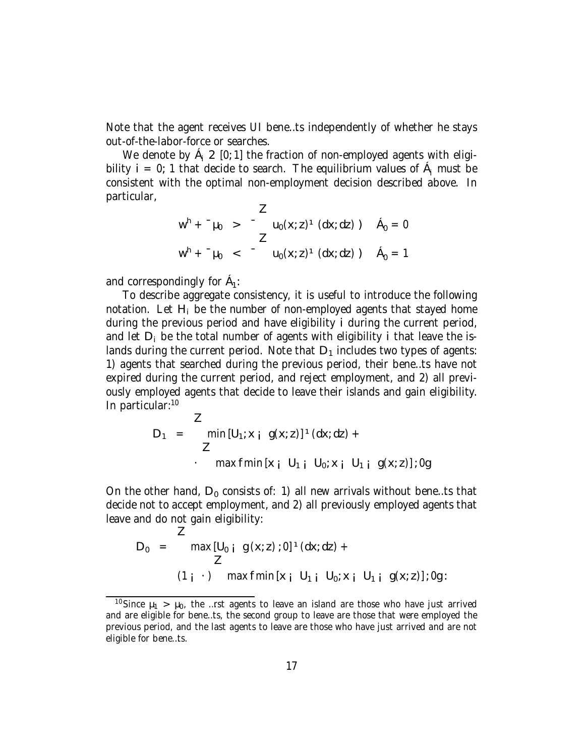Note that the agent receives UI benefits independently of whether he stays out-of-the-labor-force or searches.

We denote by $\phi_i \in [0,1]$ the fraction of non-employed agents with eligibility $i = 0, 1$ that decide to search. The equilibrium values of $\phi_i$ must be consistent with the optimal non-employment decision described above. In particular,

$$
\begin{aligned}
w^h + \beta\theta_0 &> \beta \int u_0(x,z)\mu(dx,dz) \Rightarrow \phi_0 = 0 \\
w^h + \beta\theta_0 &< \beta \int u_0(x,z)\mu(dx,dz) \Rightarrow \phi_0 = 1
\end{aligned}
$$

and correspondingly for $\phi_1$.

To describe aggregate consistency, it is useful to introduce the following notation. Let $H_i$ be the number of non-employed agents that stayed home during the previous period and have eligibility $i$ during the current period, and let $D_i$ be the total number of agents with eligibility $i$ that leave the islands during the current period. Note that $D_1$ includes two types of agents: 1) agents that searched during the previous period, their benefits have not expired during the current period, and reject employment, and 2) all previously employed agents that decide to leave their islands and gain eligibility. In particular:[10]

$$
\begin{aligned}
D_1 = & \int \min\left[U_1, x - g(x,z)\right]\mu(dx,dz) + \\
& \eta \int \max\left\{\min\left[x - U_1 - U_0, x - U_1 - g(x,z)\right], 0\right\}
\end{aligned}
$$

On the other hand, $D_0$ consists of: 1) all new arrivals without benefits that decide not to accept employment, and 2) all previously employed agents that leave and do not gain eligibility:

$$
\begin{aligned}
D_0 = & \int \max\left[U_0 - g(x,z), 0\right]\mu(dx,dz) + \\
& (1-\eta)\int \max\left\{\min\left[x - U_1 - U_0, x - U_1 - g(x,z)\right], 0\right\}.
\end{aligned}
$$

---

[10] Since $\theta_1 > \theta_0$, the first agents to leave an island are those who have just arrived and are eligible for benefits, the second group to leave are those that were employed the previous period, and the last agents to leave are those who have just arrived and are not eligible for benefits.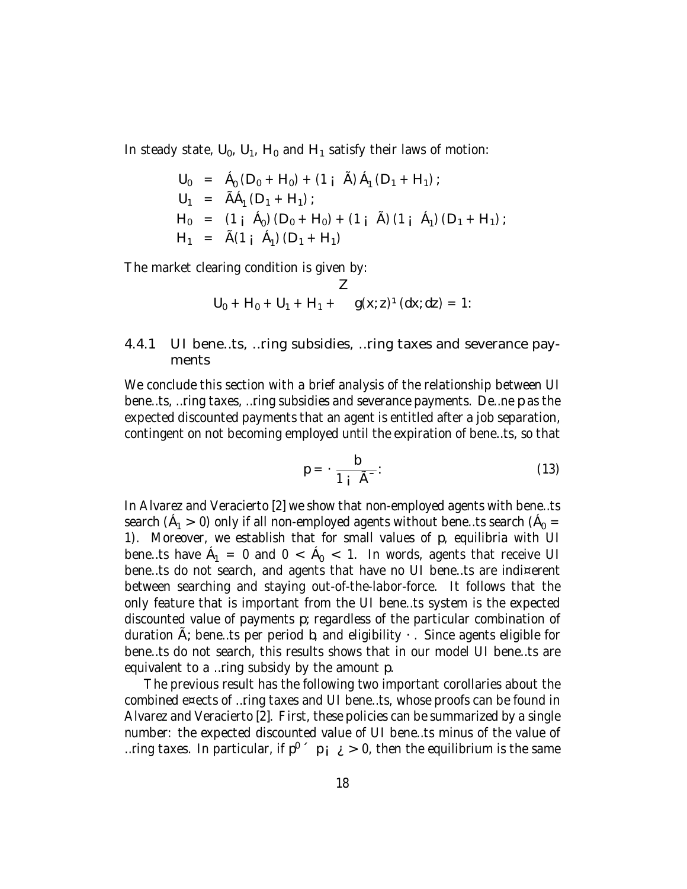In steady state, $U_0$, $U_1$, $H_0$ and $H_1$ satisfy their laws of motion:

$$
\begin{aligned}
U_0 &= \phi_0 (D_0 + H_0) + (1 - \gamma)\, \phi_1 (D_1 + H_1) ; \\
U_1 &= \gamma \phi_1 (D_1 + H_1) ; \\
H_0 &= (1 - \phi_0)(D_0 + H_0) + (1 - \gamma)(1 - \phi_1)(D_1 + H_1) ; \\
H_1 &= \gamma (1 - \phi_1)(D_1 + H_1)
\end{aligned}
$$

The market clearing condition is given by:

$$
U_0 + H_0 + U_1 + H_1 + \int g(x; z)\, \mu(dx; dz) = 1.
$$

### 4.4.1 UI benefits, firing subsidies, firing taxes and severance payments

We conclude this section with a brief analysis of the relationship between UI benefits, firing taxes, firing subsidies and severance payments. Define $p$ as the expected discounted payments that an agent is entitled after a job separation, contingent on not becoming employed until the expiration of benefits, so that

$$
p = \kappa \frac{b}{1 - \gamma \beta}. \tag{13}
$$

In Alvarez and Veracierto [2] we show that non-employed agents with benefits search ($\phi_1 > 0$) only if all non-employed agents without benefits search ($\phi_0 = 1$). Moreover, we establish that for small values of $p$, equilibria with UI benefits have $\phi_1 = 0$ and $0 < \phi_0 < 1$. In words, agents that receive UI benefits do not search, and agents that have no UI benefits are indifferent between searching and staying out-of-the-labor-force. It follows that the only feature that is important from the UI benefits system is the expected discounted value of payments $p$; regardless of the particular combination of duration $\gamma$, benefits per period $b$, and eligibility $\kappa$. Since agents eligible for benefits do not search, this results shows that in our model UI benefits are equivalent to a firing subsidy by the amount $p$.

The previous result has the following two important corollaries about the combined effects of firing taxes and UI benefits, whose proofs can be found in Alvarez and Veracierto [2]. First, these policies can be summarized by a single number: the expected discounted value of UI benefits minus of the value of firing taxes. In particular, if $p' \equiv p - \tau > 0$, then the equilibrium is the same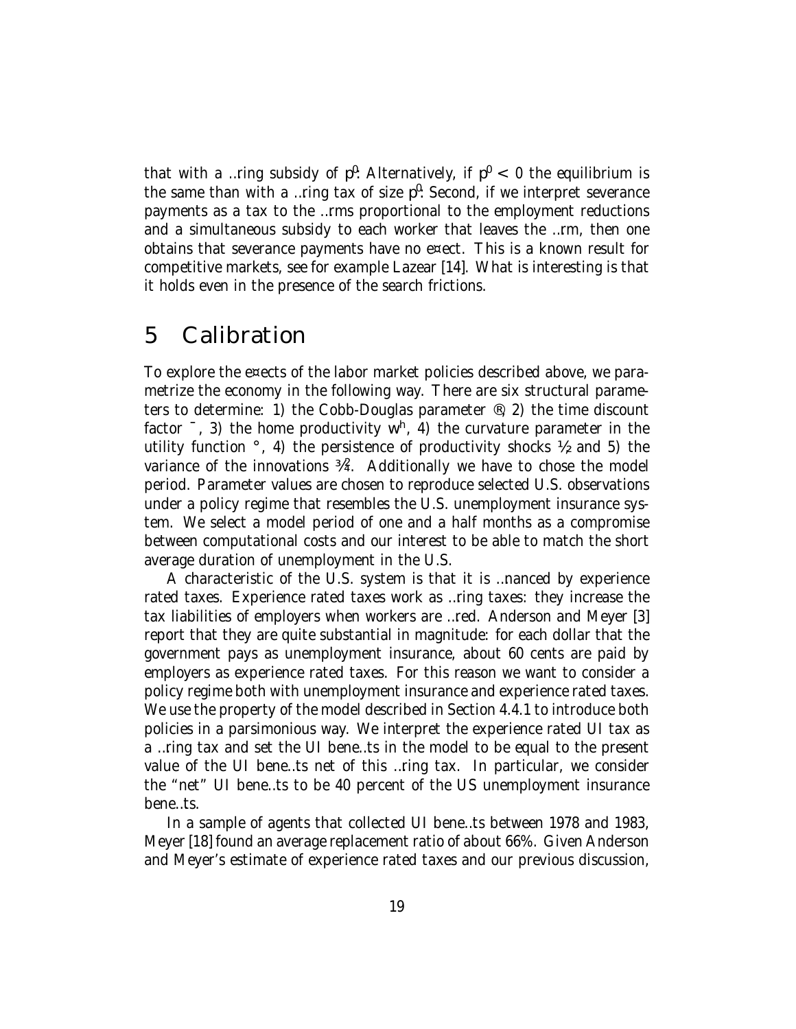that with a firing subsidy of $p^0$. Alternatively, if $p^0 < 0$ the equilibrium is the same than with a firing tax of size $p^0$. Second, if we interpret severance payments as a tax to the firms proportional to the employment reductions and a simultaneous subsidy to each worker that leaves the firm, then one obtains that severance payments have no effect. This is a known result for competitive markets, see for example Lazear [14]. What is interesting is that it holds even in the presence of the search frictions.

# 5 Calibration

To explore the effects of the labor market policies described above, we parametrize the economy in the following way. There are six structural parameters to determine: 1) the Cobb-Douglas parameter $\alpha$, 2) the time discount factor $\beta$, 3) the home productivity $w^h$, 4) the curvature parameter in the utility function $\gamma$, 4) the persistence of productivity shocks $\rho$ and 5) the variance of the innovations $\sigma^2$. Additionally we have to chose the model period. Parameter values are chosen to reproduce selected U.S. observations under a policy regime that resembles the U.S. unemployment insurance system. We select a model period of one and a half months as a compromise between computational costs and our interest to be able to match the short average duration of unemployment in the U.S.

A characteristic of the U.S. system is that it is financed by experience rated taxes. Experience rated taxes work as firing taxes: they increase the tax liabilities of employers when workers are fired. Anderson and Meyer [3] report that they are quite substantial in magnitude: for each dollar that the government pays as unemployment insurance, about 60 cents are paid by employers as experience rated taxes. For this reason we want to consider a policy regime both with unemployment insurance and experience rated taxes. We use the property of the model described in Section 4.4.1 to introduce both policies in a parsimonious way. We interpret the experience rated UI tax as a firing tax and set the UI benefits in the model to be equal to the present value of the UI benefits net of this firing tax. In particular, we consider the "net" UI benefits to be 40 percent of the US unemployment insurance benefits.

In a sample of agents that collected UI benefits between 1978 and 1983, Meyer [18] found an average replacement ratio of about 66%. Given Anderson and Meyer's estimate of experience rated taxes and our previous discussion,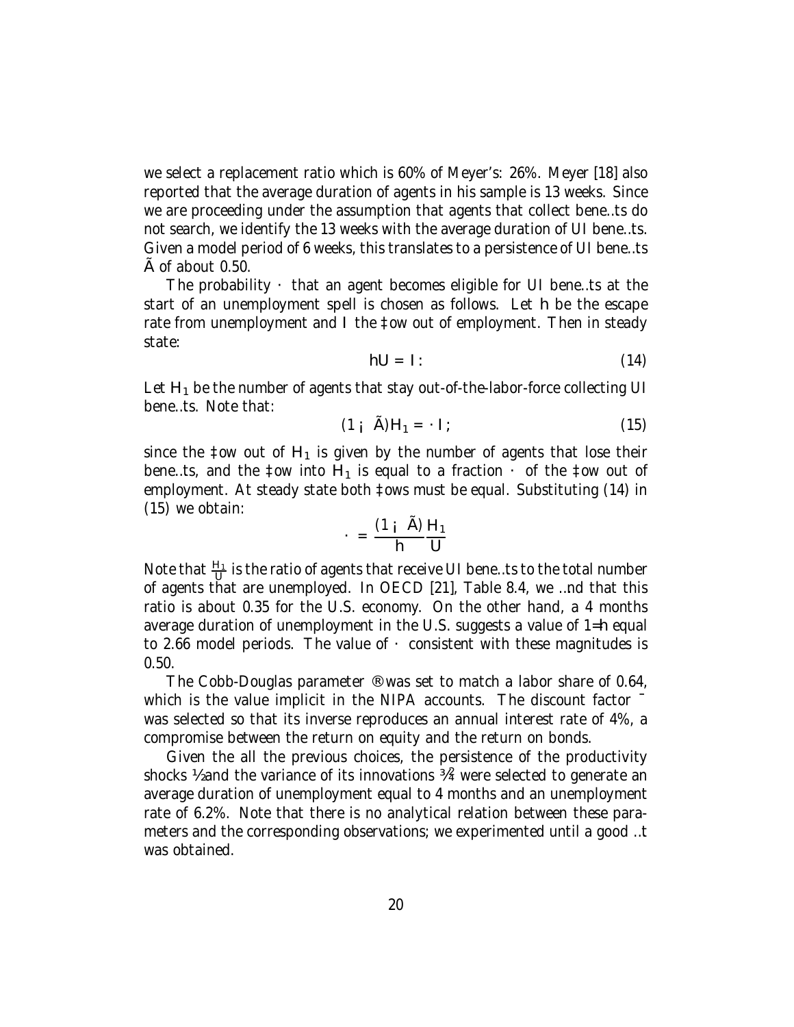we select a replacement ratio which is 60% of Meyer's: 26%. Meyer [18] also reported that the average duration of agents in his sample is 13 weeks. Since we are proceeding under the assumption that agents that collect benefits do not search, we identify the 13 weeks with the average duration of UI benefits. Given a model period of 6 weeks, this translates to a persistence of UI benefits $\psi$ of about 0.50.

The probability $\kappa$ that an agent becomes eligible for UI benefits at the start of an unemployment spell is chosen as follows. Let $h$ be the escape rate from unemployment and $l$ the flow out of employment. Then in steady state:

$$hU = l. \tag{14}$$

Let $H_1$ be the number of agents that stay out-of-the-labor-force collecting UI benefits. Note that:

$$(1 - \psi)H_1 = \kappa l, \tag{15}$$

since the flow out of $H_1$ is given by the number of agents that lose their benefits, and the flow into $H_1$ is equal to a fraction $\kappa$ of the flow out of employment. At steady state both flows must be equal. Substituting (14) in (15) we obtain:

$$\kappa = \frac{(1 - \psi)}{h}\frac{H_1}{U}$$

Note that $\frac{H_1}{U}$ is the ratio of agents that receive UI benefits to the total number of agents that are unemployed. In OECD [21], Table 8.4, we find that this ratio is about 0.35 for the U.S. economy. On the other hand, a 4 months average duration of unemployment in the U.S. suggests a value of $1/h$ equal to 2.66 model periods. The value of $\kappa$ consistent with these magnitudes is 0.50.

The Cobb-Douglas parameter $\alpha$ was set to match a labor share of 0.64, which is the value implicit in the NIPA accounts. The discount factor $\beta$ was selected so that its inverse reproduces an annual interest rate of 4%, a compromise between the return on equity and the return on bonds.

Given the all the previous choices, the persistence of the productivity shocks $\rho$ and the variance of its innovations $\sigma^2$ were selected to generate an average duration of unemployment equal to 4 months and an unemployment rate of 6.2%. Note that there is no analytical relation between these parameters and the corresponding observations; we experimented until a good fit was obtained.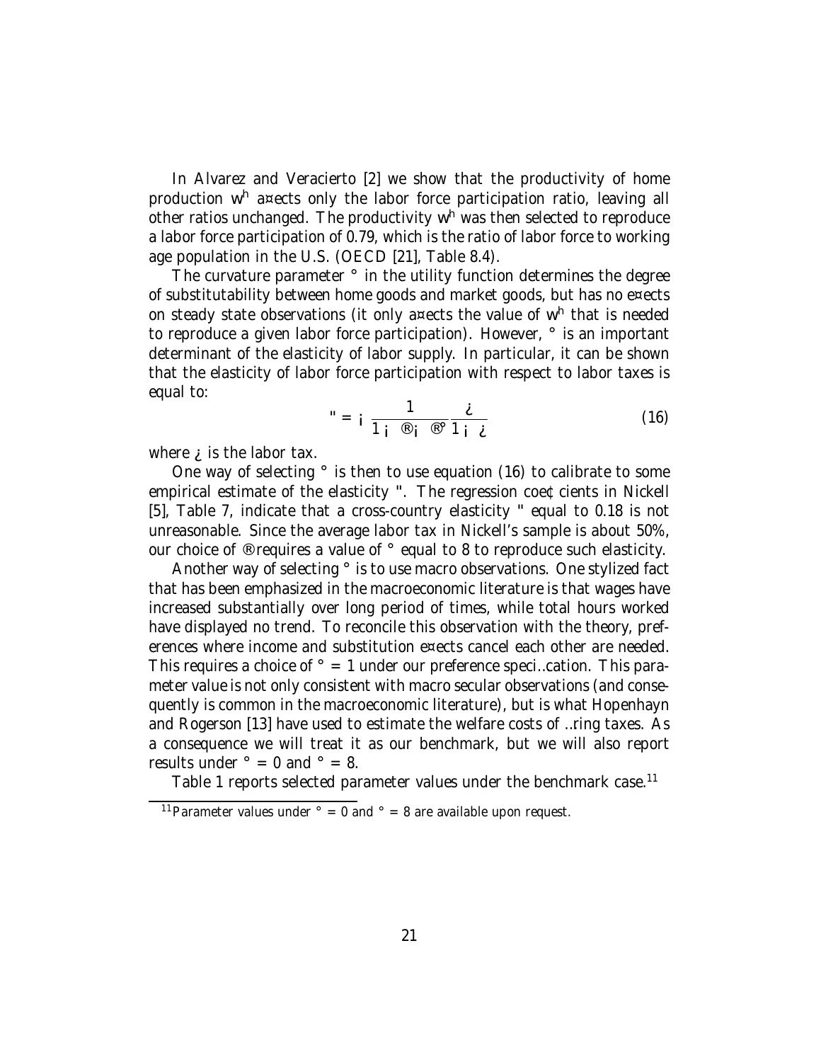In Alvarez and Veracierto [2] we show that the productivity of home production $w^h$ affects only the labor force participation ratio, leaving all other ratios unchanged. The productivity $w^h$ was then selected to reproduce a labor force participation of 0.79, which is the ratio of labor force to working age population in the U.S. (OECD [21], Table 8.4).

The curvature parameter $\gamma$ in the utility function determines the degree of substitutability between home goods and market goods, but has no effects on steady state observations (it only affects the value of $w^h$ that is needed to reproduce a given labor force participation). However, $\gamma$ is an important determinant of the elasticity of labor supply. In particular, it can be shown that the elasticity of labor force participation with respect to labor taxes is equal to:

$$\varepsilon = -\frac{1}{1-\alpha-\alpha\gamma}\frac{\tau}{1-\tau} \tag{16}$$

where $\tau$ is the labor tax.

One way of selecting $\gamma$ is then to use equation (16) to calibrate to some empirical estimate of the elasticity $\varepsilon$. The regression coefficients in Nickell [5], Table 7, indicate that a cross-country elasticity $\varepsilon$ equal to 0.18 is not unreasonable. Since the average labor tax in Nickell's sample is about 50%, our choice of $\alpha$ requires a value of $\gamma$ equal to 8 to reproduce such elasticity.

Another way of selecting $\gamma$ is to use macro observations. One stylized fact that has been emphasized in the macroeconomic literature is that wages have increased substantially over long period of times, while total hours worked have displayed no trend. To reconcile this observation with the theory, preferences where income and substitution effects cancel each other are needed. This requires a choice of $\gamma = 1$ under our preference specification. This parameter value is not only consistent with macro secular observations (and consequently is common in the macroeconomic literature), but is what Hopenhayn and Rogerson [13] have used to estimate the welfare costs of firing taxes. As a consequence we will treat it as our benchmark, but we will also report results under $\gamma = 0$ and $\gamma = 8$.

Table 1 reports selected parameter values under the benchmark case.[11]

[11] Parameter values under $\gamma = 0$ and $\gamma = 8$ are available upon request.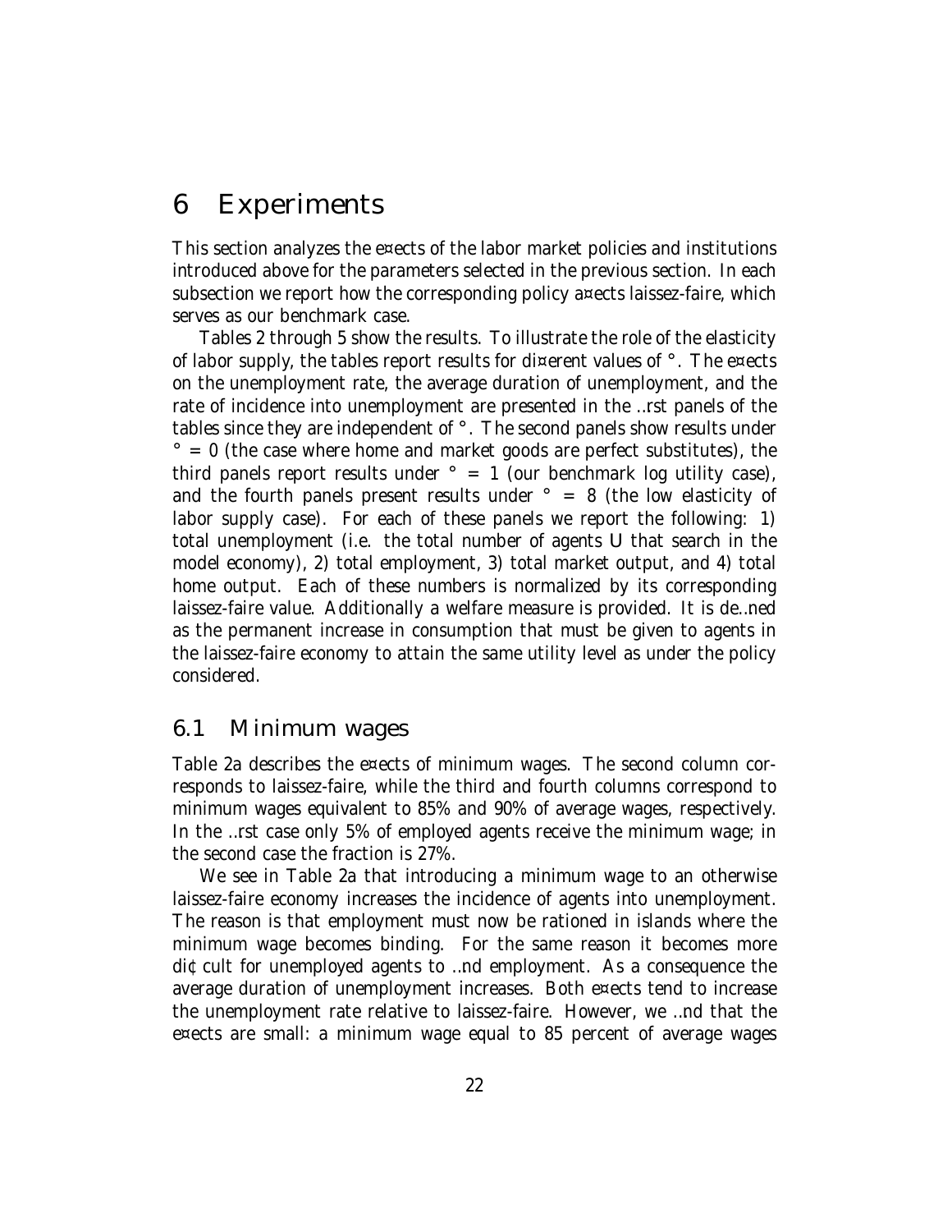# 6 Experiments

This section analyzes the effects of the labor market policies and institutions introduced above for the parameters selected in the previous section. In each subsection we report how the corresponding policy affects laissez-faire, which serves as our benchmark case.

Tables 2 through 5 show the results. To illustrate the role of the elasticity of labor supply, the tables report results for different values of $\gamma$. The effects on the unemployment rate, the average duration of unemployment, and the rate of incidence into unemployment are presented in the first panels of the tables since they are independent of $\gamma$. The second panels show results under $\gamma = 0$ (the case where home and market goods are perfect substitutes), the third panels report results under $\gamma = 1$ (our benchmark log utility case), and the fourth panels present results under $\gamma = 8$ (the low elasticity of labor supply case). For each of these panels we report the following: 1) total unemployment (i.e. the total number of agents $U$ that search in the model economy), 2) total employment, 3) total market output, and 4) total home output. Each of these numbers is normalized by its corresponding laissez-faire value. Additionally a welfare measure is provided. It is defined as the permanent increase in consumption that must be given to agents in the laissez-faire economy to attain the same utility level as under the policy considered.

## 6.1 Minimum wages

Table 2a describes the effects of minimum wages. The second column corresponds to laissez-faire, while the third and fourth columns correspond to minimum wages equivalent to 85% and 90% of average wages, respectively. In the first case only 5% of employed agents receive the minimum wage; in the second case the fraction is 27%.

We see in Table 2a that introducing a minimum wage to an otherwise laissez-faire economy increases the incidence of agents into unemployment. The reason is that employment must now be rationed in islands where the minimum wage becomes binding. For the same reason it becomes more difficult for unemployed agents to find employment. As a consequence the average duration of unemployment increases. Both effects tend to increase the unemployment rate relative to laissez-faire. However, we find that the effects are small: a minimum wage equal to 85 percent of average wages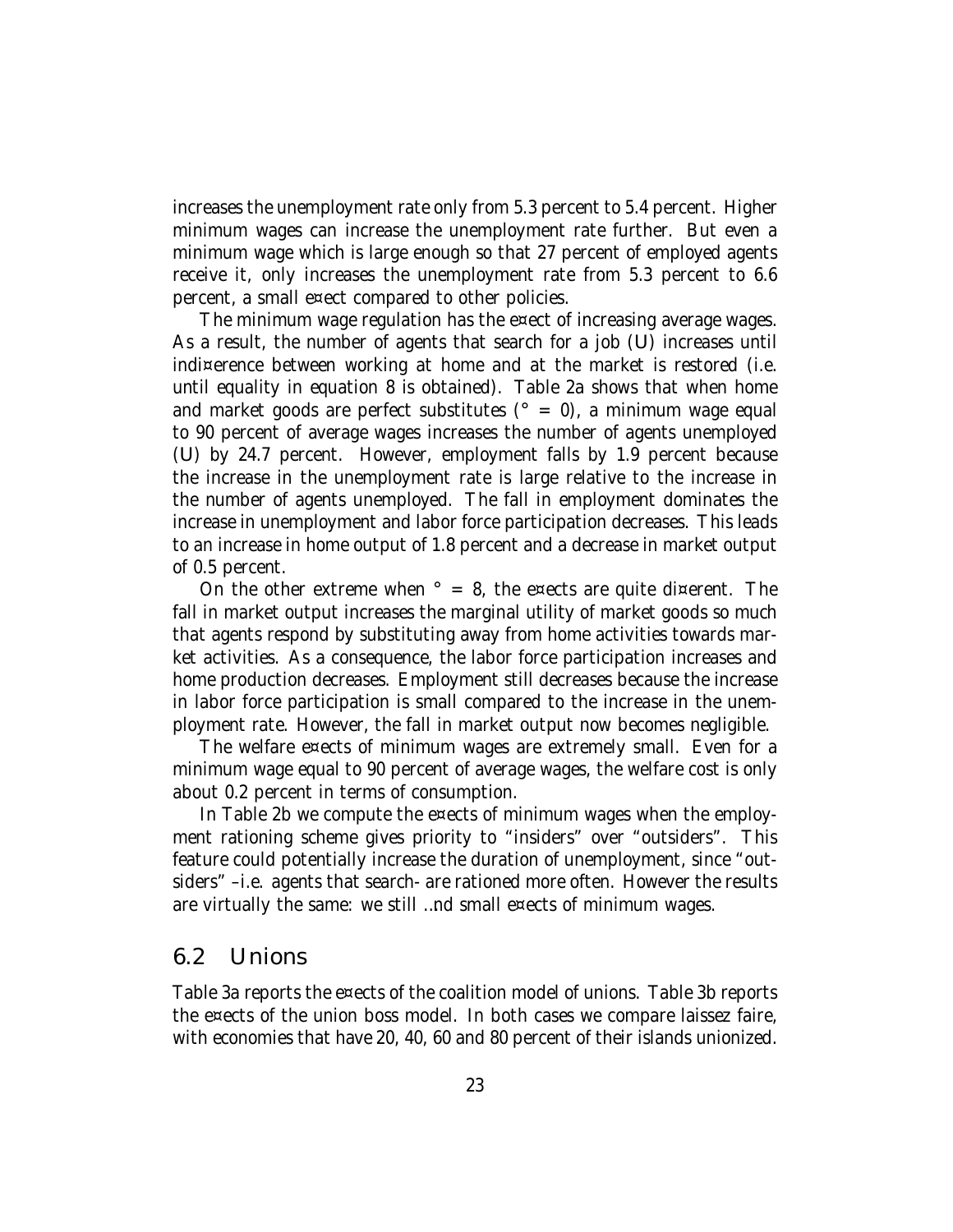increases the unemployment rate only from 5.3 percent to 5.4 percent. Higher minimum wages can increase the unemployment rate further. But even a minimum wage which is large enough so that 27 percent of employed agents receive it, only increases the unemployment rate from 5.3 percent to 6.6 percent, a small effect compared to other policies.

The minimum wage regulation has the effect of increasing average wages. As a result, the number of agents that search for a job ($U$) increases until indifference between working at home and at the market is restored (i.e. until equality in equation 8 is obtained). Table 2a shows that when home and market goods are perfect substitutes ($\sigma = 0$), a minimum wage equal to 90 percent of average wages increases the number of agents unemployed ($U$) by 24.7 percent. However, employment falls by 1.9 percent because the increase in the unemployment rate is large relative to the increase in the number of agents unemployed. The fall in employment dominates the increase in unemployment and labor force participation decreases. This leads to an increase in home output of 1.8 percent and a decrease in market output of 0.5 percent.

On the other extreme when $\sigma = 8$, the effects are quite different. The fall in market output increases the marginal utility of market goods so much that agents respond by substituting away from home activities towards market activities. As a consequence, the labor force participation increases and home production decreases. Employment still decreases because the increase in labor force participation is small compared to the increase in the unemployment rate. However, the fall in market output now becomes negligible.

The welfare effects of minimum wages are extremely small. Even for a minimum wage equal to 90 percent of average wages, the welfare cost is only about 0.2 percent in terms of consumption.

In Table 2b we compute the effects of minimum wages when the employment rationing scheme gives priority to "insiders" over "outsiders". This feature could potentially increase the duration of unemployment, since "outsiders" –i.e. agents that search- are rationed more often. However the results are virtually the same: we still find small effects of minimum wages.

## 6.2 Unions

Table 3a reports the effects of the coalition model of unions. Table 3b reports the effects of the union boss model. In both cases we compare laissez faire, with economies that have 20, 40, 60 and 80 percent of their islands unionized.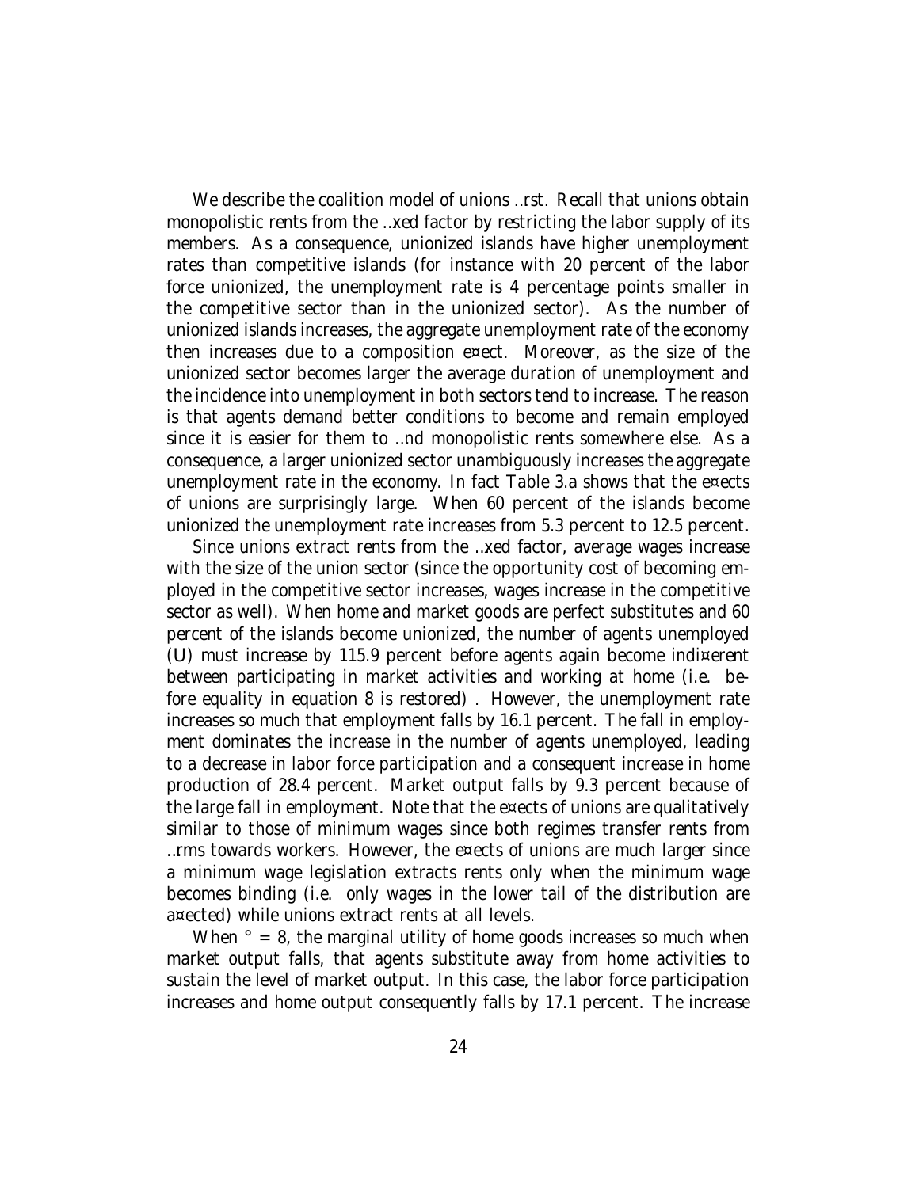We describe the coalition model of unions first. Recall that unions obtain monopolistic rents from the fixed factor by restricting the labor supply of its members. As a consequence, unionized islands have higher unemployment rates than competitive islands (for instance with 20 percent of the labor force unionized, the unemployment rate is 4 percentage points smaller in the competitive sector than in the unionized sector). As the number of unionized islands increases, the aggregate unemployment rate of the economy then increases due to a composition effect. Moreover, as the size of the unionized sector becomes larger the average duration of unemployment and the incidence into unemployment in both sectors tend to increase. The reason is that agents demand better conditions to become and remain employed since it is easier for them to find monopolistic rents somewhere else. As a consequence, a larger unionized sector unambiguously increases the aggregate unemployment rate in the economy. In fact Table 3.a shows that the effects of unions are surprisingly large. When 60 percent of the islands become unionized the unemployment rate increases from 5.3 percent to 12.5 percent.

Since unions extract rents from the fixed factor, average wages increase with the size of the union sector (since the opportunity cost of becoming employed in the competitive sector increases, wages increase in the competitive sector as well). When home and market goods are perfect substitutes and 60 percent of the islands become unionized, the number of agents unemployed ($U$) must increase by 115.9 percent before agents again become indifferent between participating in market activities and working at home (i.e. before equality in equation 8 is restored) . However, the unemployment rate increases so much that employment falls by 16.1 percent. The fall in employment dominates the increase in the number of agents unemployed, leading to a decrease in labor force participation and a consequent increase in home production of 28.4 percent. Market output falls by 9.3 percent because of the large fall in employment. Note that the effects of unions are qualitatively similar to those of minimum wages since both regimes transfer rents from firms towards workers. However, the effects of unions are much larger since a minimum wage legislation extracts rents only when the minimum wage becomes binding (i.e. only wages in the lower tail of the distribution are affected) while unions extract rents at all levels.

When $\gamma = 8$, the marginal utility of home goods increases so much when market output falls, that agents substitute away from home activities to sustain the level of market output. In this case, the labor force participation increases and home output consequently falls by 17.1 percent. The increase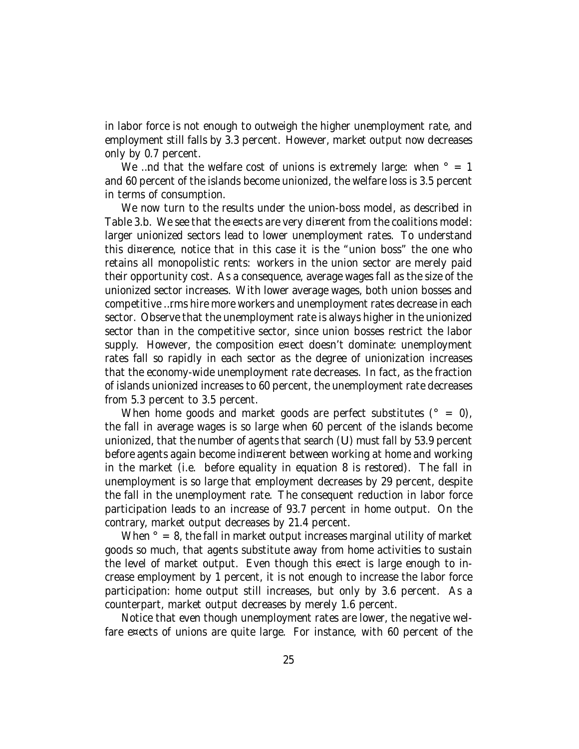in labor force is not enough to outweigh the higher unemployment rate, and employment still falls by 3.3 percent. However, market output now decreases only by 0.7 percent.

We find that the welfare cost of unions is extremely large: when $\gamma = 1$ and 60 percent of the islands become unionized, the welfare loss is 3.5 percent in terms of consumption.

We now turn to the results under the union-boss model, as described in Table 3.b. We see that the effects are very different from the coalitions model: larger unionized sectors lead to lower unemployment rates. To understand this difference, notice that in this case it is the "union boss" the one who retains all monopolistic rents: workers in the union sector are merely paid their opportunity cost. As a consequence, average wages fall as the size of the unionized sector increases. With lower average wages, both union bosses and competitive firms hire more workers and unemployment rates decrease in each sector. Observe that the unemployment rate is always higher in the unionized sector than in the competitive sector, since union bosses restrict the labor supply. However, the composition effect doesn't dominate: unemployment rates fall so rapidly in each sector as the degree of unionization increases that the economy-wide unemployment rate decreases. In fact, as the fraction of islands unionized increases to 60 percent, the unemployment rate decreases from 5.3 percent to 3.5 percent.

When home goods and market goods are perfect substitutes ($\gamma = 0$), the fall in average wages is so large when 60 percent of the islands become unionized, that the number of agents that search ($U$) must fall by 53.9 percent before agents again become indifferent between working at home and working in the market (i.e. before equality in equation 8 is restored). The fall in unemployment is so large that employment decreases by 29 percent, despite the fall in the unemployment rate. The consequent reduction in labor force participation leads to an increase of 93.7 percent in home output. On the contrary, market output decreases by 21.4 percent.

When $\gamma = 8$, the fall in market output increases marginal utility of market goods so much, that agents substitute away from home activities to sustain the level of market output. Even though this effect is large enough to increase employment by 1 percent, it is not enough to increase the labor force participation: home output still increases, but only by 3.6 percent. As a counterpart, market output decreases by merely 1.6 percent.

Notice that even though unemployment rates are lower, the negative welfare effects of unions are quite large. For instance, with 60 percent of the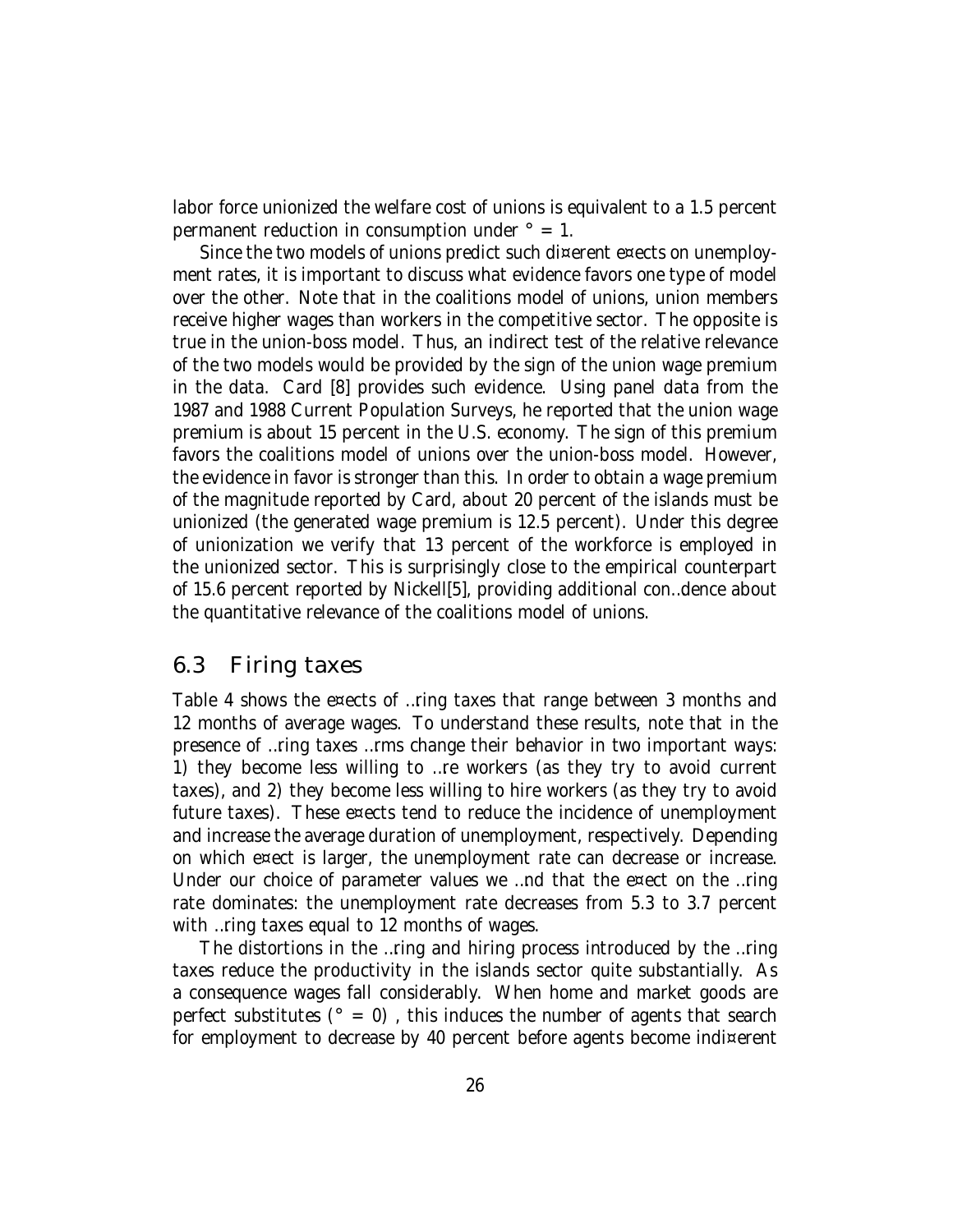labor force unionized the welfare cost of unions is equivalent to a 1.5 percent permanent reduction in consumption under $\gamma = 1$.

Since the two models of unions predict such different effects on unemployment rates, it is important to discuss what evidence favors one type of model over the other. Note that in the coalitions model of unions, union members receive higher wages than workers in the competitive sector. The opposite is true in the union-boss model. Thus, an indirect test of the relative relevance of the two models would be provided by the sign of the union wage premium in the data. Card [8] provides such evidence. Using panel data from the 1987 and 1988 Current Population Surveys, he reported that the union wage premium is about 15 percent in the U.S. economy. The sign of this premium favors the coalitions model of unions over the union-boss model. However, the evidence in favor is stronger than this. In order to obtain a wage premium of the magnitude reported by Card, about 20 percent of the islands must be unionized (the generated wage premium is 12.5 percent). Under this degree of unionization we verify that 13 percent of the workforce is employed in the unionized sector. This is surprisingly close to the empirical counterpart of 15.6 percent reported by Nickell[5], providing additional confidence about the quantitative relevance of the coalitions model of unions.

## 6.3 Firing taxes

Table 4 shows the effects of firing taxes that range between 3 months and 12 months of average wages. To understand these results, note that in the presence of firing taxes firms change their behavior in two important ways: 1) they become less willing to fire workers (as they try to avoid current taxes), and 2) they become less willing to hire workers (as they try to avoid future taxes). These effects tend to reduce the incidence of unemployment and increase the average duration of unemployment, respectively. Depending on which effect is larger, the unemployment rate can decrease or increase. Under our choice of parameter values we find that the effect on the firing rate dominates: the unemployment rate decreases from 5.3 to 3.7 percent with firing taxes equal to 12 months of wages.

The distortions in the firing and hiring process introduced by the firing taxes reduce the productivity in the islands sector quite substantially. As a consequence wages fall considerably. When home and market goods are perfect substitutes ($\gamma = 0$), this induces the number of agents that search for employment to decrease by 40 percent before agents become indifferent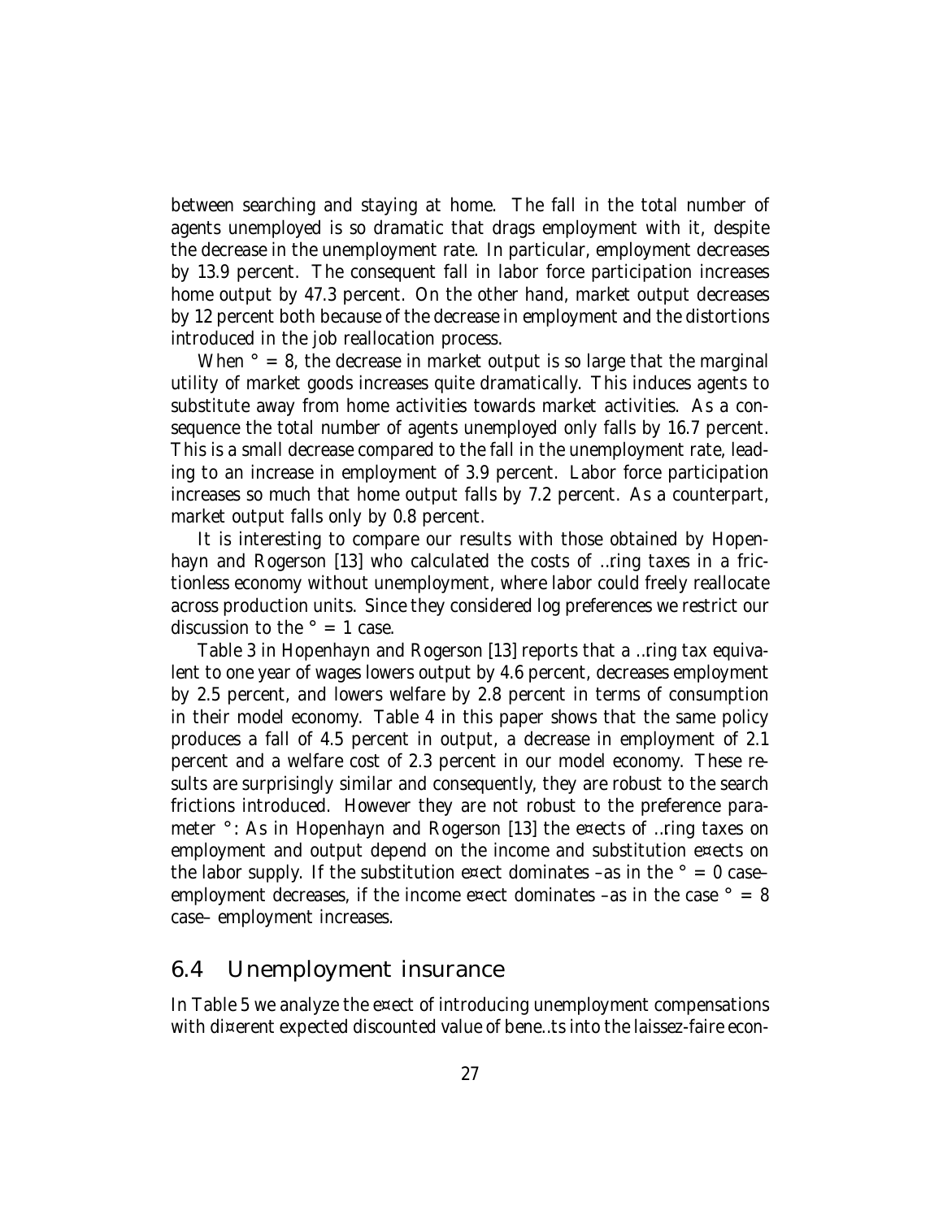between searching and staying at home. The fall in the total number of agents unemployed is so dramatic that drags employment with it, despite the decrease in the unemployment rate. In particular, employment decreases by 13.9 percent. The consequent fall in labor force participation increases home output by 47.3 percent. On the other hand, market output decreases by 12 percent both because of the decrease in employment and the distortions introduced in the job reallocation process.

When ° = 8, the decrease in market output is so large that the marginal utility of market goods increases quite dramatically. This induces agents to substitute away from home activities towards market activities. As a consequence the total number of agents unemployed only falls by 16.7 percent. This is a small decrease compared to the fall in the unemployment rate, leading to an increase in employment of 3.9 percent. Labor force participation increases so much that home output falls by 7.2 percent. As a counterpart, market output falls only by 0.8 percent.

It is interesting to compare our results with those obtained by Hopenhayn and Rogerson [13] who calculated the costs of firing taxes in a frictionless economy without unemployment, where labor could freely reallocate across production units. Since they considered log preferences we restrict our discussion to the ° = 1 case.

Table 3 in Hopenhayn and Rogerson [13] reports that a firing tax equivalent to one year of wages lowers output by 4.6 percent, decreases employment by 2.5 percent, and lowers welfare by 2.8 percent in terms of consumption in their model economy. Table 4 in this paper shows that the same policy produces a fall of 4.5 percent in output, a decrease in employment of 2.1 percent and a welfare cost of 2.3 percent in our model economy. These results are surprisingly similar and consequently, they are robust to the search frictions introduced. However they are not robust to the preference parameter °: As in Hopenhayn and Rogerson [13] the effects of firing taxes on employment and output depend on the income and substitution effects on the labor supply. If the substitution effect dominates –as in the ° = 0 case– employment decreases, if the income effect dominates –as in the case ° = 8 case– employment increases.

## 6.4 Unemployment insurance

In Table 5 we analyze the effect of introducing unemployment compensations with different expected discounted value of benefits into the laissez-faire econ-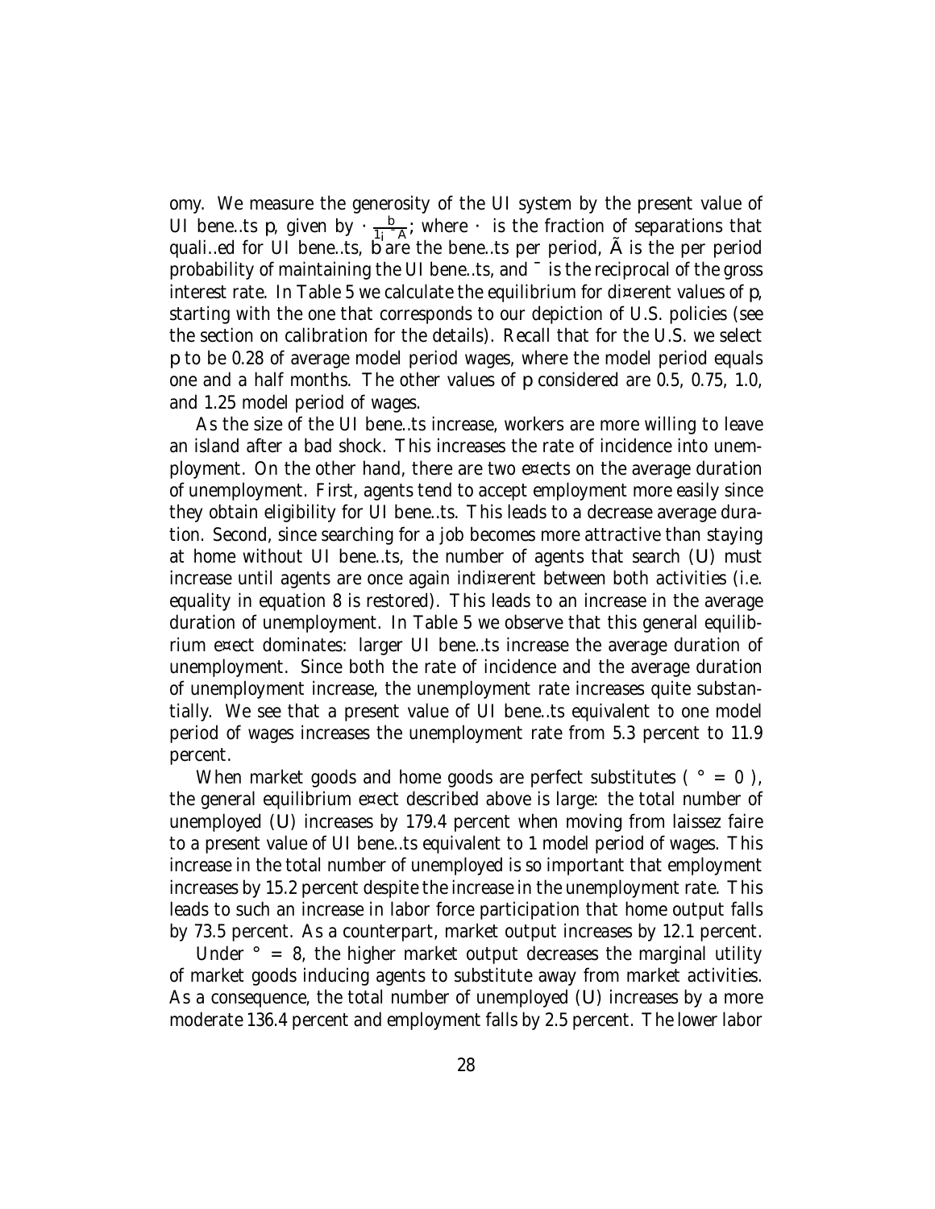omy. We measure the generosity of the UI system by the present value of UI benefits $p$, given by $\kappa \frac{b}{1-\beta\psi}$; where $\kappa$ is the fraction of separations that qualified for UI benefits, $b$ are the benefits per period, $\psi$ is the per period probability of maintaining the UI benefits, and $\beta$ is the reciprocal of the gross interest rate. In Table 5 we calculate the equilibrium for different values of $p$, starting with the one that corresponds to our depiction of U.S. policies (see the section on calibration for the details). Recall that for the U.S. we select $p$ to be 0.28 of average model period wages, where the model period equals one and a half months. The other values of $p$ considered are 0.5, 0.75, 1.0, and 1.25 model period of wages.

As the size of the UI benefits increase, workers are more willing to leave an island after a bad shock. This increases the rate of incidence into unemployment. On the other hand, there are two effects on the average duration of unemployment. First, agents tend to accept employment more easily since they obtain eligibility for UI benefits. This leads to a decrease average duration. Second, since searching for a job becomes more attractive than staying at home without UI benefits, the number of agents that search ($U$) must increase until agents are once again indifferent between both activities (i.e. equality in equation 8 is restored). This leads to an increase in the average duration of unemployment. In Table 5 we observe that this general equilibrium effect dominates: larger UI benefits increase the average duration of unemployment. Since both the rate of incidence and the average duration of unemployment increase, the unemployment rate increases quite substantially. We see that a present value of UI benefits equivalent to one model period of wages increases the unemployment rate from 5.3 percent to 11.9 percent.

When market goods and home goods are perfect substitutes ( $\gamma = 0$ ), the general equilibrium effect described above is large: the total number of unemployed ($U$) increases by 179.4 percent when moving from laissez faire to a present value of UI benefits equivalent to 1 model period of wages. This increase in the total number of unemployed is so important that employment increases by 15.2 percent despite the increase in the unemployment rate. This leads to such an increase in labor force participation that home output falls by 73.5 percent. As a counterpart, market output increases by 12.1 percent.

Under $\gamma = 8$, the higher market output decreases the marginal utility of market goods inducing agents to substitute away from market activities. As a consequence, the total number of unemployed ($U$) increases by a more moderate 136.4 percent and employment falls by 2.5 percent. The lower labor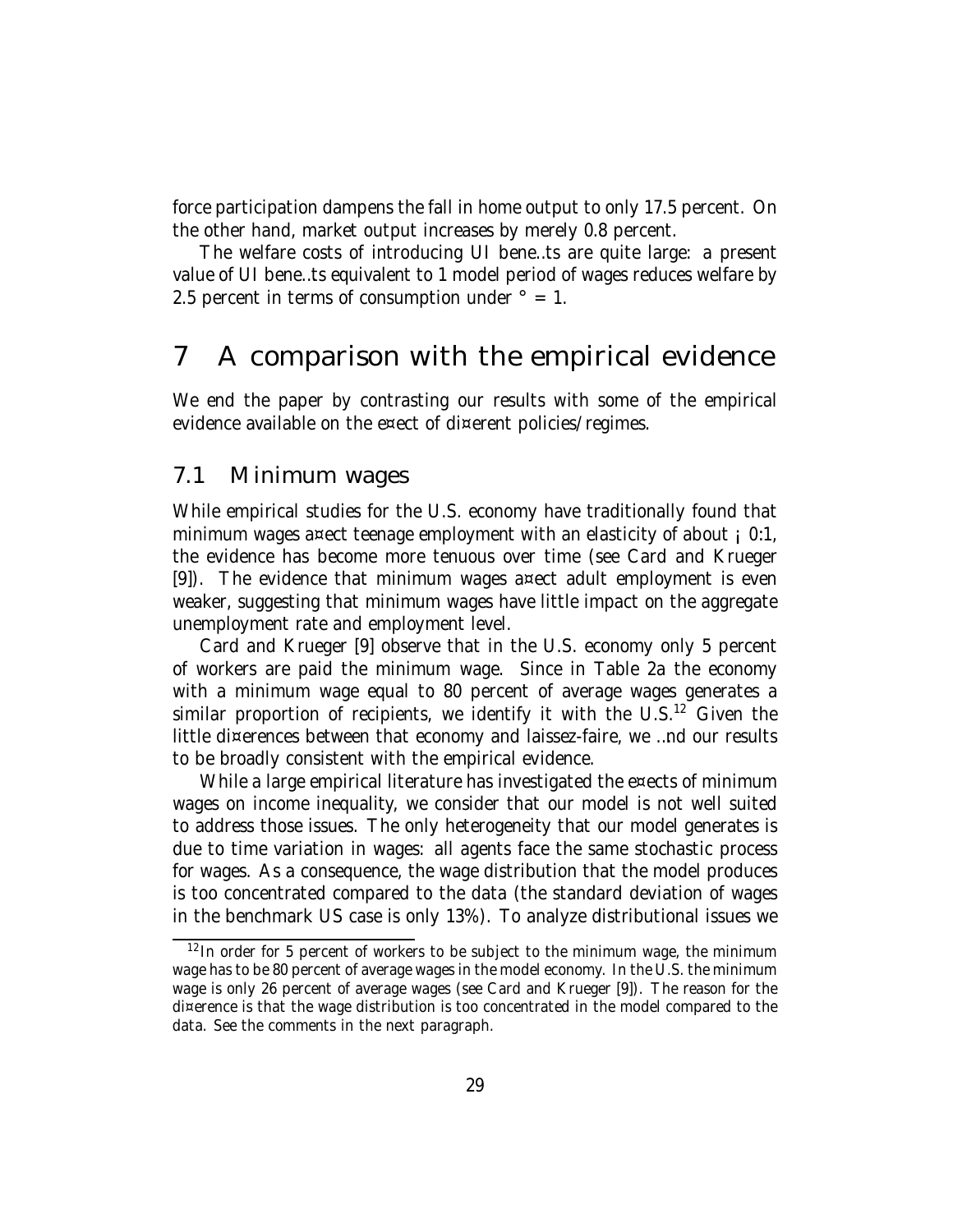force participation dampens the fall in home output to only 17.5 percent. On the other hand, market output increases by merely 0.8 percent.

The welfare costs of introducing UI benefits are quite large: a present value of UI benefits equivalent to 1 model period of wages reduces welfare by 2.5 percent in terms of consumption under $\gamma = 1$.

# 7 A comparison with the empirical evidence

We end the paper by contrasting our results with some of the empirical evidence available on the effect of different policies/regimes.

## 7.1 Minimum wages

While empirical studies for the U.S. economy have traditionally found that minimum wages affect teenage employment with an elasticity of about $-0.1$, the evidence has become more tenuous over time (see Card and Krueger [9]). The evidence that minimum wages affect adult employment is even weaker, suggesting that minimum wages have little impact on the aggregate unemployment rate and employment level.

Card and Krueger [9] observe that in the U.S. economy only 5 percent of workers are paid the minimum wage. Since in Table 2a the economy with a minimum wage equal to 80 percent of average wages generates a similar proportion of recipients, we identify it with the U.S.[12] Given the little differences between that economy and laissez-faire, we find our results to be broadly consistent with the empirical evidence.

While a large empirical literature has investigated the effects of minimum wages on income inequality, we consider that our model is not well suited to address those issues. The only heterogeneity that our model generates is due to time variation in wages: all agents face the same stochastic process for wages. As a consequence, the wage distribution that the model produces is too concentrated compared to the data (the standard deviation of wages in the benchmark US case is only 13%). To analyze distributional issues we

[12] In order for 5 percent of workers to be subject to the minimum wage, the minimum wage has to be 80 percent of average wages in the model economy. In the U.S. the minimum wage is only 26 percent of average wages (see Card and Krueger [9]). The reason for the difference is that the wage distribution is too concentrated in the model compared to the data. See the comments in the next paragraph.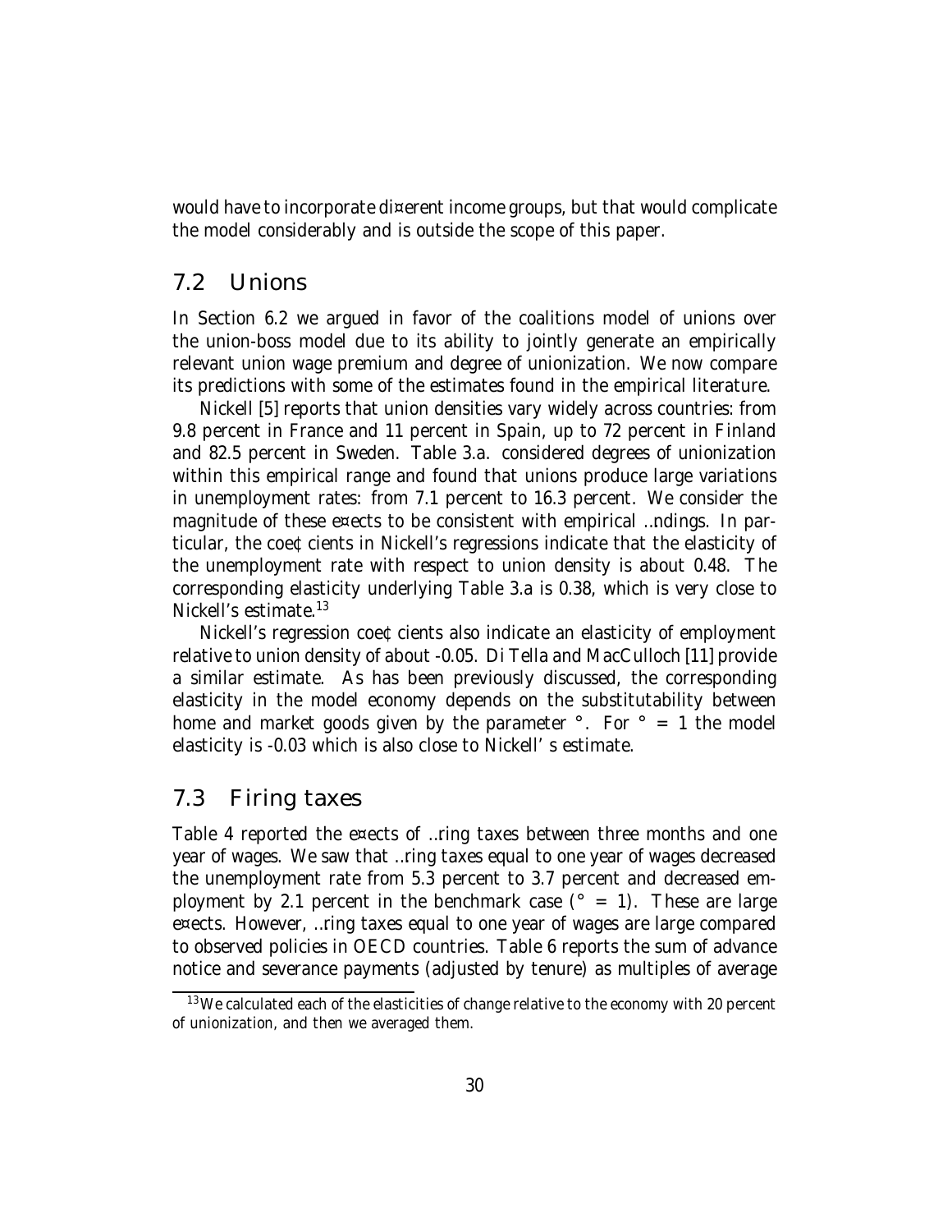would have to incorporate different income groups, but that would complicate the model considerably and is outside the scope of this paper.

## 7.2 Unions

In Section 6.2 we argued in favor of the coalitions model of unions over the union-boss model due to its ability to jointly generate an empirically relevant union wage premium and degree of unionization. We now compare its predictions with some of the estimates found in the empirical literature.

Nickell [5] reports that union densities vary widely across countries: from 9.8 percent in France and 11 percent in Spain, up to 72 percent in Finland and 82.5 percent in Sweden. Table 3.a. considered degrees of unionization within this empirical range and found that unions produce large variations in unemployment rates: from 7.1 percent to 16.3 percent. We consider the magnitude of these effects to be consistent with empirical findings. In particular, the coefficients in Nickell's regressions indicate that the elasticity of the unemployment rate with respect to union density is about 0.48. The corresponding elasticity underlying Table 3.a is 0.38, which is very close to Nickell's estimate.[13]

Nickell's regression coefficients also indicate an elasticity of employment relative to union density of about -0.05. Di Tella and MacCulloch [11] provide a similar estimate. As has been previously discussed, the corresponding elasticity in the model economy depends on the substitutability between home and market goods given by the parameter $\gamma$. For $\gamma = 1$ the model elasticity is -0.03 which is also close to Nickell's estimate.

## 7.3 Firing taxes

Table 4 reported the effects of firing taxes between three months and one year of wages. We saw that firing taxes equal to one year of wages decreased the unemployment rate from 5.3 percent to 3.7 percent and decreased employment by 2.1 percent in the benchmark case ($\gamma = 1$). These are large effects. However, firing taxes equal to one year of wages are large compared to observed policies in OECD countries. Table 6 reports the sum of advance notice and severance payments (adjusted by tenure) as multiples of average

[13] We calculated each of the elasticities of change relative to the economy with 20 percent of unionization, and then we averaged them.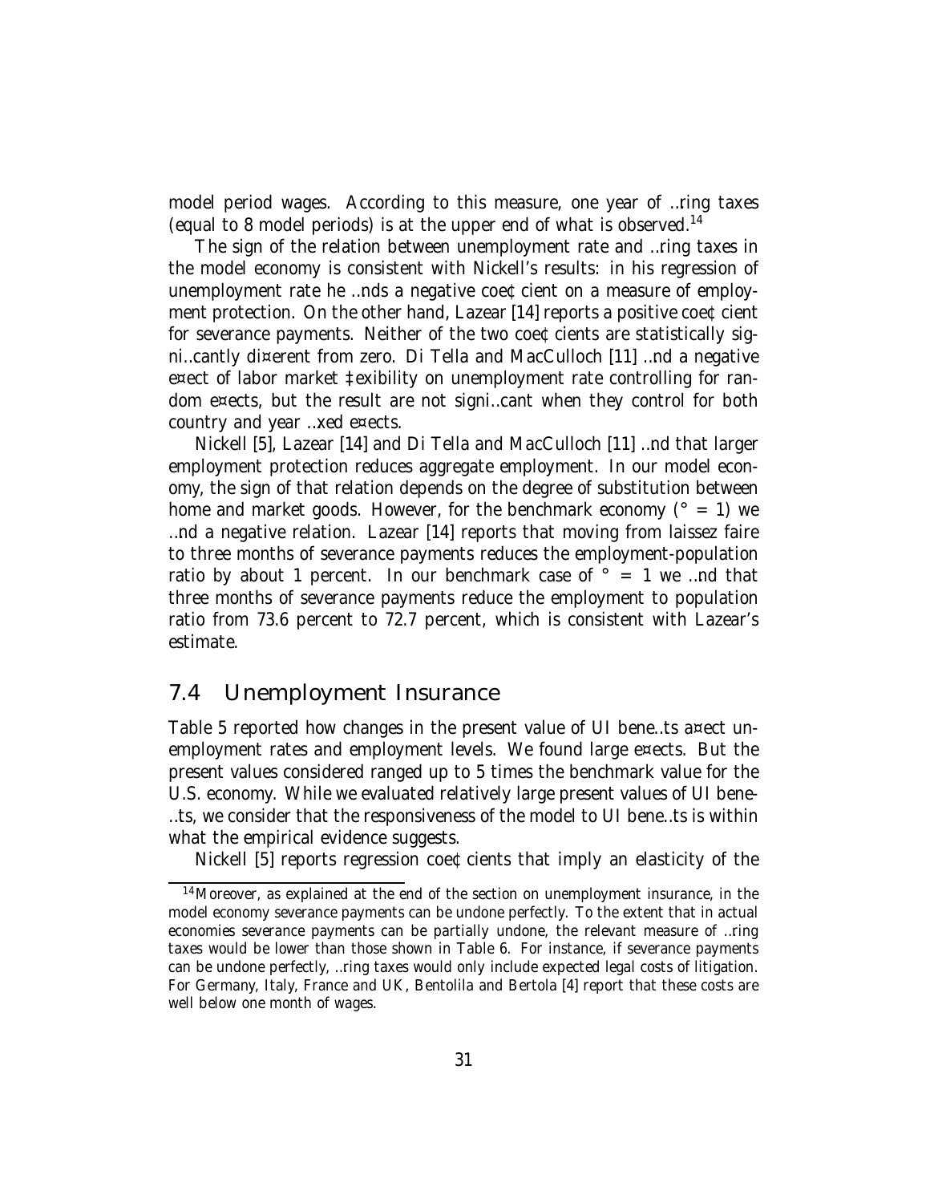model period wages. According to this measure, one year of firing taxes (equal to 8 model periods) is at the upper end of what is observed.[14]

The sign of the relation between unemployment rate and firing taxes in the model economy is consistent with Nickell's results: in his regression of unemployment rate he finds a negative coefficient on a measure of employment protection. On the other hand, Lazear [14] reports a positive coefficient for severance payments. Neither of the two coefficients are statistically significantly different from zero. Di Tella and MacCulloch [11] find a negative effect of labor market flexibility on unemployment rate controlling for random effects, but the result are not significant when they control for both country and year fixed effects.

Nickell [5], Lazear [14] and Di Tella and MacCulloch [11] find that larger employment protection reduces aggregate employment. In our model economy, the sign of that relation depends on the degree of substitution between home and market goods. However, for the benchmark economy ($\gamma = 1$) we find a negative relation. Lazear [14] reports that moving from laissez faire to three months of severance payments reduces the employment-population ratio by about 1 percent. In our benchmark case of $\gamma = 1$ we find that three months of severance payments reduce the employment to population ratio from 73.6 percent to 72.7 percent, which is consistent with Lazear's estimate.

## 7.4 Unemployment Insurance

Table 5 reported how changes in the present value of UI benefits affect unemployment rates and employment levels. We found large effects. But the present values considered ranged up to 5 times the benchmark value for the U.S. economy. While we evaluated relatively large present values of UI benefits, we consider that the responsiveness of the model to UI benefits is within what the empirical evidence suggests.

Nickell [5] reports regression coefficients that imply an elasticity of the

[14] Moreover, as explained at the end of the section on unemployment insurance, in the model economy severance payments can be undone perfectly. To the extent that in actual economies severance payments can be partially undone, the relevant measure of firing taxes would be lower than those shown in Table 6. For instance, if severance payments can be undone perfectly, firing taxes would only include expected legal costs of litigation. For Germany, Italy, France and UK, Bentolila and Bertola [4] report that these costs are well below one month of wages.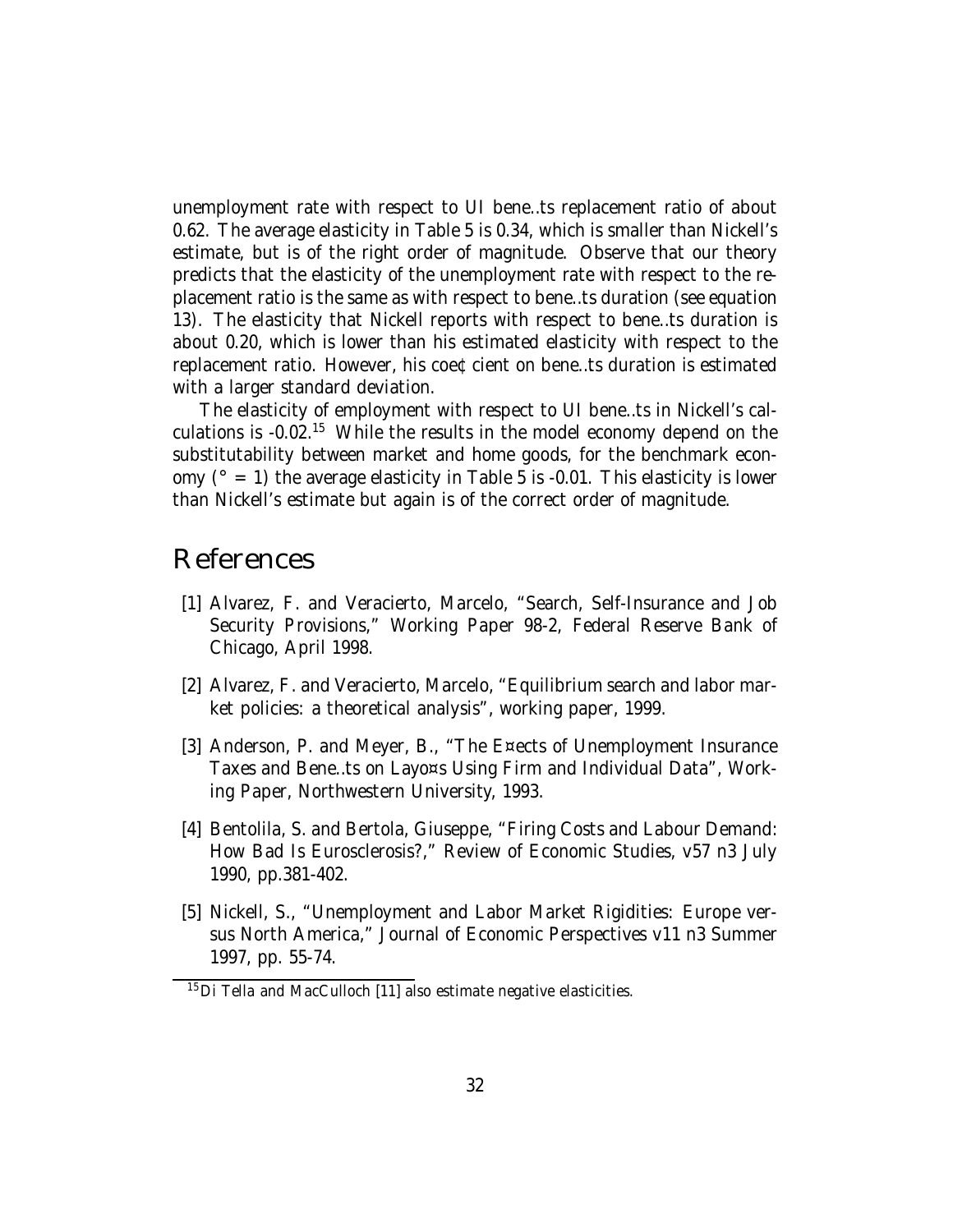unemployment rate with respect to UI benefits replacement ratio of about 0.62. The average elasticity in Table 5 is 0.34, which is smaller than Nickell's estimate, but is of the right order of magnitude. Observe that our theory predicts that the elasticity of the unemployment rate with respect to the replacement ratio is the same as with respect to benefits duration (see equation 13). The elasticity that Nickell reports with respect to benefits duration is about 0.20, which is lower than his estimated elasticity with respect to the replacement ratio. However, his coefficient on benefits duration is estimated with a larger standard deviation.

The elasticity of employment with respect to UI benefits in Nickell's calculations is -0.02.[15] While the results in the model economy depend on the substitutability between market and home goods, for the benchmark economy ($\gamma = 1$) the average elasticity in Table 5 is -0.01. This elasticity is lower than Nickell's estimate but again is of the correct order of magnitude.

# References

[1] Alvarez, F. and Veracierto, Marcelo, "Search, Self-Insurance and Job Security Provisions," Working Paper 98-2, Federal Reserve Bank of Chicago, April 1998.

[2] Alvarez, F. and Veracierto, Marcelo, "Equilibrium search and labor market policies: a theoretical analysis", working paper, 1999.

[3] Anderson, P. and Meyer, B., "The Effects of Unemployment Insurance Taxes and Benefits on Layoffs Using Firm and Individual Data", Working Paper, Northwestern University, 1993.

[4] Bentolila, S. and Bertola, Giuseppe, "Firing Costs and Labour Demand: How Bad Is Eurosclerosis?," Review of Economic Studies, v57 n3 July 1990, pp.381-402.

[5] Nickell, S., "Unemployment and Labor Market Rigidities: Europe versus North America," Journal of Economic Perspectives v11 n3 Summer 1997, pp. 55-74.

[15] Di Tella and MacCulloch [11] also estimate negative elasticities.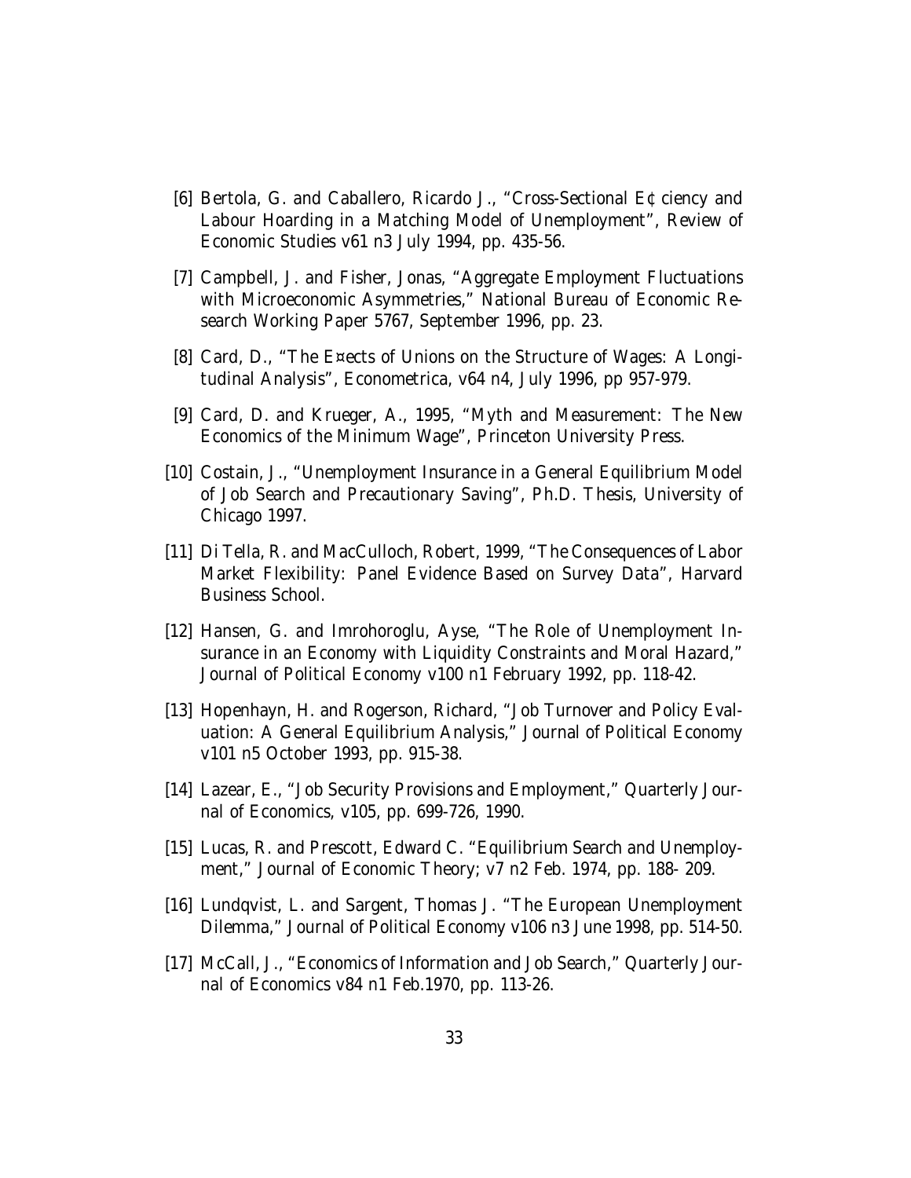[6] Bertola, G. and Caballero, Ricardo J., "Cross-Sectional E¢ ciency and Labour Hoarding in a Matching Model of Unemployment", Review of Economic Studies v61 n3 July 1994, pp. 435-56.

[7] Campbell, J. and Fisher, Jonas, "Aggregate Employment Fluctuations with Microeconomic Asymmetries," National Bureau of Economic Research Working Paper 5767, September 1996, pp. 23.

[8] Card, D., "The E¤ects of Unions on the Structure of Wages: A Longitudinal Analysis", Econometrica, v64 n4, July 1996, pp 957-979.

[9] Card, D. and Krueger, A., 1995, "Myth and Measurement: The New Economics of the Minimum Wage", Princeton University Press.

[10] Costain, J., "Unemployment Insurance in a General Equilibrium Model of Job Search and Precautionary Saving", Ph.D. Thesis, University of Chicago 1997.

[11] Di Tella, R. and MacCulloch, Robert, 1999, "The Consequences of Labor Market Flexibility: Panel Evidence Based on Survey Data", Harvard Business School.

[12] Hansen, G. and Imrohoroglu, Ayse, "The Role of Unemployment Insurance in an Economy with Liquidity Constraints and Moral Hazard," Journal of Political Economy v100 n1 February 1992, pp. 118-42.

[13] Hopenhayn, H. and Rogerson, Richard, "Job Turnover and Policy Evaluation: A General Equilibrium Analysis," Journal of Political Economy v101 n5 October 1993, pp. 915-38.

[14] Lazear, E., "Job Security Provisions and Employment," Quarterly Journal of Economics, v105, pp. 699-726, 1990.

[15] Lucas, R. and Prescott, Edward C. "Equilibrium Search and Unemployment," Journal of Economic Theory; v7 n2 Feb. 1974, pp. 188- 209.

[16] Lundqvist, L. and Sargent, Thomas J. "The European Unemployment Dilemma," Journal of Political Economy v106 n3 June 1998, pp. 514-50.

[17] McCall, J., "Economics of Information and Job Search," Quarterly Journal of Economics v84 n1 Feb.1970, pp. 113-26.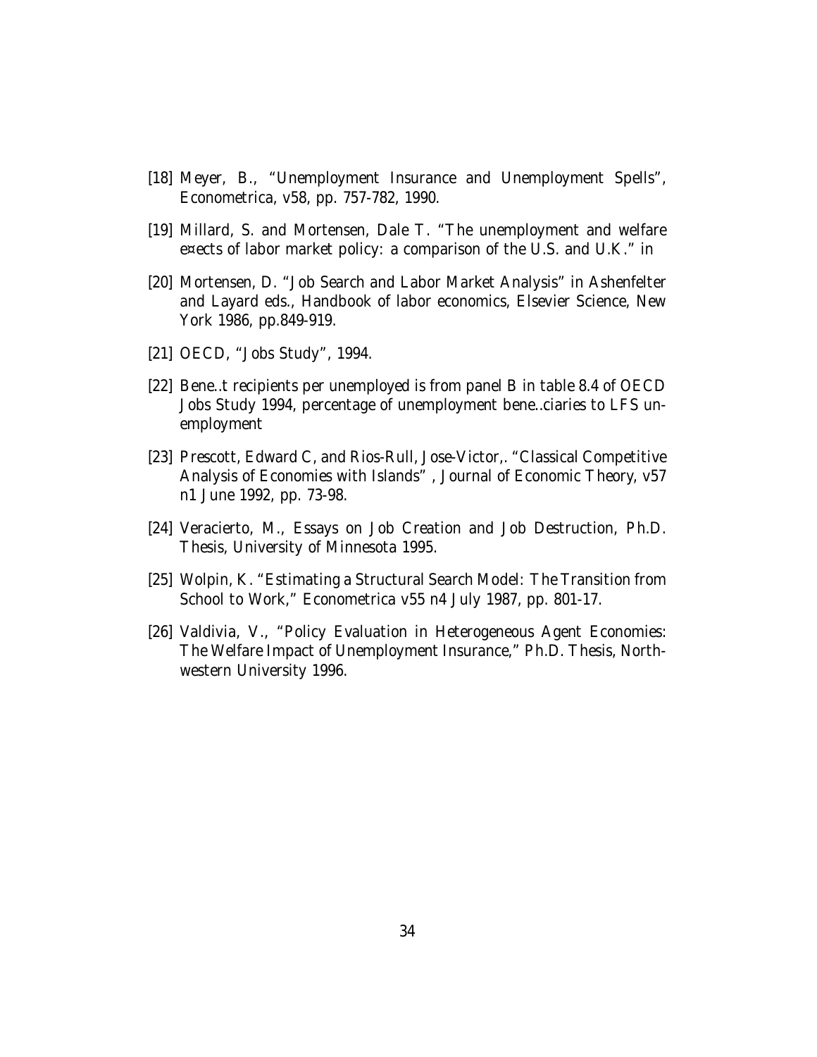[18] Meyer, B., "Unemployment Insurance and Unemployment Spells", Econometrica, v58, pp. 757-782, 1990.

[19] Millard, S. and Mortensen, Dale T. "The unemployment and welfare e¤ects of labor market policy: a comparison of the U.S. and U.K." in

[20] Mortensen, D. "Job Search and Labor Market Analysis" in Ashenfelter and Layard eds., Handbook of labor economics, Elsevier Science, New York 1986, pp.849-919.

[21] OECD, "Jobs Study", 1994.

[22] Bene..t recipients per unemployed is from panel B in table 8.4 of OECD Jobs Study 1994, percentage of unemployment bene..ciaries to LFS unemployment

[23] Prescott, Edward C, and Rios-Rull, Jose-Victor,. "Classical Competitive Analysis of Economies with Islands" , Journal of Economic Theory, v57 n1 June 1992, pp. 73-98.

[24] Veracierto, M., Essays on Job Creation and Job Destruction, Ph.D. Thesis, University of Minnesota 1995.

[25] Wolpin, K. "Estimating a Structural Search Model: The Transition from School to Work," Econometrica v55 n4 July 1987, pp. 801-17.

[26] Valdivia, V., "Policy Evaluation in Heterogeneous Agent Economies: The Welfare Impact of Unemployment Insurance," Ph.D. Thesis, Northwestern University 1996.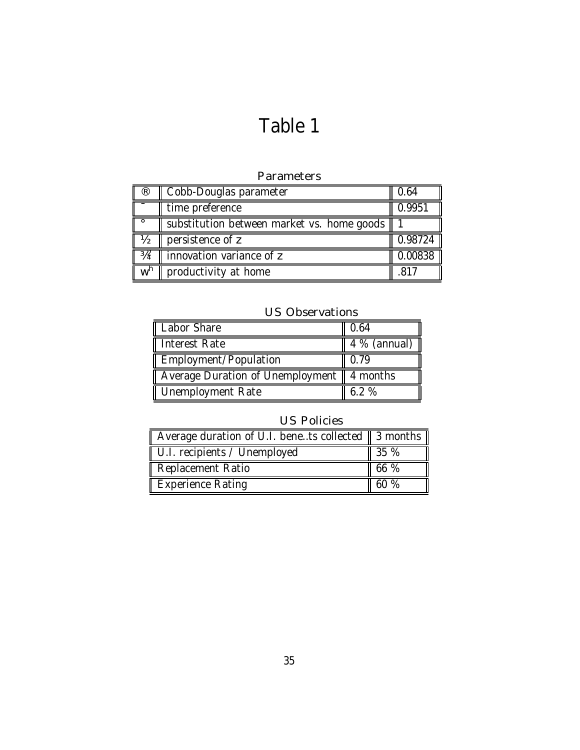# Table 1

### Parameters

| | | |
|---|---|---|
| $\alpha$ | Cobb-Douglas parameter | 0.64 |
| $\beta$ | time preference | 0.9951 |
| $\gamma$ | substitution between market vs. home goods | 1 |
| $\rho$ | persistence of z | 0.98724 |
| $\sigma^2$ | innovation variance of z | 0.00838 |
| $w^h$ | productivity at home | .817 |

### US Observations

| | |
|---|---|
| Labor Share | 0.64 |
| Interest Rate | 4 % (annual) |
| Employment/Population | 0.79 |
| Average Duration of Unemployment | 4 months |
| Unemployment Rate | 6.2 % |

### US Policies

| | |
|---|---|
| Average duration of U.I. benefits collected | 3 months |
| U.I. recipients / Unemployed | 35 % |
| Replacement Ratio | 66 % |
| Experience Rating | 60 % |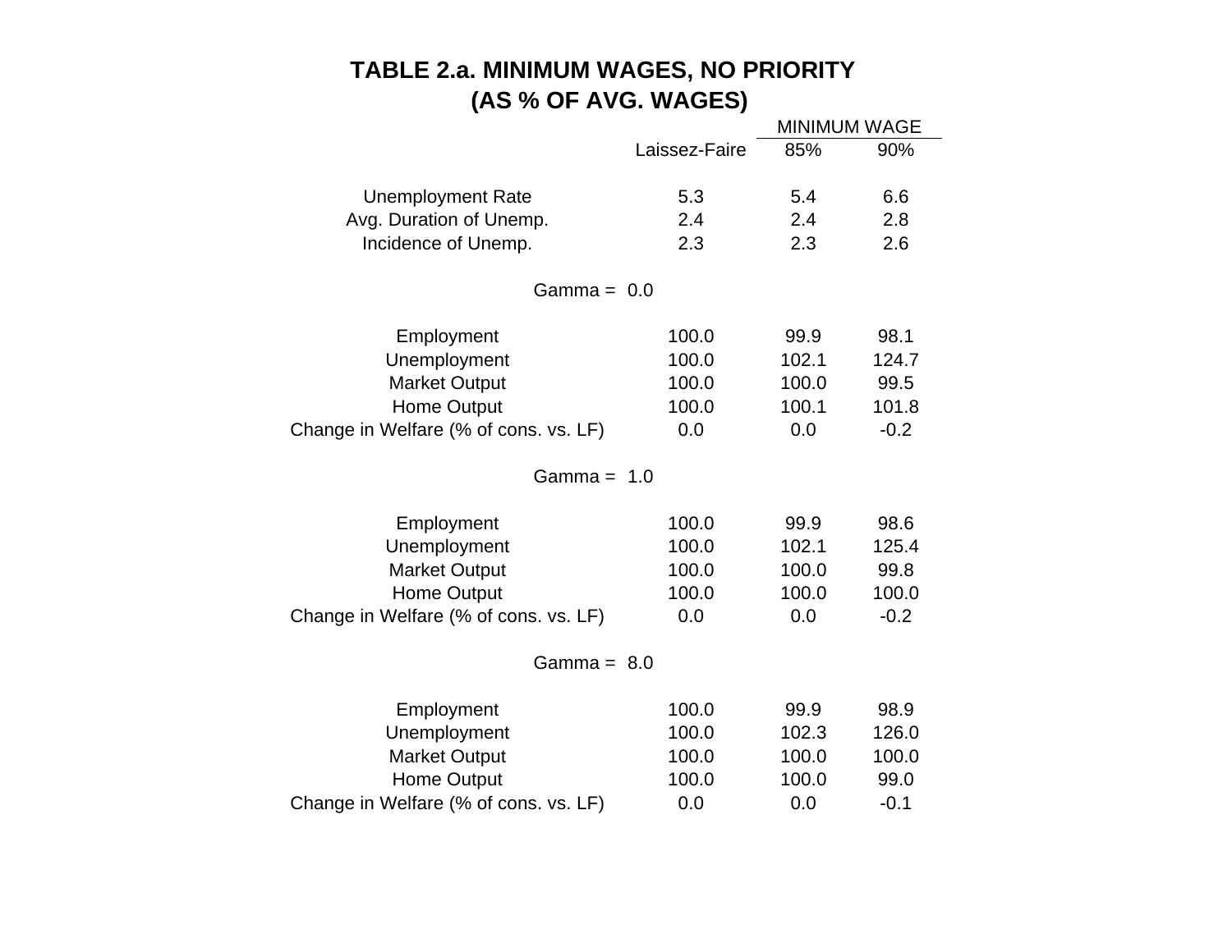# TABLE 2.a. MINIMUM WAGES, NO PRIORITY (AS % OF AVG. WAGES)

| | Laissez-Faire | MINIMUM WAGE 85% | MINIMUM WAGE 90% |
|---|---|---|---|
| Unemployment Rate | 5.3 | 5.4 | 6.6 |
| Avg. Duration of Unemp. | 2.4 | 2.4 | 2.8 |
| Incidence of Unemp. | 2.3 | 2.3 | 2.6 |
| **Gamma = 0.0** | | | |
| Employment | 100.0 | 99.9 | 98.1 |
| Unemployment | 100.0 | 102.1 | 124.7 |
| Market Output | 100.0 | 100.0 | 99.5 |
| Home Output | 100.0 | 100.1 | 101.8 |
| Change in Welfare (% of cons. vs. LF) | 0.0 | 0.0 | -0.2 |
| **Gamma = 1.0** | | | |
| Employment | 100.0 | 99.9 | 98.6 |
| Unemployment | 100.0 | 102.1 | 125.4 |
| Market Output | 100.0 | 100.0 | 99.8 |
| Home Output | 100.0 | 100.0 | 100.0 |
| Change in Welfare (% of cons. vs. LF) | 0.0 | 0.0 | -0.2 |
| **Gamma = 8.0** | | | |
| Employment | 100.0 | 99.9 | 98.9 |
| Unemployment | 100.0 | 102.3 | 126.0 |
| Market Output | 100.0 | 100.0 | 100.0 |
| Home Output | 100.0 | 100.0 | 99.0 |
| Change in Welfare (% of cons. vs. LF) | 0.0 | 0.0 | -0.1 |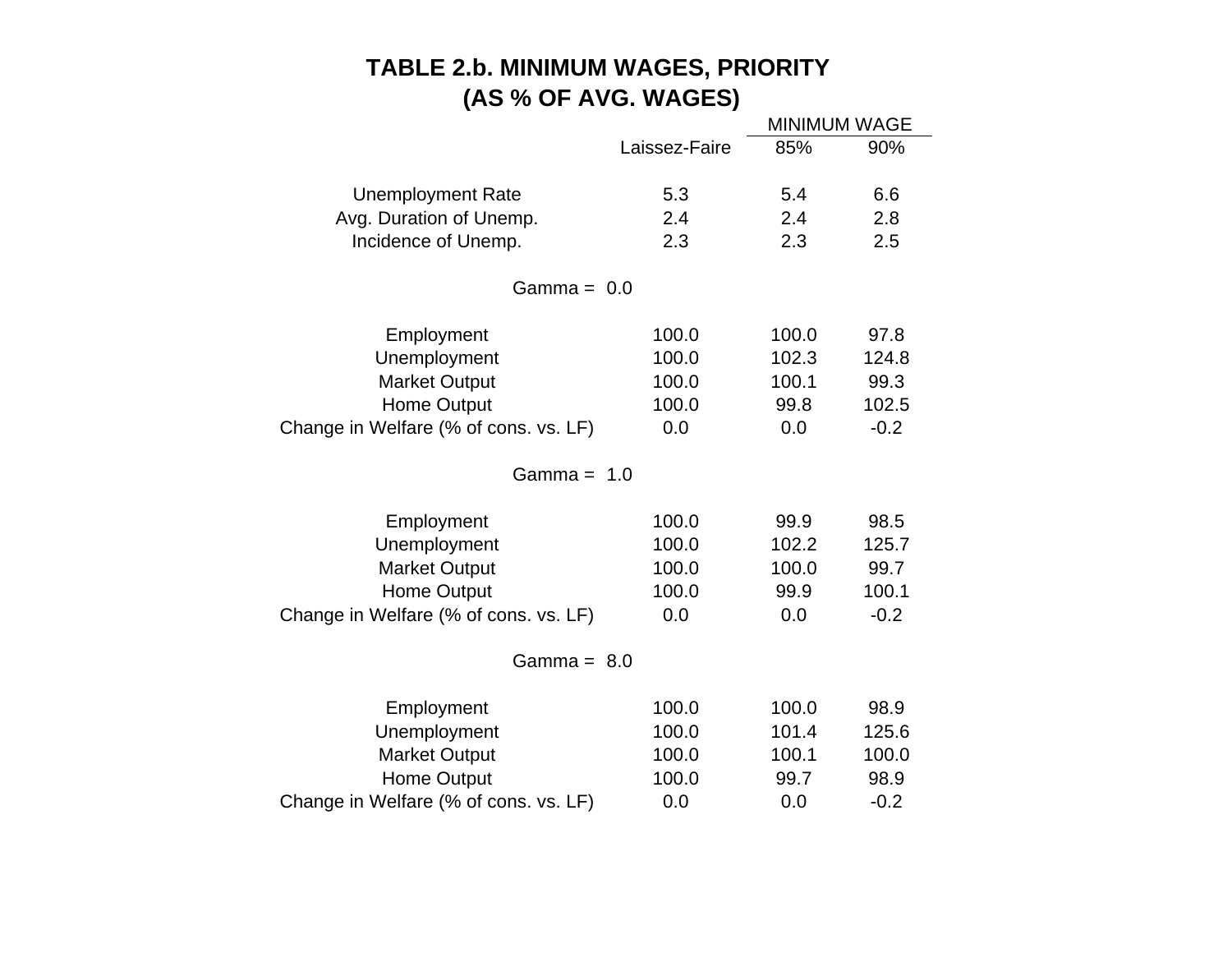# TABLE 2.b. MINIMUM WAGES, PRIORITY (AS % OF AVG. WAGES)

| | Laissez-Faire | MINIMUM WAGE 85% | 90% |
|---|---|---|---|
| Unemployment Rate | 5.3 | 5.4 | 6.6 |
| Avg. Duration of Unemp. | 2.4 | 2.4 | 2.8 |
| Incidence of Unemp. | 2.3 | 2.3 | 2.5 |
| **Gamma = 0.0** | | | |
| Employment | 100.0 | 100.0 | 97.8 |
| Unemployment | 100.0 | 102.3 | 124.8 |
| Market Output | 100.0 | 100.1 | 99.3 |
| Home Output | 100.0 | 99.8 | 102.5 |
| Change in Welfare (% of cons. vs. LF) | 0.0 | 0.0 | -0.2 |
| **Gamma = 1.0** | | | |
| Employment | 100.0 | 99.9 | 98.5 |
| Unemployment | 100.0 | 102.2 | 125.7 |
| Market Output | 100.0 | 100.0 | 99.7 |
| Home Output | 100.0 | 99.9 | 100.1 |
| Change in Welfare (% of cons. vs. LF) | 0.0 | 0.0 | -0.2 |
| **Gamma = 8.0** | | | |
| Employment | 100.0 | 100.0 | 98.9 |
| Unemployment | 100.0 | 101.4 | 125.6 |
| Market Output | 100.0 | 100.1 | 100.0 |
| Home Output | 100.0 | 99.7 | 98.9 |
| Change in Welfare (% of cons. vs. LF) | 0.0 | 0.0 | -0.2 |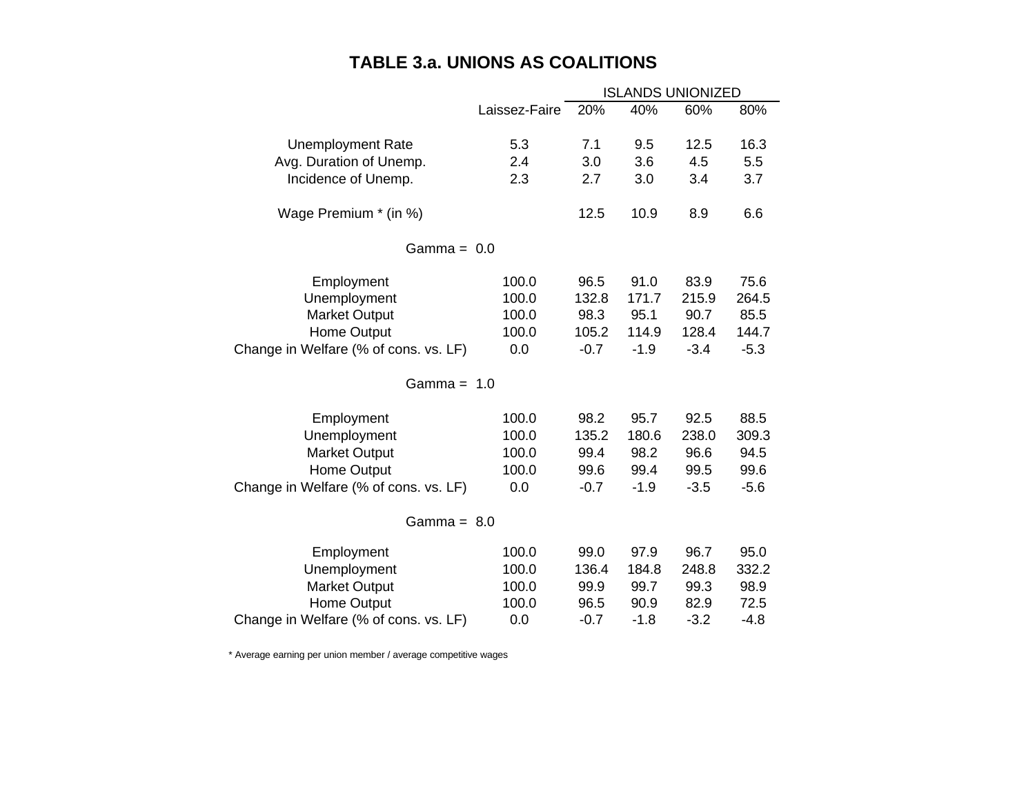# TABLE 3.a. UNIONS AS COALITIONS

| | Laissez-Faire | ISLANDS UNIONIZED 20% | 40% | 60% | 80% |
|---|---|---|---|---|---|
| Unemployment Rate | 5.3 | 7.1 | 9.5 | 12.5 | 16.3 |
| Avg. Duration of Unemp. | 2.4 | 3.0 | 3.6 | 4.5 | 5.5 |
| Incidence of Unemp. | 2.3 | 2.7 | 3.0 | 3.4 | 3.7 |
| Wage Premium * (in %) | | 12.5 | 10.9 | 8.9 | 6.6 |
| **Gamma = 0.0** | | | | | |
| Employment | 100.0 | 96.5 | 91.0 | 83.9 | 75.6 |
| Unemployment | 100.0 | 132.8 | 171.7 | 215.9 | 264.5 |
| Market Output | 100.0 | 98.3 | 95.1 | 90.7 | 85.5 |
| Home Output | 100.0 | 105.2 | 114.9 | 128.4 | 144.7 |
| Change in Welfare (% of cons. vs. LF) | 0.0 | -0.7 | -1.9 | -3.4 | -5.3 |
| **Gamma = 1.0** | | | | | |
| Employment | 100.0 | 98.2 | 95.7 | 92.5 | 88.5 |
| Unemployment | 100.0 | 135.2 | 180.6 | 238.0 | 309.3 |
| Market Output | 100.0 | 99.4 | 98.2 | 96.6 | 94.5 |
| Home Output | 100.0 | 99.6 | 99.4 | 99.5 | 99.6 |
| Change in Welfare (% of cons. vs. LF) | 0.0 | -0.7 | -1.9 | -3.5 | -5.6 |
| **Gamma = 8.0** | | | | | |
| Employment | 100.0 | 99.0 | 97.9 | 96.7 | 95.0 |
| Unemployment | 100.0 | 136.4 | 184.8 | 248.8 | 332.2 |
| Market Output | 100.0 | 99.9 | 99.7 | 99.3 | 98.9 |
| Home Output | 100.0 | 96.5 | 90.9 | 82.9 | 72.5 |
| Change in Welfare (% of cons. vs. LF) | 0.0 | -0.7 | -1.8 | -3.2 | -4.8 |

* Average earning per union member / average competitive wages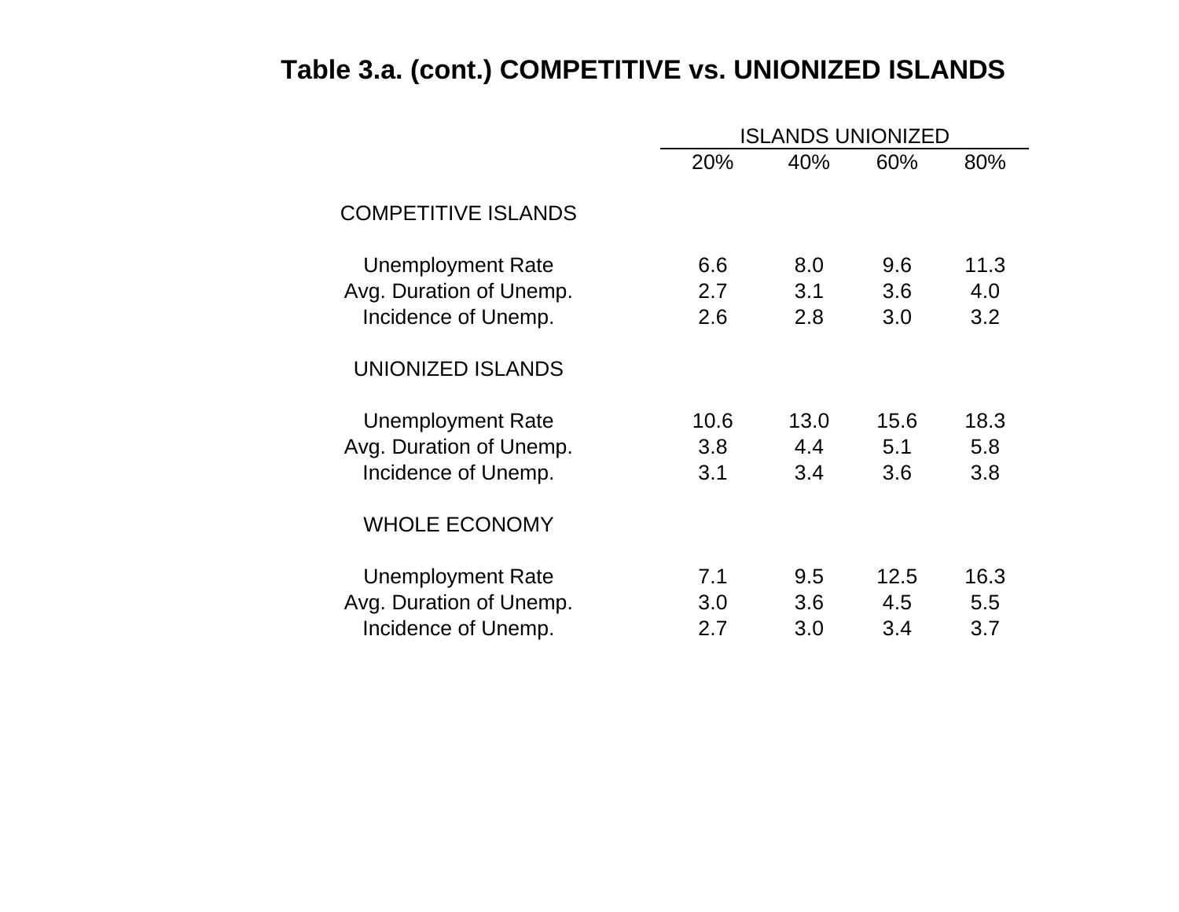## Table 3.a. (cont.) COMPETITIVE vs. UNIONIZED ISLANDS

| | ISLANDS UNIONIZED | | | |
|---|---|---|---|---|
| | 20% | 40% | 60% | 80% |
| COMPETITIVE ISLANDS | | | | |
| Unemployment Rate | 6.6 | 8.0 | 9.6 | 11.3 |
| Avg. Duration of Unemp. | 2.7 | 3.1 | 3.6 | 4.0 |
| Incidence of Unemp. | 2.6 | 2.8 | 3.0 | 3.2 |
| UNIONIZED ISLANDS | | | | |
| Unemployment Rate | 10.6 | 13.0 | 15.6 | 18.3 |
| Avg. Duration of Unemp. | 3.8 | 4.4 | 5.1 | 5.8 |
| Incidence of Unemp. | 3.1 | 3.4 | 3.6 | 3.8 |
| WHOLE ECONOMY | | | | |
| Unemployment Rate | 7.1 | 9.5 | 12.5 | 16.3 |
| Avg. Duration of Unemp. | 3.0 | 3.6 | 4.5 | 5.5 |
| Incidence of Unemp. | 2.7 | 3.0 | 3.4 | 3.7 |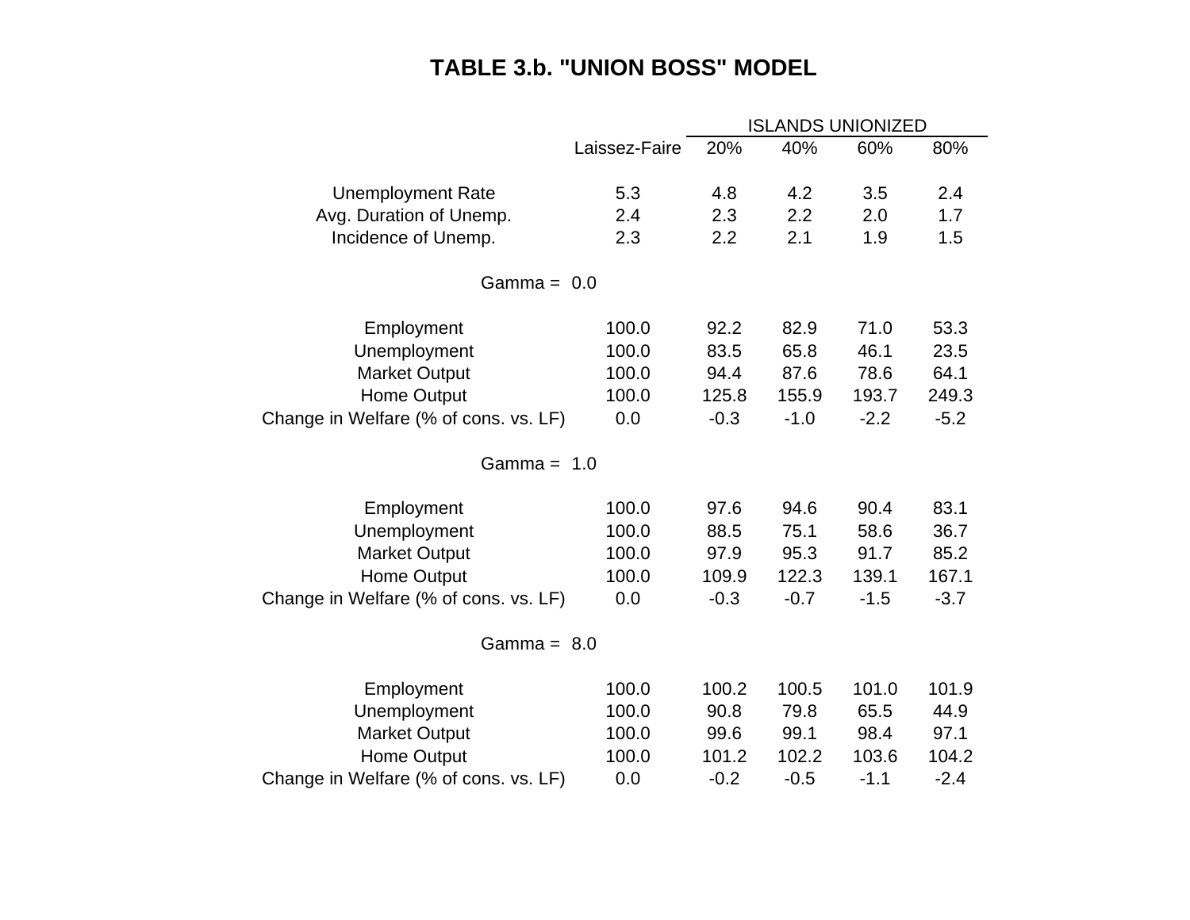# TABLE 3.b. "UNION BOSS" MODEL

| | Laissez-Faire | ISLANDS UNIONIZED | | | |
|---|---|---|---|---|---|
| | | 20% | 40% | 60% | 80% |
| Unemployment Rate | 5.3 | 4.8 | 4.2 | 3.5 | 2.4 |
| Avg. Duration of Unemp. | 2.4 | 2.3 | 2.2 | 2.0 | 1.7 |
| Incidence of Unemp. | 2.3 | 2.2 | 2.1 | 1.9 | 1.5 |
| Gamma = 0.0 | | | | | |
| Employment | 100.0 | 92.2 | 82.9 | 71.0 | 53.3 |
| Unemployment | 100.0 | 83.5 | 65.8 | 46.1 | 23.5 |
| Market Output | 100.0 | 94.4 | 87.6 | 78.6 | 64.1 |
| Home Output | 100.0 | 125.8 | 155.9 | 193.7 | 249.3 |
| Change in Welfare (% of cons. vs. LF) | 0.0 | -0.3 | -1.0 | -2.2 | -5.2 |
| Gamma = 1.0 | | | | | |
| Employment | 100.0 | 97.6 | 94.6 | 90.4 | 83.1 |
| Unemployment | 100.0 | 88.5 | 75.1 | 58.6 | 36.7 |
| Market Output | 100.0 | 97.9 | 95.3 | 91.7 | 85.2 |
| Home Output | 100.0 | 109.9 | 122.3 | 139.1 | 167.1 |
| Change in Welfare (% of cons. vs. LF) | 0.0 | -0.3 | -0.7 | -1.5 | -3.7 |
| Gamma = 8.0 | | | | | |
| Employment | 100.0 | 100.2 | 100.5 | 101.0 | 101.9 |
| Unemployment | 100.0 | 90.8 | 79.8 | 65.5 | 44.9 |
| Market Output | 100.0 | 99.6 | 99.1 | 98.4 | 97.1 |
| Home Output | 100.0 | 101.2 | 102.2 | 103.6 | 104.2 |
| Change in Welfare (% of cons. vs. LF) | 0.0 | -0.2 | -0.5 | -1.1 | -2.4 |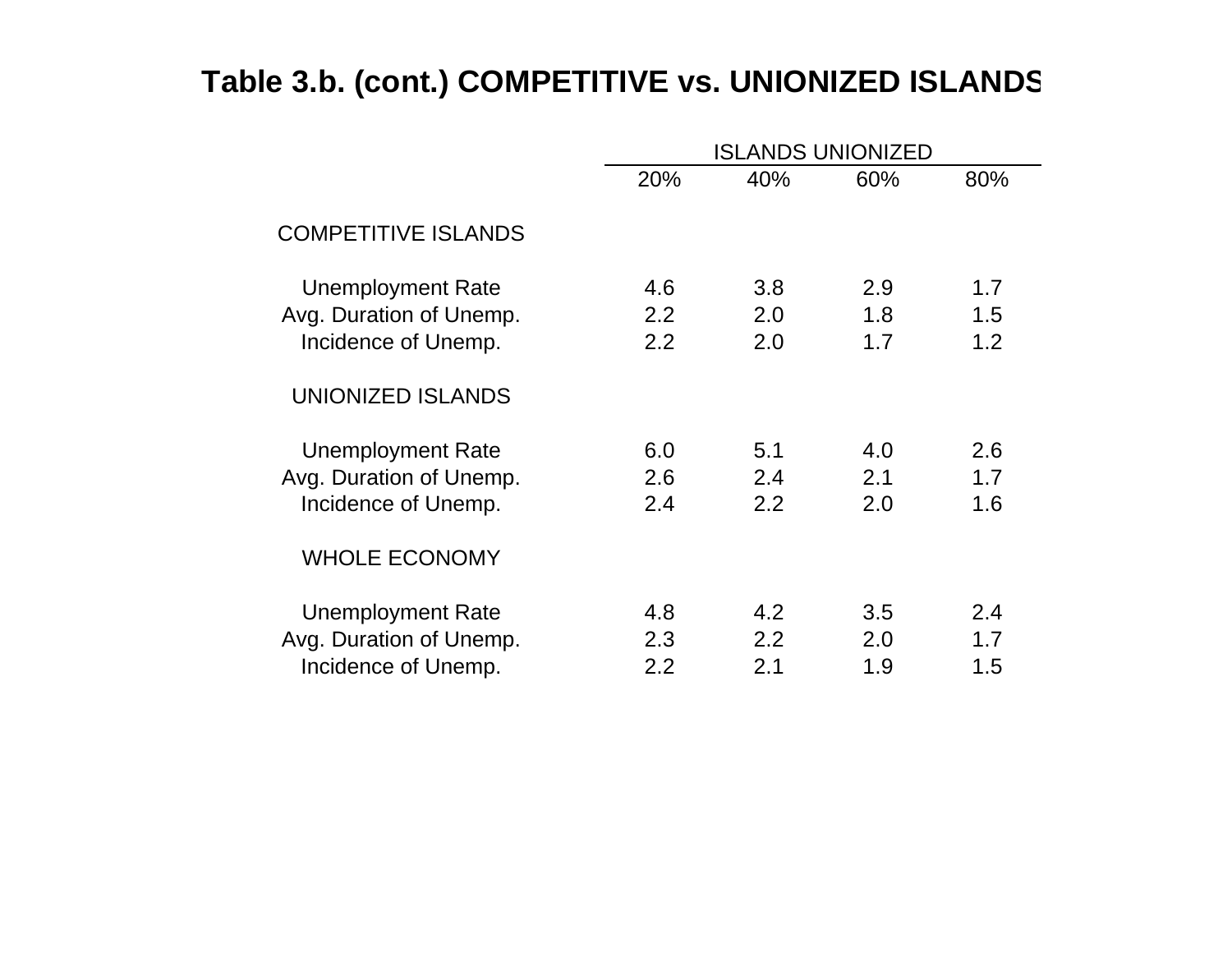## Table 3.b. (cont.) COMPETITIVE vs. UNIONIZED ISLANDS

| | ISLANDS UNIONIZED | | | |
|---|---|---|---|---|
| | 20% | 40% | 60% | 80% |
| **COMPETITIVE ISLANDS** | | | | |
| Unemployment Rate | 4.6 | 3.8 | 2.9 | 1.7 |
| Avg. Duration of Unemp. | 2.2 | 2.0 | 1.8 | 1.5 |
| Incidence of Unemp. | 2.2 | 2.0 | 1.7 | 1.2 |
| **UNIONIZED ISLANDS** | | | | |
| Unemployment Rate | 6.0 | 5.1 | 4.0 | 2.6 |
| Avg. Duration of Unemp. | 2.6 | 2.4 | 2.1 | 1.7 |
| Incidence of Unemp. | 2.4 | 2.2 | 2.0 | 1.6 |
| **WHOLE ECONOMY** | | | | |
| Unemployment Rate | 4.8 | 4.2 | 3.5 | 2.4 |
| Avg. Duration of Unemp. | 2.3 | 2.2 | 2.0 | 1.7 |
| Incidence of Unemp. | 2.2 | 2.1 | 1.9 | 1.5 |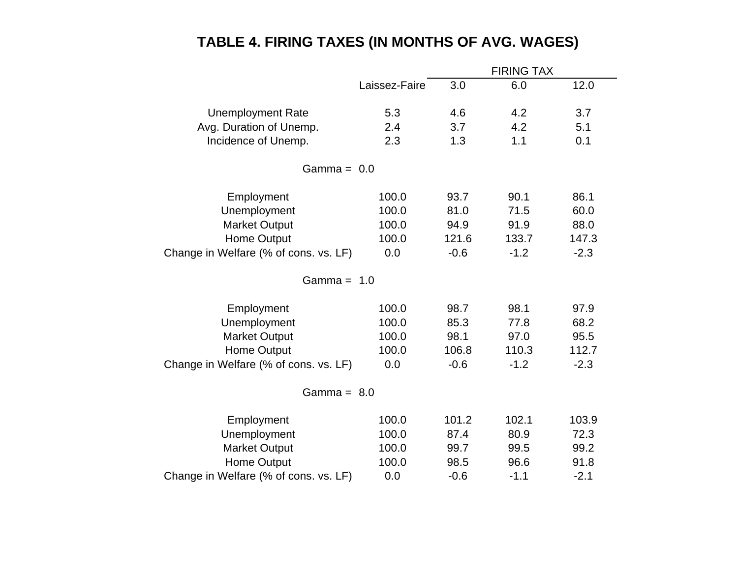# TABLE 4. FIRING TAXES (IN MONTHS OF AVG. WAGES)

| | Laissez-Faire | FIRING TAX | | |
|---|---|---|---|---|
| | | 3.0 | 6.0 | 12.0 |
| Unemployment Rate | 5.3 | 4.6 | 4.2 | 3.7 |
| Avg. Duration of Unemp. | 2.4 | 3.7 | 4.2 | 5.1 |
| Incidence of Unemp. | 2.3 | 1.3 | 1.1 | 0.1 |
| **Gamma = 0.0** | | | | |
| Employment | 100.0 | 93.7 | 90.1 | 86.1 |
| Unemployment | 100.0 | 81.0 | 71.5 | 60.0 |
| Market Output | 100.0 | 94.9 | 91.9 | 88.0 |
| Home Output | 100.0 | 121.6 | 133.7 | 147.3 |
| Change in Welfare (% of cons. vs. LF) | 0.0 | -0.6 | -1.2 | -2.3 |
| **Gamma = 1.0** | | | | |
| Employment | 100.0 | 98.7 | 98.1 | 97.9 |
| Unemployment | 100.0 | 85.3 | 77.8 | 68.2 |
| Market Output | 100.0 | 98.1 | 97.0 | 95.5 |
| Home Output | 100.0 | 106.8 | 110.3 | 112.7 |
| Change in Welfare (% of cons. vs. LF) | 0.0 | -0.6 | -1.2 | -2.3 |
| **Gamma = 8.0** | | | | |
| Employment | 100.0 | 101.2 | 102.1 | 103.9 |
| Unemployment | 100.0 | 87.4 | 80.9 | 72.3 |
| Market Output | 100.0 | 99.7 | 99.5 | 99.2 |
| Home Output | 100.0 | 98.5 | 96.6 | 91.8 |
| Change in Welfare (% of cons. vs. LF) | 0.0 | -0.6 | -1.1 | -2.1 |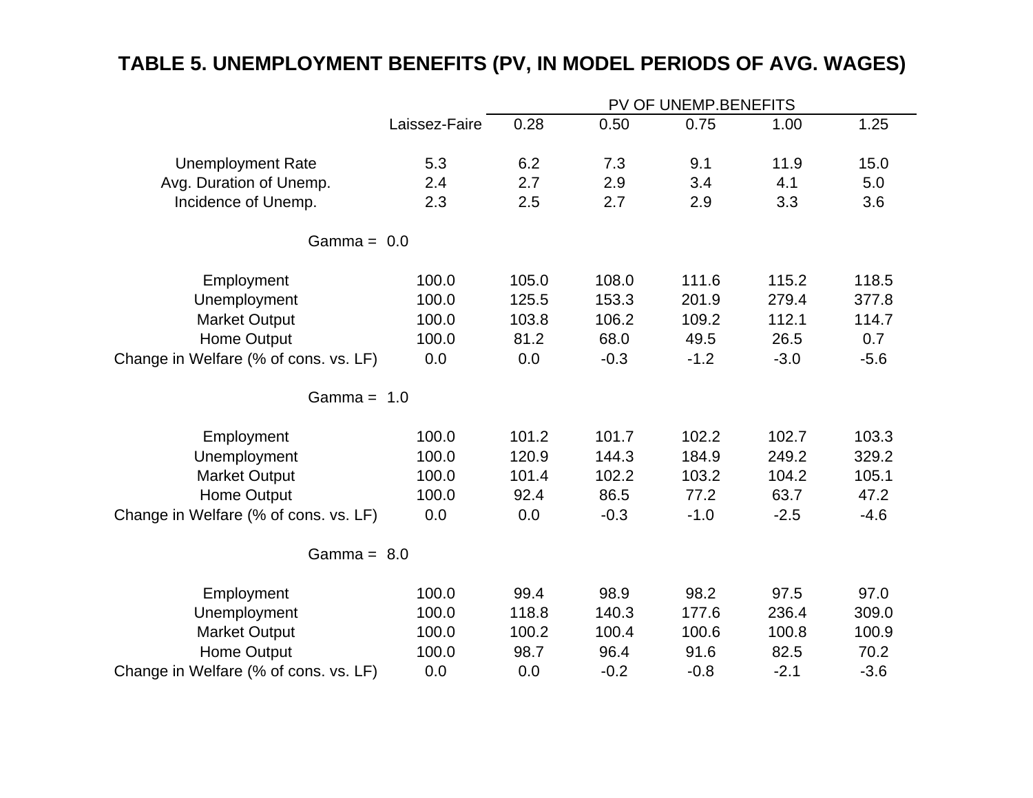# TABLE 5. UNEMPLOYMENT BENEFITS (PV, IN MODEL PERIODS OF AVG. WAGES)

| | Laissez-Faire | PV OF UNEMP.BENEFITS | | | | |
|---|---|---|---|---|---|---|
| | | 0.28 | 0.50 | 0.75 | 1.00 | 1.25 |
| Unemployment Rate | 5.3 | 6.2 | 7.3 | 9.1 | 11.9 | 15.0 |
| Avg. Duration of Unemp. | 2.4 | 2.7 | 2.9 | 3.4 | 4.1 | 5.0 |
| Incidence of Unemp. | 2.3 | 2.5 | 2.7 | 2.9 | 3.3 | 3.6 |
| Gamma = 0.0 | | | | | | |
| Employment | 100.0 | 105.0 | 108.0 | 111.6 | 115.2 | 118.5 |
| Unemployment | 100.0 | 125.5 | 153.3 | 201.9 | 279.4 | 377.8 |
| Market Output | 100.0 | 103.8 | 106.2 | 109.2 | 112.1 | 114.7 |
| Home Output | 100.0 | 81.2 | 68.0 | 49.5 | 26.5 | 0.7 |
| Change in Welfare (% of cons. vs. LF) | 0.0 | 0.0 | -0.3 | -1.2 | -3.0 | -5.6 |
| Gamma = 1.0 | | | | | | |
| Employment | 100.0 | 101.2 | 101.7 | 102.2 | 102.7 | 103.3 |
| Unemployment | 100.0 | 120.9 | 144.3 | 184.9 | 249.2 | 329.2 |
| Market Output | 100.0 | 101.4 | 102.2 | 103.2 | 104.2 | 105.1 |
| Home Output | 100.0 | 92.4 | 86.5 | 77.2 | 63.7 | 47.2 |
| Change in Welfare (% of cons. vs. LF) | 0.0 | 0.0 | -0.3 | -1.0 | -2.5 | -4.6 |
| Gamma = 8.0 | | | | | | |
| Employment | 100.0 | 99.4 | 98.9 | 98.2 | 97.5 | 97.0 |
| Unemployment | 100.0 | 118.8 | 140.3 | 177.6 | 236.4 | 309.0 |
| Market Output | 100.0 | 100.2 | 100.4 | 100.6 | 100.8 | 100.9 |
| Home Output | 100.0 | 98.7 | 96.4 | 91.6 | 82.5 | 70.2 |
| Change in Welfare (% of cons. vs. LF) | 0.0 | 0.0 | -0.2 | -0.8 | -2.1 | -3.6 |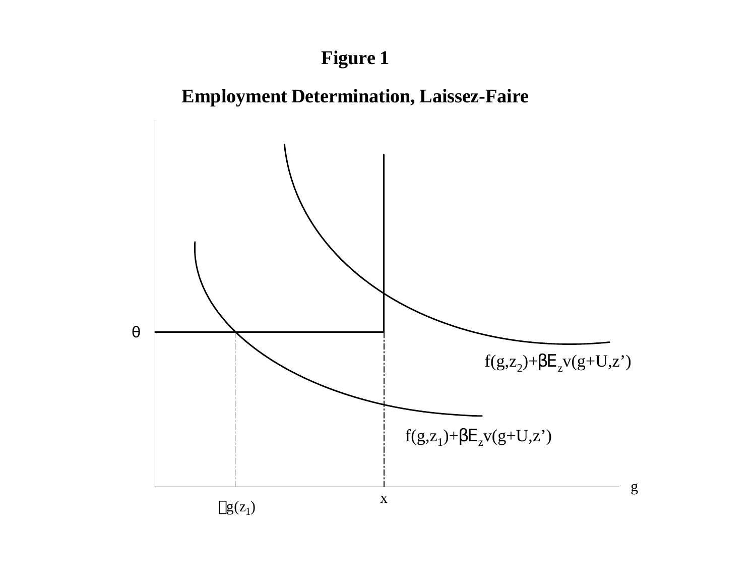# Figure 1

## Employment Determination, Laissez-Faire

$\theta$

$f(g,z_2)+\beta E_z v(g+U,z')$

$f(g,z_1)+\beta E_z v(g+U,z')$

$g$

$x$

$g(z_1)$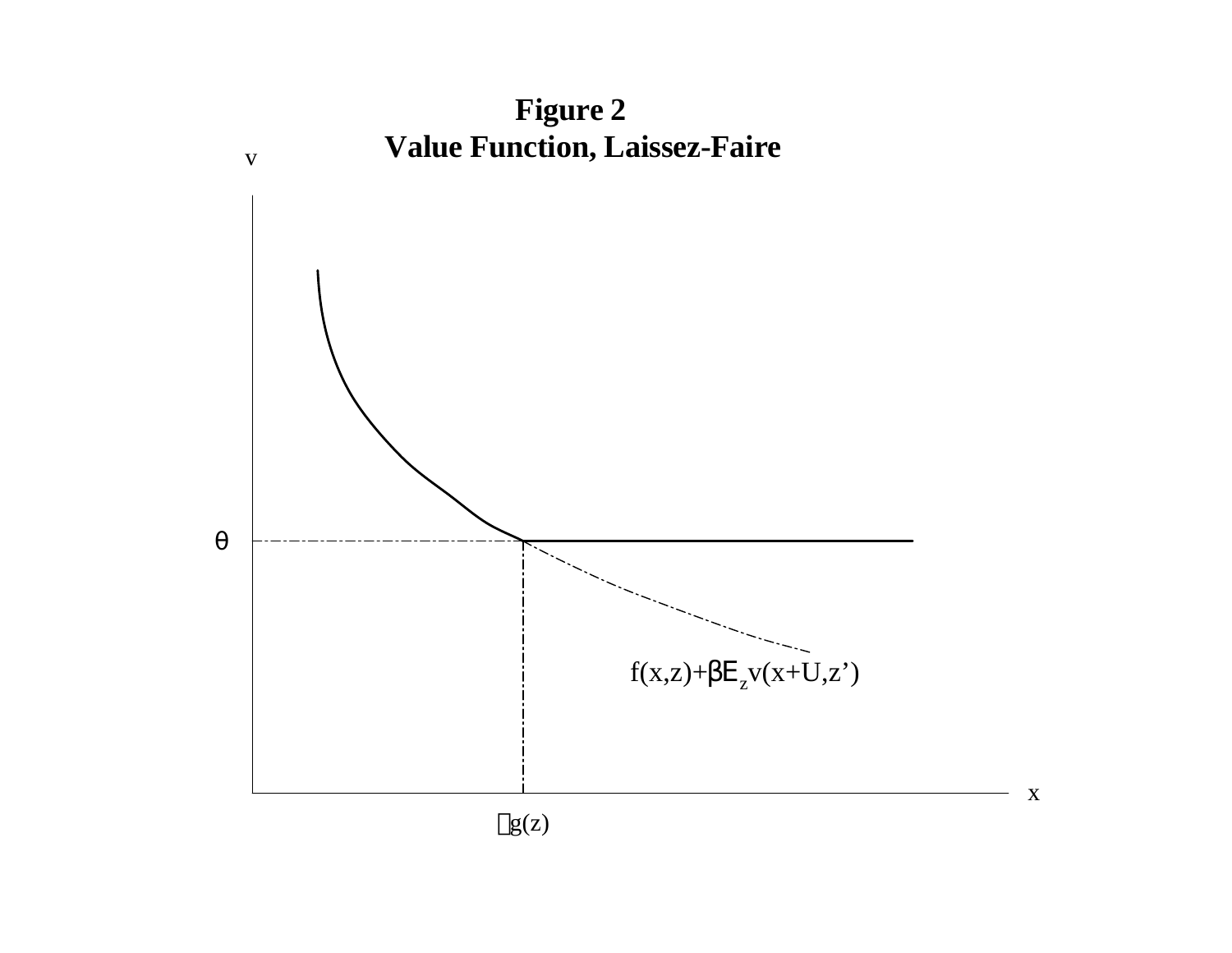**Figure 2**

**Value Function, Laissez-Faire**

v

θ

$f(x,z)+\beta E_z v(x+U,z')$

x

$g(z)$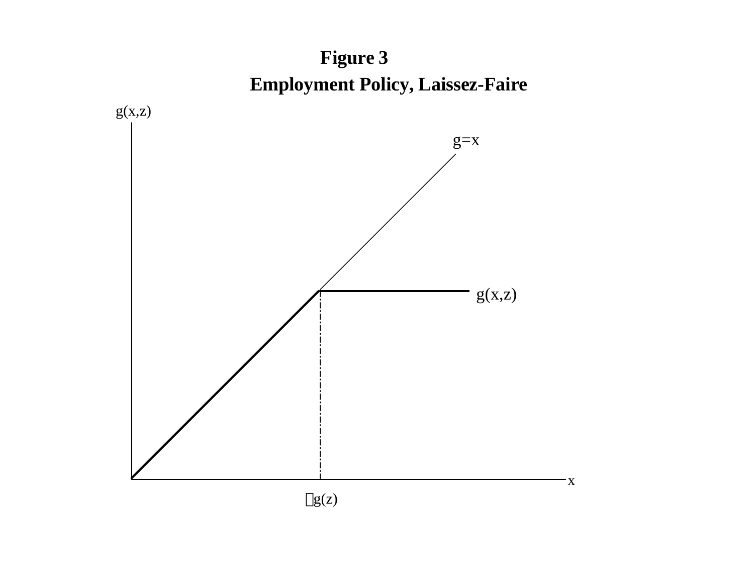# Figure 3

## Employment Policy, Laissez-Faire

g(x,z)

g=x

g(x,z)

x

$\bar{g}(z)$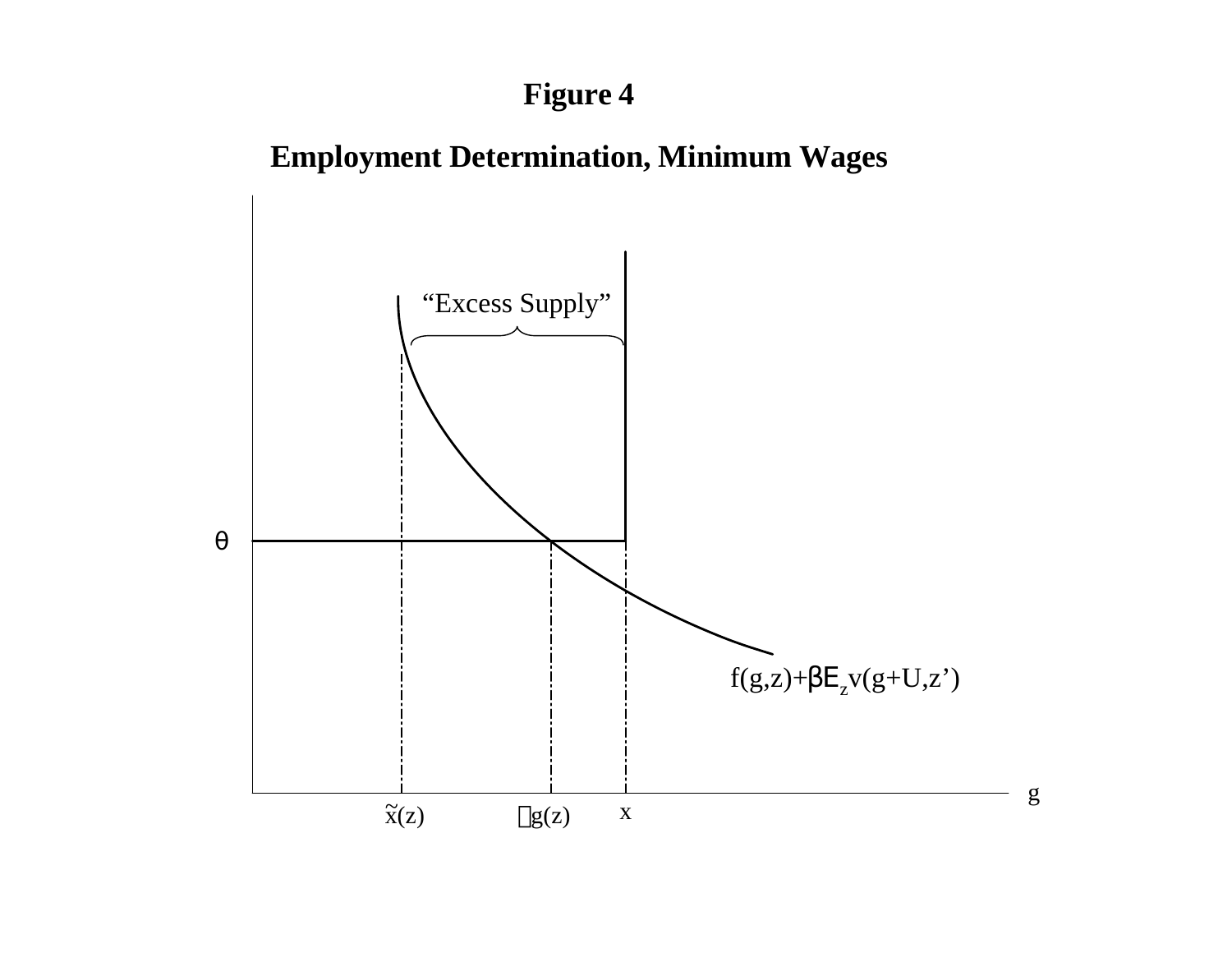**Figure 4**

**Employment Determination, Minimum Wages**

“Excess Supply”

$\theta$

$f(g,z)+\beta E_z v(g+U,z')$

$g$

$\tilde{x}(z)$ $\bar{g}(z)$ $x$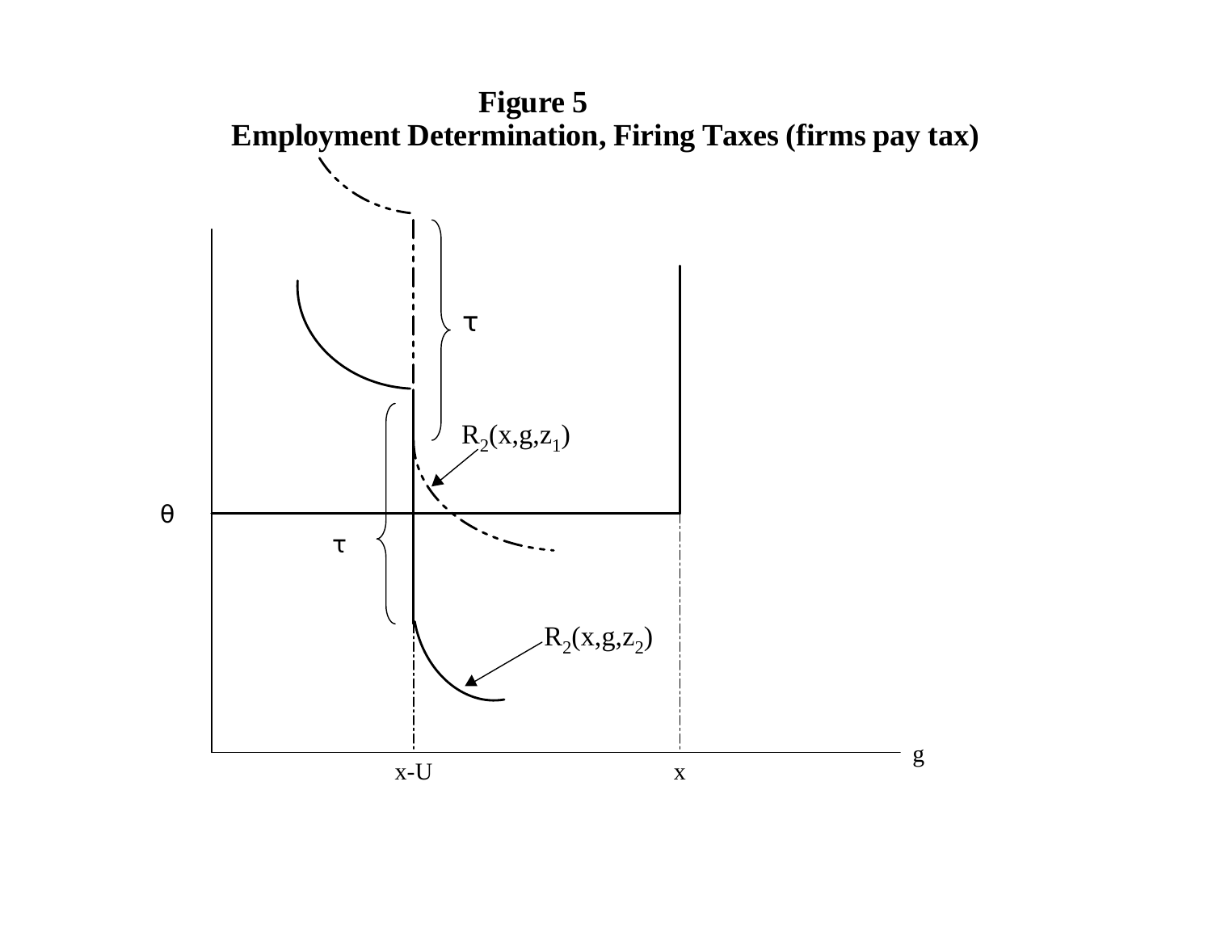**Figure 5**
**Employment Determination, Firing Taxes (firms pay tax)**

$\tau$

$R_2(x,g,z_1)$

$\theta$

$\tau$

$R_2(x,g,z_2)$

g

x-U

x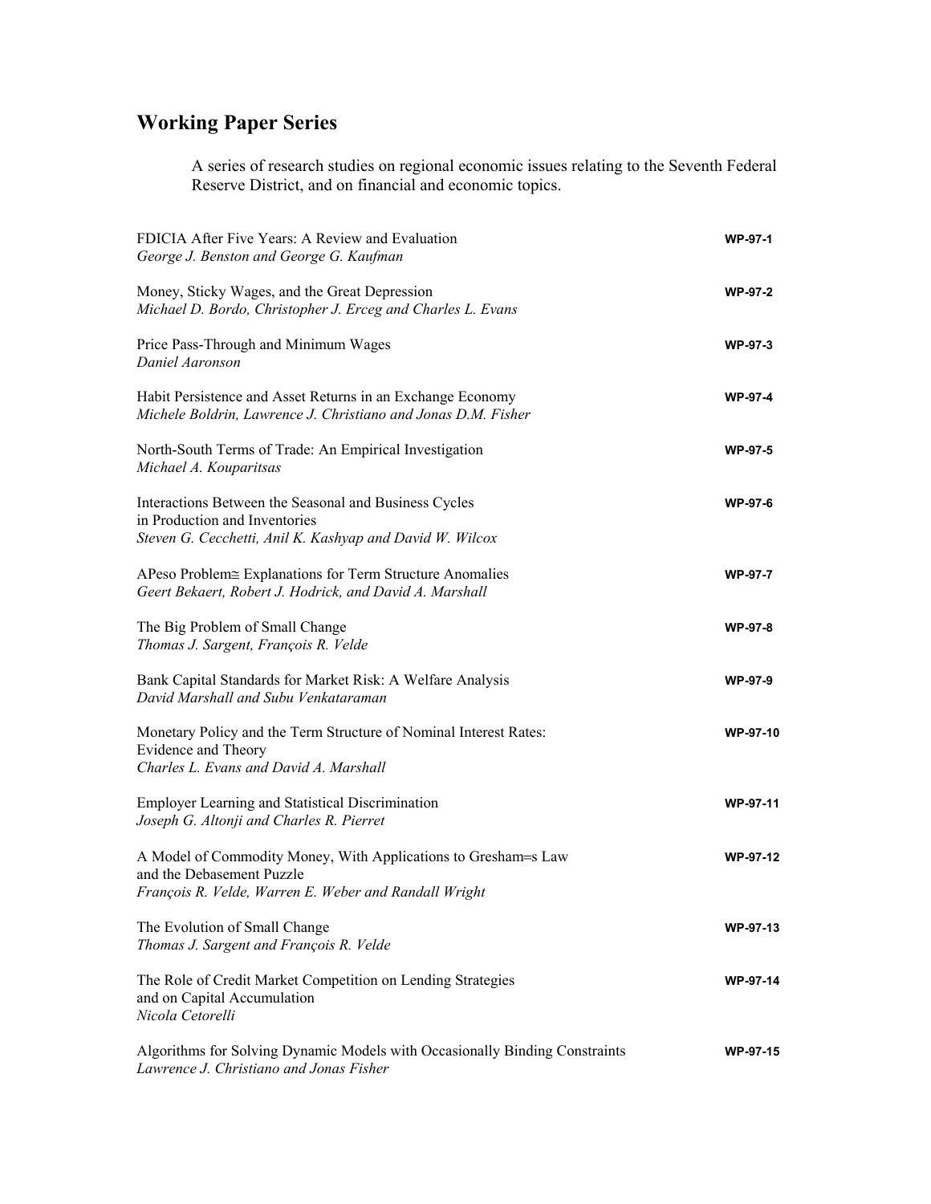## Working Paper Series

A series of research studies on regional economic issues relating to the Seventh Federal Reserve District, and on financial and economic topics.

| | |
|---|---|
| FDICIA After Five Years: A Review and Evaluation<br>*George J. Benston and George G. Kaufman* | **WP-97-1** |
| Money, Sticky Wages, and the Great Depression<br>*Michael D. Bordo, Christopher J. Erceg and Charles L. Evans* | **WP-97-2** |
| Price Pass-Through and Minimum Wages<br>*Daniel Aaronson* | **WP-97-3** |
| Habit Persistence and Asset Returns in an Exchange Economy<br>*Michele Boldrin, Lawrence J. Christiano and Jonas D.M. Fisher* | **WP-97-4** |
| North-South Terms of Trade: An Empirical Investigation<br>*Michael A. Kouparitsas* | **WP-97-5** |
| Interactions Between the Seasonal and Business Cycles in Production and Inventories<br>*Steven G. Cecchetti, Anil K. Kashyap and David W. Wilcox* | **WP-97-6** |
| APeso Problem≅ Explanations for Term Structure Anomalies<br>*Geert Bekaert, Robert J. Hodrick, and David A. Marshall* | **WP-97-7** |
| The Big Problem of Small Change<br>*Thomas J. Sargent, François R. Velde* | **WP-97-8** |
| Bank Capital Standards for Market Risk: A Welfare Analysis<br>*David Marshall and Subu Venkataraman* | **WP-97-9** |
| Monetary Policy and the Term Structure of Nominal Interest Rates: Evidence and Theory<br>*Charles L. Evans and David A. Marshall* | **WP-97-10** |
| Employer Learning and Statistical Discrimination<br>*Joseph G. Altonji and Charles R. Pierret* | **WP-97-11** |
| A Model of Commodity Money, With Applications to Gresham=s Law and the Debasement Puzzle<br>*François R. Velde, Warren E. Weber and Randall Wright* | **WP-97-12** |
| The Evolution of Small Change<br>*Thomas J. Sargent and François R. Velde* | **WP-97-13** |
| The Role of Credit Market Competition on Lending Strategies and on Capital Accumulation<br>*Nicola Cetorelli* | **WP-97-14** |
| Algorithms for Solving Dynamic Models with Occasionally Binding Constraints<br>*Lawrence J. Christiano and Jonas Fisher* | **WP-97-15** |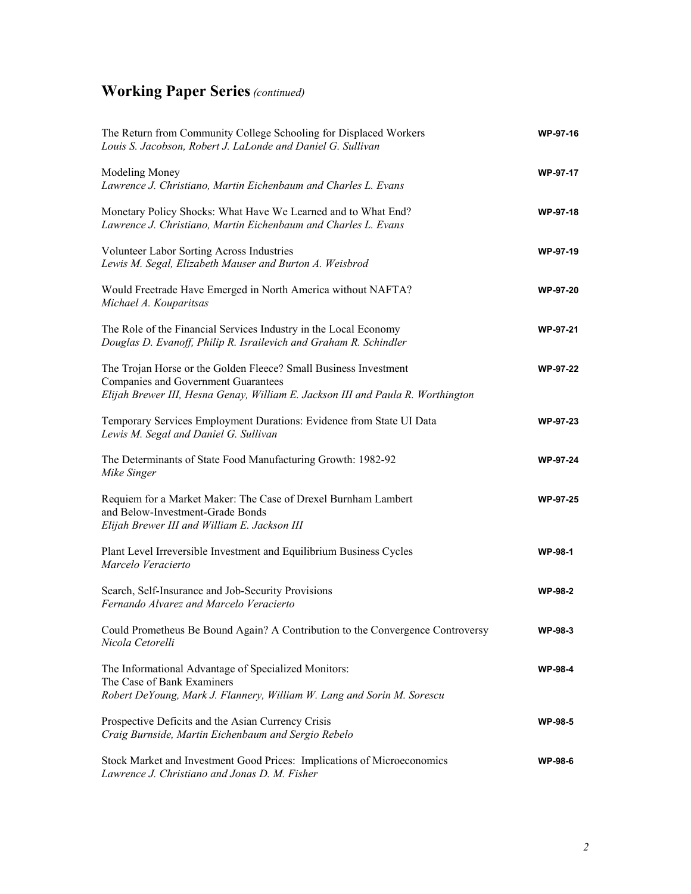## **Working Paper Series** *(continued)*

The Return from Community College Schooling for Displaced Workers **WP-97-16**
*Louis S. Jacobson, Robert J. LaLonde and Daniel G. Sullivan*

Modeling Money **WP-97-17**
*Lawrence J. Christiano, Martin Eichenbaum and Charles L. Evans*

Monetary Policy Shocks: What Have We Learned and to What End? **WP-97-18**
*Lawrence J. Christiano, Martin Eichenbaum and Charles L. Evans*

Volunteer Labor Sorting Across Industries **WP-97-19**
*Lewis M. Segal, Elizabeth Mauser and Burton A. Weisbrod*

Would Freetrade Have Emerged in North America without NAFTA? **WP-97-20**
*Michael A. Kouparitsas*

The Role of the Financial Services Industry in the Local Economy **WP-97-21**
*Douglas D. Evanoff, Philip R. Israilevich and Graham R. Schindler*

The Trojan Horse or the Golden Fleece? Small Business Investment Companies and Government Guarantees **WP-97-22**
*Elijah Brewer III, Hesna Genay, William E. Jackson III and Paula R. Worthington*

Temporary Services Employment Durations: Evidence from State UI Data **WP-97-23**
*Lewis M. Segal and Daniel G. Sullivan*

The Determinants of State Food Manufacturing Growth: 1982-92 **WP-97-24**
*Mike Singer*

Requiem for a Market Maker: The Case of Drexel Burnham Lambert and Below-Investment-Grade Bonds **WP-97-25**
*Elijah Brewer III and William E. Jackson III*

Plant Level Irreversible Investment and Equilibrium Business Cycles **WP-98-1**
*Marcelo Veracierto*

Search, Self-Insurance and Job-Security Provisions **WP-98-2**
*Fernando Alvarez and Marcelo Veracierto*

Could Prometheus Be Bound Again? A Contribution to the Convergence Controversy **WP-98-3**
*Nicola Cetorelli*

The Informational Advantage of Specialized Monitors: The Case of Bank Examiners **WP-98-4**
*Robert DeYoung, Mark J. Flannery, William W. Lang and Sorin M. Sorescu*

Prospective Deficits and the Asian Currency Crisis **WP-98-5**
*Craig Burnside, Martin Eichenbaum and Sergio Rebelo*

Stock Market and Investment Good Prices: Implications of Microeconomics **WP-98-6**
*Lawrence J. Christiano and Jonas D. M. Fisher*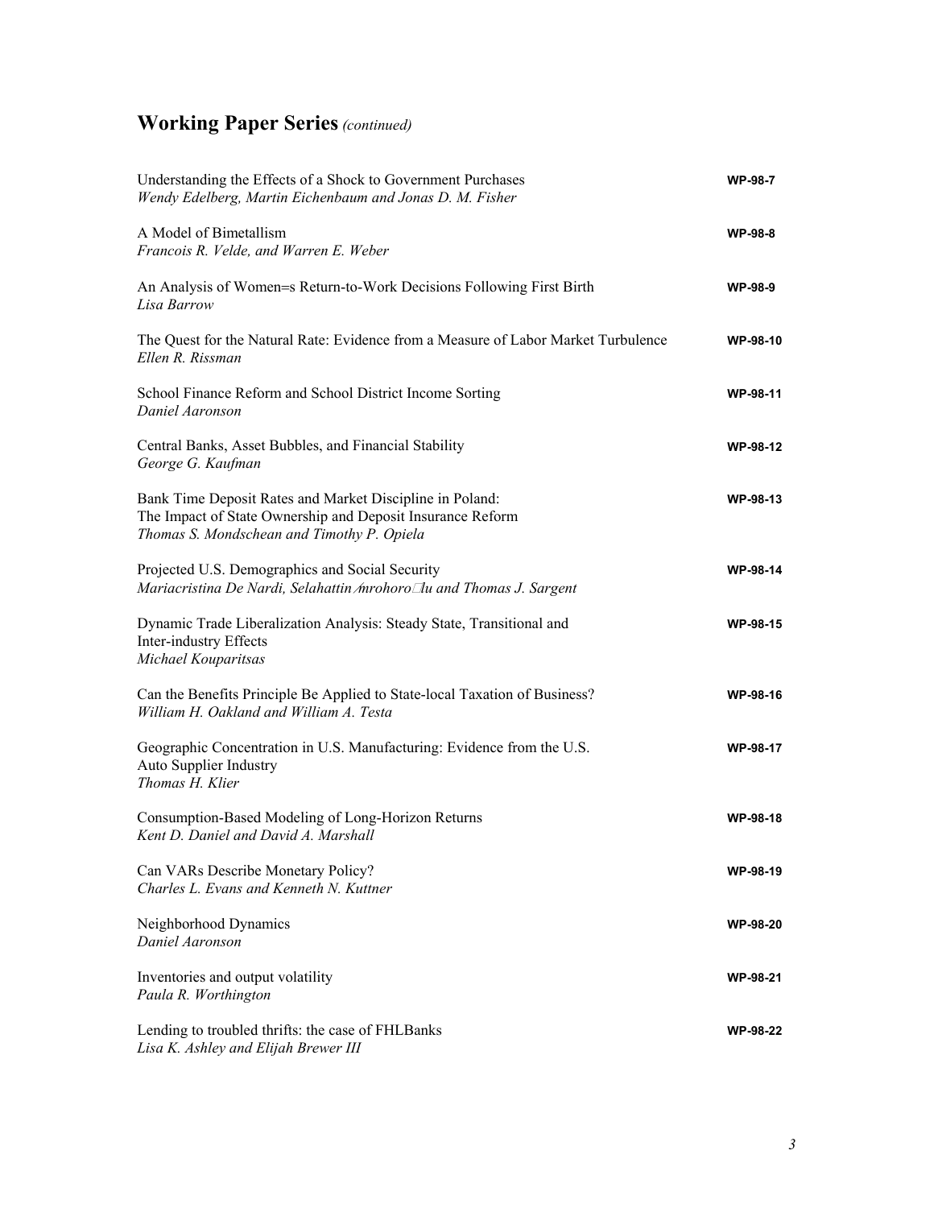## Working Paper Series *(continued)*

Understanding the Effects of a Shock to Government Purchases
*Wendy Edelberg, Martin Eichenbaum and Jonas D. M. Fisher* — **WP-98-7**

A Model of Bimetallism
*Francois R. Velde, and Warren E. Weber* — **WP-98-8**

An Analysis of Women=s Return-to-Work Decisions Following First Birth
*Lisa Barrow* — **WP-98-9**

The Quest for the Natural Rate: Evidence from a Measure of Labor Market Turbulence
*Ellen R. Rissman* — **WP-98-10**

School Finance Reform and School District Income Sorting
*Daniel Aaronson* — **WP-98-11**

Central Banks, Asset Bubbles, and Financial Stability
*George G. Kaufman* — **WP-98-12**

Bank Time Deposit Rates and Market Discipline in Poland:
The Impact of State Ownership and Deposit Insurance Reform
*Thomas S. Mondschean and Timothy P. Opiela* — **WP-98-13**

Projected U.S. Demographics and Social Security
*Mariacristina De Nardi, Selahattin İmrohoroğlu and Thomas J. Sargent* — **WP-98-14**

Dynamic Trade Liberalization Analysis: Steady State, Transitional and
Inter-industry Effects
*Michael Kouparitsas* — **WP-98-15**

Can the Benefits Principle Be Applied to State-local Taxation of Business?
*William H. Oakland and William A. Testa* — **WP-98-16**

Geographic Concentration in U.S. Manufacturing: Evidence from the U.S.
Auto Supplier Industry
*Thomas H. Klier* — **WP-98-17**

Consumption-Based Modeling of Long-Horizon Returns
*Kent D. Daniel and David A. Marshall* — **WP-98-18**

Can VARs Describe Monetary Policy?
*Charles L. Evans and Kenneth N. Kuttner* — **WP-98-19**

Neighborhood Dynamics
*Daniel Aaronson* — **WP-98-20**

Inventories and output volatility
*Paula R. Worthington* — **WP-98-21**

Lending to troubled thrifts: the case of FHLBanks
*Lisa K. Ashley and Elijah Brewer III* — **WP-98-22**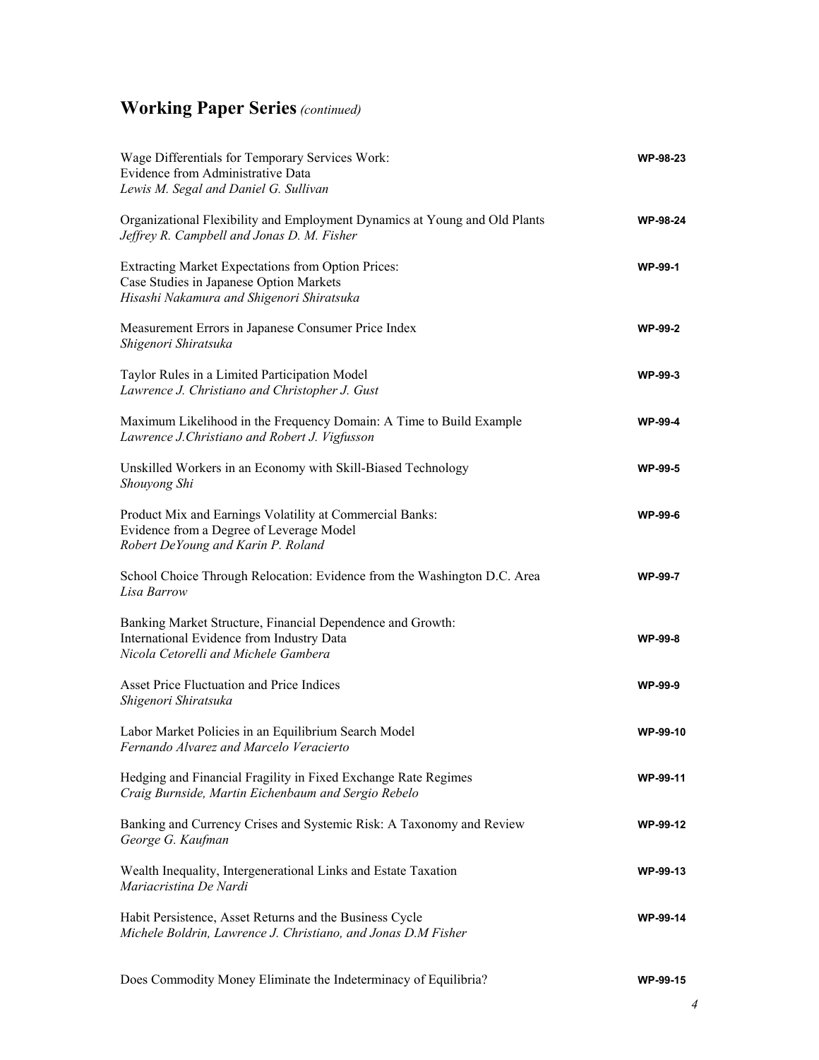## **Working Paper Series** *(continued)*

| | |
|---|---|
| Wage Differentials for Temporary Services Work: Evidence from Administrative Data<br>*Lewis M. Segal and Daniel G. Sullivan* | **WP-98-23** |
| Organizational Flexibility and Employment Dynamics at Young and Old Plants<br>*Jeffrey R. Campbell and Jonas D. M. Fisher* | **WP-98-24** |
| Extracting Market Expectations from Option Prices: Case Studies in Japanese Option Markets<br>*Hisashi Nakamura and Shigenori Shiratsuka* | **WP-99-1** |
| Measurement Errors in Japanese Consumer Price Index<br>*Shigenori Shiratsuka* | **WP-99-2** |
| Taylor Rules in a Limited Participation Model<br>*Lawrence J. Christiano and Christopher J. Gust* | **WP-99-3** |
| Maximum Likelihood in the Frequency Domain: A Time to Build Example<br>*Lawrence J.Christiano and Robert J. Vigfusson* | **WP-99-4** |
| Unskilled Workers in an Economy with Skill-Biased Technology<br>*Shouyong Shi* | **WP-99-5** |
| Product Mix and Earnings Volatility at Commercial Banks: Evidence from a Degree of Leverage Model<br>*Robert DeYoung and Karin P. Roland* | **WP-99-6** |
| School Choice Through Relocation: Evidence from the Washington D.C. Area<br>*Lisa Barrow* | **WP-99-7** |
| Banking Market Structure, Financial Dependence and Growth: International Evidence from Industry Data<br>*Nicola Cetorelli and Michele Gambera* | **WP-99-8** |
| Asset Price Fluctuation and Price Indices<br>*Shigenori Shiratsuka* | **WP-99-9** |
| Labor Market Policies in an Equilibrium Search Model<br>*Fernando Alvarez and Marcelo Veracierto* | **WP-99-10** |
| Hedging and Financial Fragility in Fixed Exchange Rate Regimes<br>*Craig Burnside, Martin Eichenbaum and Sergio Rebelo* | **WP-99-11** |
| Banking and Currency Crises and Systemic Risk: A Taxonomy and Review<br>*George G. Kaufman* | **WP-99-12** |
| Wealth Inequality, Intergenerational Links and Estate Taxation<br>*Mariacristina De Nardi* | **WP-99-13** |
| Habit Persistence, Asset Returns and the Business Cycle<br>*Michele Boldrin, Lawrence J. Christiano, and Jonas D.M Fisher* | **WP-99-14** |
| Does Commodity Money Eliminate the Indeterminacy of Equilibria? | **WP-99-15** |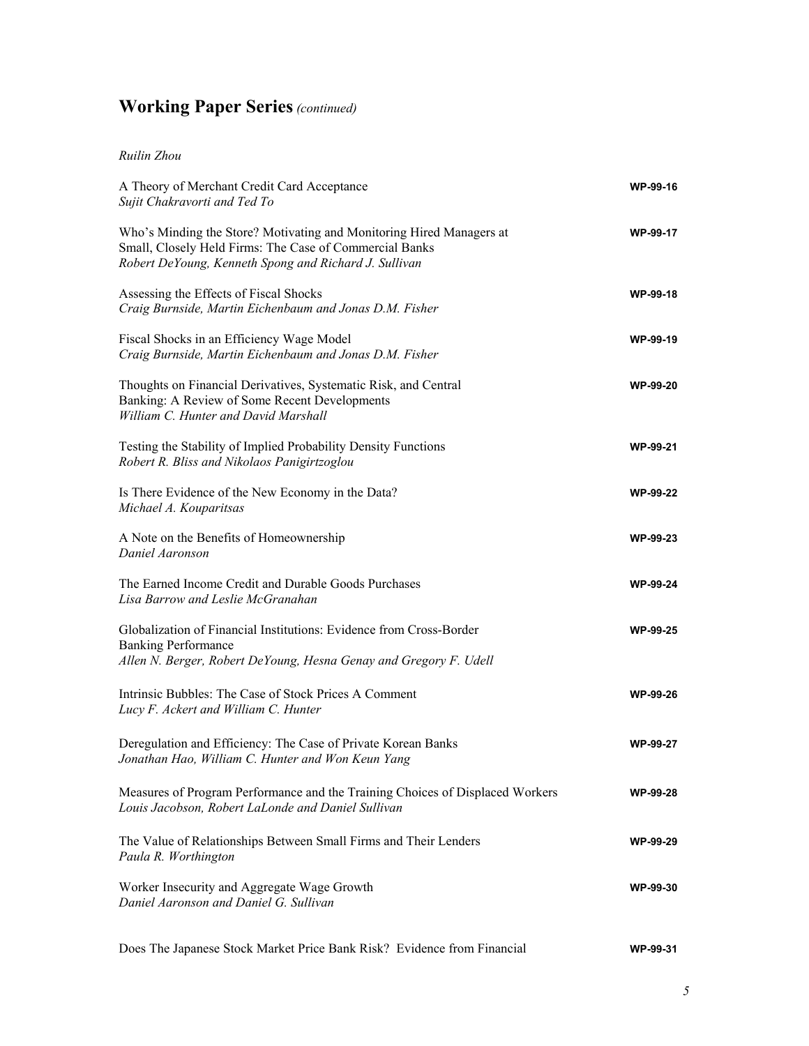# Working Paper Series *(continued)*

*Ruilin Zhou*

| | |
|---|---|
| A Theory of Merchant Credit Card Acceptance<br>*Sujit Chakravorti and Ted To* | WP-99-16 |
| Who's Minding the Store? Motivating and Monitoring Hired Managers at Small, Closely Held Firms: The Case of Commercial Banks<br>*Robert DeYoung, Kenneth Spong and Richard J. Sullivan* | WP-99-17 |
| Assessing the Effects of Fiscal Shocks<br>*Craig Burnside, Martin Eichenbaum and Jonas D.M. Fisher* | WP-99-18 |
| Fiscal Shocks in an Efficiency Wage Model<br>*Craig Burnside, Martin Eichenbaum and Jonas D.M. Fisher* | WP-99-19 |
| Thoughts on Financial Derivatives, Systematic Risk, and Central Banking: A Review of Some Recent Developments<br>*William C. Hunter and David Marshall* | WP-99-20 |
| Testing the Stability of Implied Probability Density Functions<br>*Robert R. Bliss and Nikolaos Panigirtzoglou* | WP-99-21 |
| Is There Evidence of the New Economy in the Data?<br>*Michael A. Kouparitsas* | WP-99-22 |
| A Note on the Benefits of Homeownership<br>*Daniel Aaronson* | WP-99-23 |
| The Earned Income Credit and Durable Goods Purchases<br>*Lisa Barrow and Leslie McGranahan* | WP-99-24 |
| Globalization of Financial Institutions: Evidence from Cross-Border Banking Performance<br>*Allen N. Berger, Robert DeYoung, Hesna Genay and Gregory F. Udell* | WP-99-25 |
| Intrinsic Bubbles: The Case of Stock Prices A Comment<br>*Lucy F. Ackert and William C. Hunter* | WP-99-26 |
| Deregulation and Efficiency: The Case of Private Korean Banks<br>*Jonathan Hao, William C. Hunter and Won Keun Yang* | WP-99-27 |
| Measures of Program Performance and the Training Choices of Displaced Workers<br>*Louis Jacobson, Robert LaLonde and Daniel Sullivan* | WP-99-28 |
| The Value of Relationships Between Small Firms and Their Lenders<br>*Paula R. Worthington* | WP-99-29 |
| Worker Insecurity and Aggregate Wage Growth<br>*Daniel Aaronson and Daniel G. Sullivan* | WP-99-30 |
| Does The Japanese Stock Market Price Bank Risk? Evidence from Financial | WP-99-31 |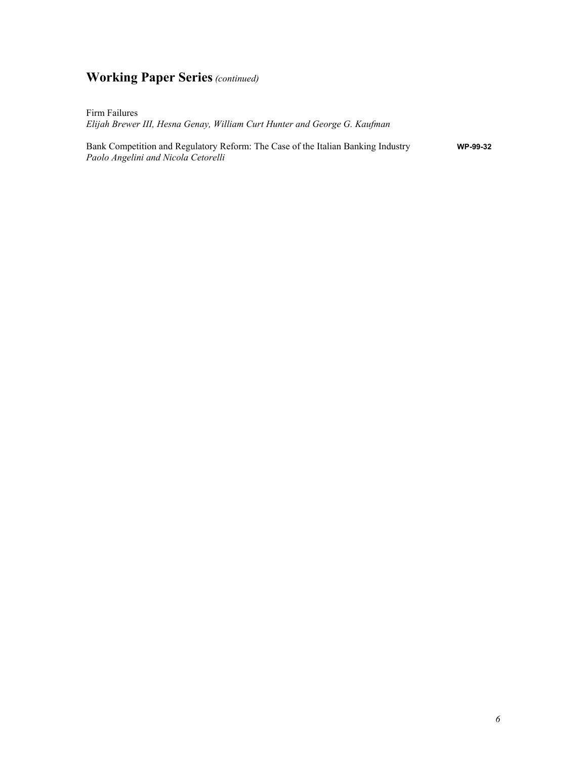## Working Paper Series *(continued)*

Firm Failures
*Elijah Brewer III, Hesna Genay, William Curt Hunter and George G. Kaufman*

Bank Competition and Regulatory Reform: The Case of the Italian Banking Industry **WP-99-32**
*Paolo Angelini and Nicola Cetorelli*